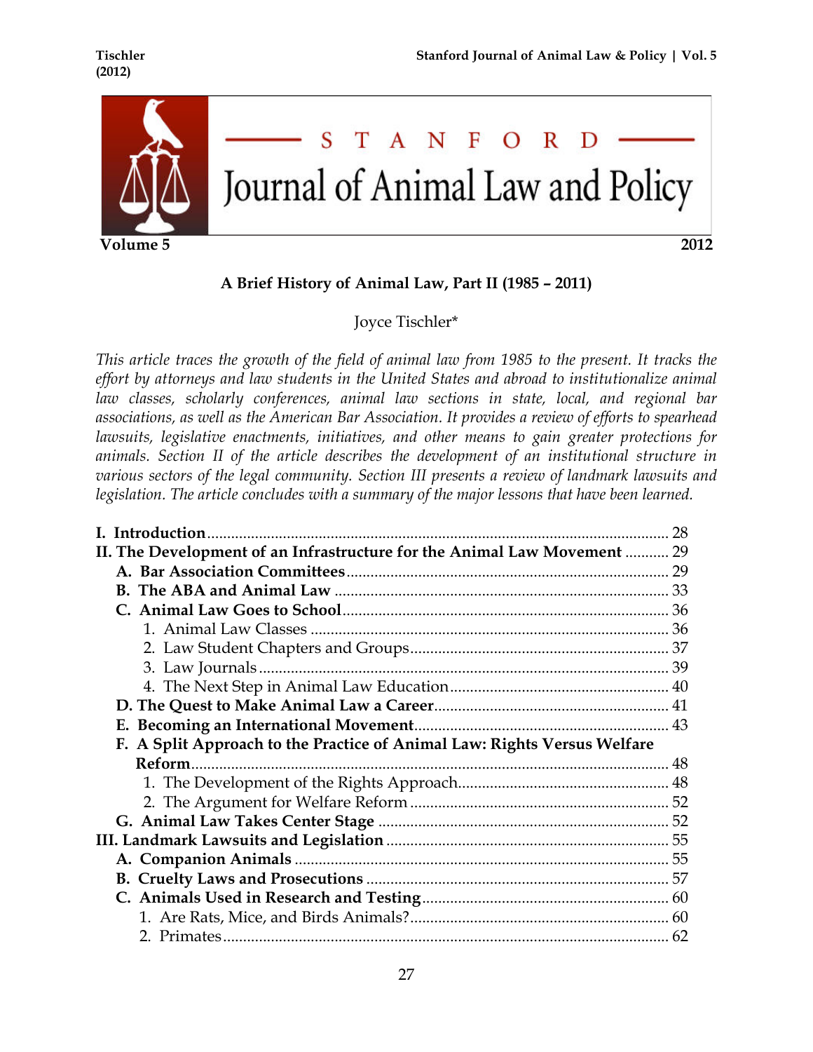# A Brief History of Animal Law, Part II (1985 – 2011)

Joyce Tischler*

*This article traces the growth of the field of animal law from 1985 to the present. It tracks the effort by attorneys and law students in the United States and abroad to institutionalize animal law classes, scholarly conferences, animal law sections in state, local, and regional bar associations, as well as the American Bar Association. It provides a review of efforts to spearhead lawsuits, legislative enactments, initiatives, and other means to gain greater protections for animals. Section II of the article describes the development of an institutional structure in various sectors of the legal community. Section III presents a review of landmark lawsuits and legislation. The article concludes with a summary of the major lessons that have been learned.*

**I. Introduction** .......... 28
**II. The Development of an Infrastructure for the Animal Law Movement** .......... 29
- **A. Bar Association Committees** .......... 29
- **B. The ABA and Animal Law** .......... 33
- **C. Animal Law Goes to School** .......... 36
  1. Animal Law Classes .......... 36
  2. Law Student Chapters and Groups .......... 37
  3. Law Journals .......... 39
  4. The Next Step in Animal Law Education .......... 40
- **D. The Quest to Make Animal Law a Career** .......... 41
- **E. Becoming an International Movement** .......... 43
- **F. A Split Approach to the Practice of Animal Law: Rights Versus Welfare Reform** .......... 48
  1. The Development of the Rights Approach .......... 48
  2. The Argument for Welfare Reform .......... 52
- **G. Animal Law Takes Center Stage** .......... 52

**III. Landmark Lawsuits and Legislation** .......... 55
- **A. Companion Animals** .......... 55
- **B. Cruelty Laws and Prosecutions** .......... 57
- **C. Animals Used in Research and Testing** .......... 60
  1. Are Rats, Mice, and Birds Animals? .......... 60
  2. Primates .......... 62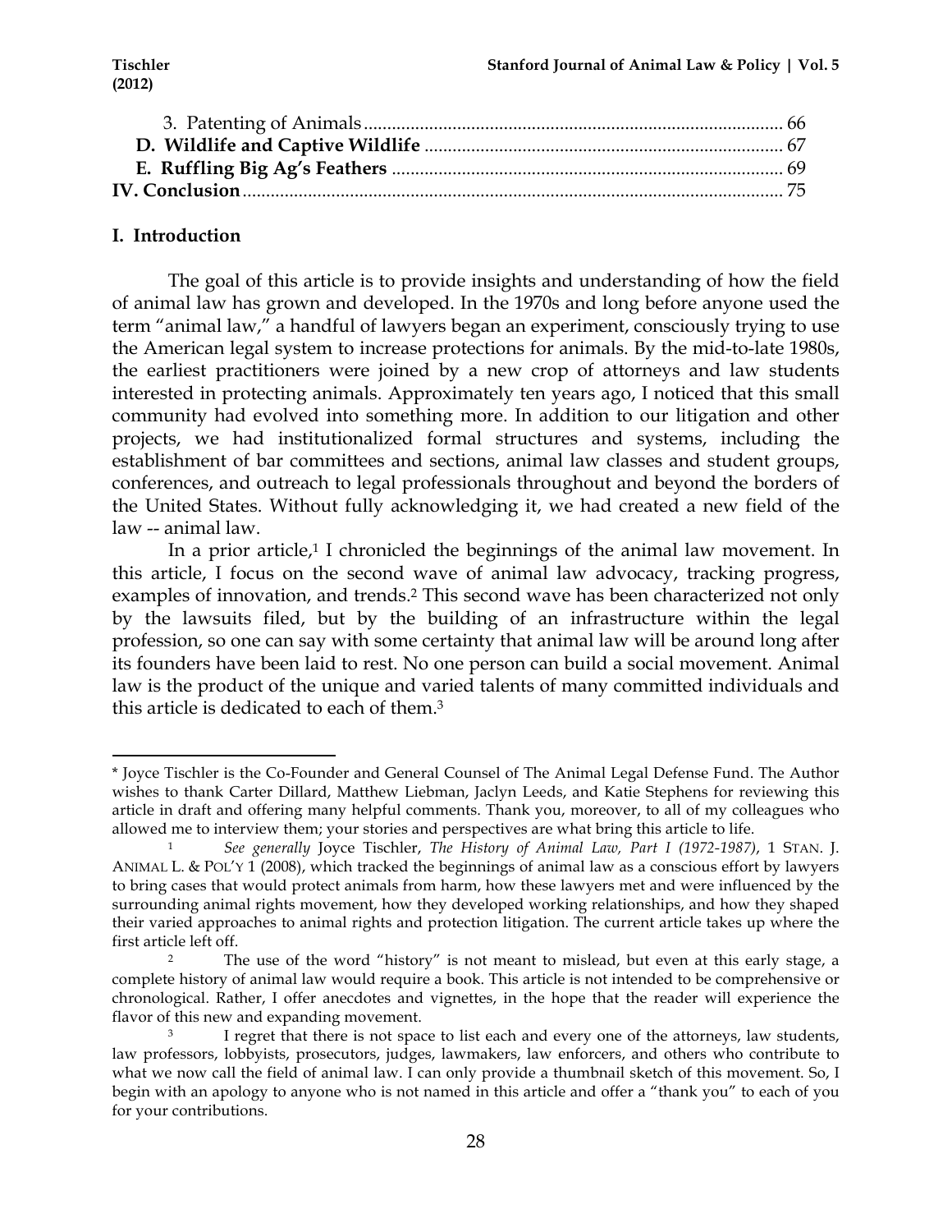3. Patenting of Animals ........................................................................................ 66
**D. Wildlife and Captive Wildlife** ........................................................................... 67
**E. Ruffling Big Ag's Feathers** .................................................................................. 69
**IV. Conclusion** ................................................................................................................ 75

## I. Introduction

The goal of this article is to provide insights and understanding of how the field of animal law has grown and developed. In the 1970s and long before anyone used the term "animal law," a handful of lawyers began an experiment, consciously trying to use the American legal system to increase protections for animals. By the mid-to-late 1980s, the earliest practitioners were joined by a new crop of attorneys and law students interested in protecting animals. Approximately ten years ago, I noticed that this small community had evolved into something more. In addition to our litigation and other projects, we had institutionalized formal structures and systems, including the establishment of bar committees and sections, animal law classes and student groups, conferences, and outreach to legal professionals throughout and beyond the borders of the United States. Without fully acknowledging it, we had created a new field of the law -- animal law.

In a prior article,[1] I chronicled the beginnings of the animal law movement. In this article, I focus on the second wave of animal law advocacy, tracking progress, examples of innovation, and trends.[2] This second wave has been characterized not only by the lawsuits filed, but by the building of an infrastructure within the legal profession, so one can say with some certainty that animal law will be around long after its founders have been laid to rest. No one person can build a social movement. Animal law is the product of the unique and varied talents of many committed individuals and this article is dedicated to each of them.[3]

---

\* Joyce Tischler is the Co-Founder and General Counsel of The Animal Legal Defense Fund. The Author wishes to thank Carter Dillard, Matthew Liebman, Jaclyn Leeds, and Katie Stephens for reviewing this article in draft and offering many helpful comments. Thank you, moreover, to all of my colleagues who allowed me to interview them; your stories and perspectives are what bring this article to life.

[1] *See generally* Joyce Tischler, *The History of Animal Law, Part I (1972-1987)*, 1 STAN. J. ANIMAL L. & POL'Y 1 (2008), which tracked the beginnings of animal law as a conscious effort by lawyers to bring cases that would protect animals from harm, how these lawyers met and were influenced by the surrounding animal rights movement, how they developed working relationships, and how they shaped their varied approaches to animal rights and protection litigation. The current article takes up where the first article left off.

[2] The use of the word "history" is not meant to mislead, but even at this early stage, a complete history of animal law would require a book. This article is not intended to be comprehensive or chronological. Rather, I offer anecdotes and vignettes, in the hope that the reader will experience the flavor of this new and expanding movement.

[3] I regret that there is not space to list each and every one of the attorneys, law students, law professors, lobbyists, prosecutors, judges, lawmakers, law enforcers, and others who contribute to what we now call the field of animal law. I can only provide a thumbnail sketch of this movement. So, I begin with an apology to anyone who is not named in this article and offer a "thank you" to each of you for your contributions.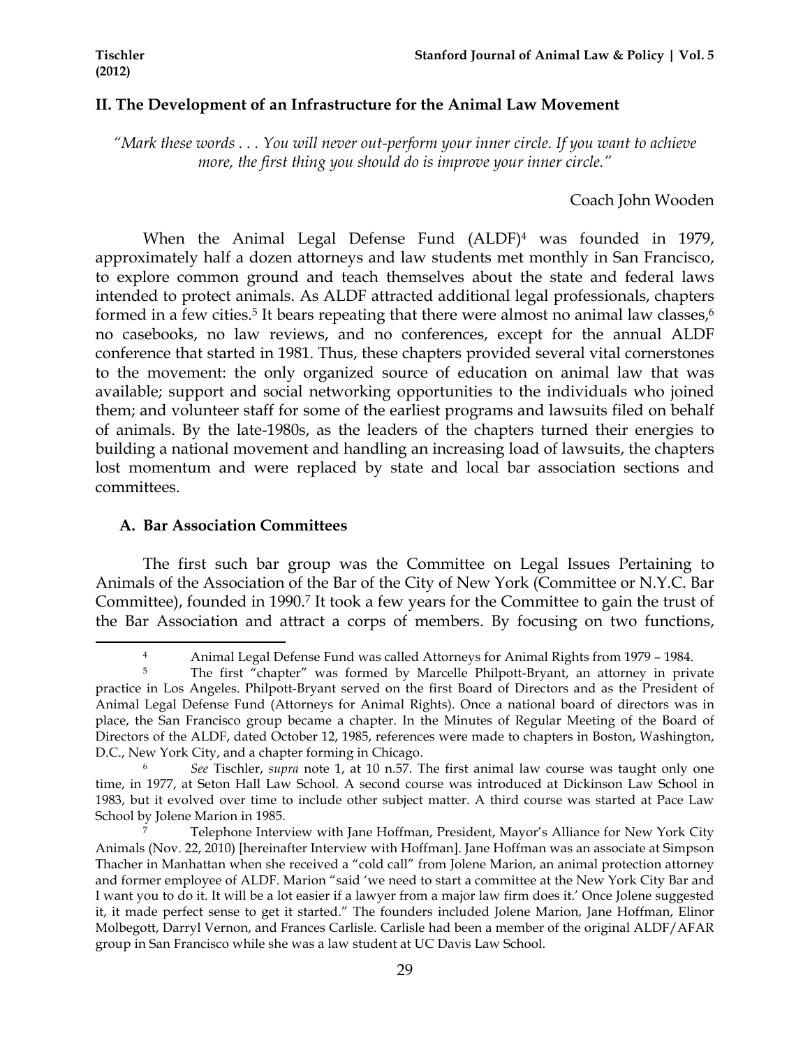## II. The Development of an Infrastructure for the Animal Law Movement

*"Mark these words . . . You will never out-perform your inner circle. If you want to achieve more, the first thing you should do is improve your inner circle."*

Coach John Wooden

When the Animal Legal Defense Fund (ALDF)[4] was founded in 1979, approximately half a dozen attorneys and law students met monthly in San Francisco, to explore common ground and teach themselves about the state and federal laws intended to protect animals. As ALDF attracted additional legal professionals, chapters formed in a few cities.[5] It bears repeating that there were almost no animal law classes,[6] no casebooks, no law reviews, and no conferences, except for the annual ALDF conference that started in 1981. Thus, these chapters provided several vital cornerstones to the movement: the only organized source of education on animal law that was available; support and social networking opportunities to the individuals who joined them; and volunteer staff for some of the earliest programs and lawsuits filed on behalf of animals. By the late-1980s, as the leaders of the chapters turned their energies to building a national movement and handling an increasing load of lawsuits, the chapters lost momentum and were replaced by state and local bar association sections and committees.

### A. Bar Association Committees

The first such bar group was the Committee on Legal Issues Pertaining to Animals of the Association of the Bar of the City of New York (Committee or N.Y.C. Bar Committee), founded in 1990.[7] It took a few years for the Committee to gain the trust of the Bar Association and attract a corps of members. By focusing on two functions,

---

[4] Animal Legal Defense Fund was called Attorneys for Animal Rights from 1979 – 1984.

[5] The first "chapter" was formed by Marcelle Philpott-Bryant, an attorney in private practice in Los Angeles. Philpott-Bryant served on the first Board of Directors and as the President of Animal Legal Defense Fund (Attorneys for Animal Rights). Once a national board of directors was in place, the San Francisco group became a chapter. In the Minutes of Regular Meeting of the Board of Directors of the ALDF, dated October 12, 1985, references were made to chapters in Boston, Washington, D.C., New York City, and a chapter forming in Chicago.

[6] *See* Tischler, *supra* note 1, at 10 n.57. The first animal law course was taught only one time, in 1977, at Seton Hall Law School. A second course was introduced at Dickinson Law School in 1983, but it evolved over time to include other subject matter. A third course was started at Pace Law School by Jolene Marion in 1985.

[7] Telephone Interview with Jane Hoffman, President, Mayor's Alliance for New York City Animals (Nov. 22, 2010) [hereinafter Interview with Hoffman]. Jane Hoffman was an associate at Simpson Thacher in Manhattan when she received a "cold call" from Jolene Marion, an animal protection attorney and former employee of ALDF. Marion "said 'we need to start a committee at the New York City Bar and I want you to do it. It will be a lot easier if a lawyer from a major law firm does it.' Once Jolene suggested it, it made perfect sense to get it started." The founders included Jolene Marion, Jane Hoffman, Elinor Molbegott, Darryl Vernon, and Frances Carlisle. Carlisle had been a member of the original ALDF/AFAR group in San Francisco while she was a law student at UC Davis Law School.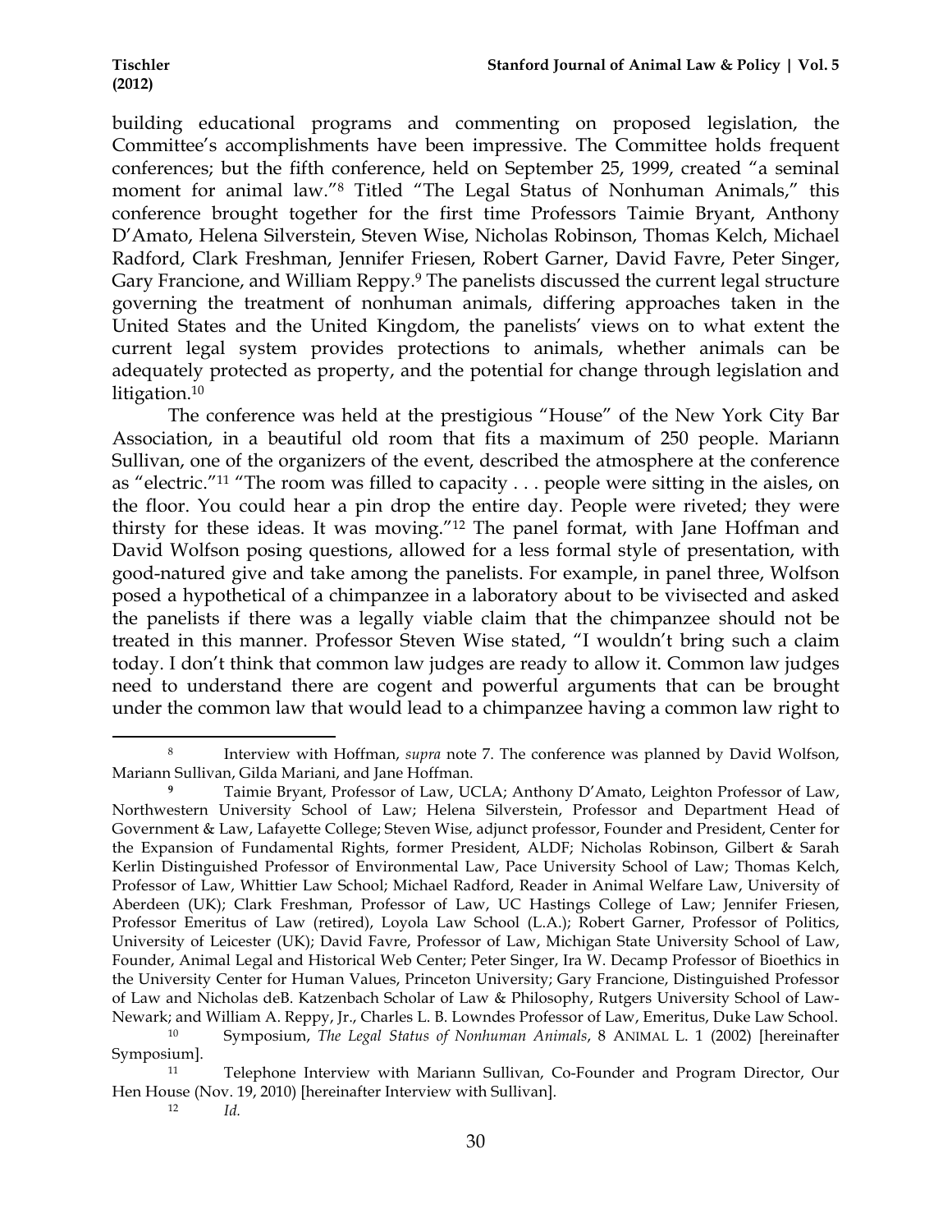building educational programs and commenting on proposed legislation, the Committee's accomplishments have been impressive. The Committee holds frequent conferences; but the fifth conference, held on September 25, 1999, created "a seminal moment for animal law."[8] Titled "The Legal Status of Nonhuman Animals," this conference brought together for the first time Professors Taimie Bryant, Anthony D'Amato, Helena Silverstein, Steven Wise, Nicholas Robinson, Thomas Kelch, Michael Radford, Clark Freshman, Jennifer Friesen, Robert Garner, David Favre, Peter Singer, Gary Francione, and William Reppy.[9] The panelists discussed the current legal structure governing the treatment of nonhuman animals, differing approaches taken in the United States and the United Kingdom, the panelists' views on to what extent the current legal system provides protections to animals, whether animals can be adequately protected as property, and the potential for change through legislation and litigation.[10]

The conference was held at the prestigious "House" of the New York City Bar Association, in a beautiful old room that fits a maximum of 250 people. Mariann Sullivan, one of the organizers of the event, described the atmosphere at the conference as "electric."[11] "The room was filled to capacity . . . people were sitting in the aisles, on the floor. You could hear a pin drop the entire day. People were riveted; they were thirsty for these ideas. It was moving."[12] The panel format, with Jane Hoffman and David Wolfson posing questions, allowed for a less formal style of presentation, with good-natured give and take among the panelists. For example, in panel three, Wolfson posed a hypothetical of a chimpanzee in a laboratory about to be vivisected and asked the panelists if there was a legally viable claim that the chimpanzee should not be treated in this manner. Professor Steven Wise stated, "I wouldn't bring such a claim today. I don't think that common law judges are ready to allow it. Common law judges need to understand there are cogent and powerful arguments that can be brought under the common law that would lead to a chimpanzee having a common law right to

---

[8] Interview with Hoffman, *supra* note 7. The conference was planned by David Wolfson, Mariann Sullivan, Gilda Mariani, and Jane Hoffman.

[9] Taimie Bryant, Professor of Law, UCLA; Anthony D'Amato, Leighton Professor of Law, Northwestern University School of Law; Helena Silverstein, Professor and Department Head of Government & Law, Lafayette College; Steven Wise, adjunct professor, Founder and President, Center for the Expansion of Fundamental Rights, former President, ALDF; Nicholas Robinson, Gilbert & Sarah Kerlin Distinguished Professor of Environmental Law, Pace University School of Law; Thomas Kelch, Professor of Law, Whittier Law School; Michael Radford, Reader in Animal Welfare Law, University of Aberdeen (UK); Clark Freshman, Professor of Law, UC Hastings College of Law; Jennifer Friesen, Professor Emeritus of Law (retired), Loyola Law School (L.A.); Robert Garner, Professor of Politics, University of Leicester (UK); David Favre, Professor of Law, Michigan State University School of Law, Founder, Animal Legal and Historical Web Center; Peter Singer, Ira W. Decamp Professor of Bioethics in the University Center for Human Values, Princeton University; Gary Francione, Distinguished Professor of Law and Nicholas deB. Katzenbach Scholar of Law & Philosophy, Rutgers University School of Law-Newark; and William A. Reppy, Jr., Charles L. B. Lowndes Professor of Law, Emeritus, Duke Law School.

[10] Symposium, *The Legal Status of Nonhuman Animals*, 8 ANIMAL L. 1 (2002) [hereinafter Symposium].

[11] Telephone Interview with Mariann Sullivan, Co-Founder and Program Director, Our Hen House (Nov. 19, 2010) [hereinafter Interview with Sullivan].

[12] *Id.*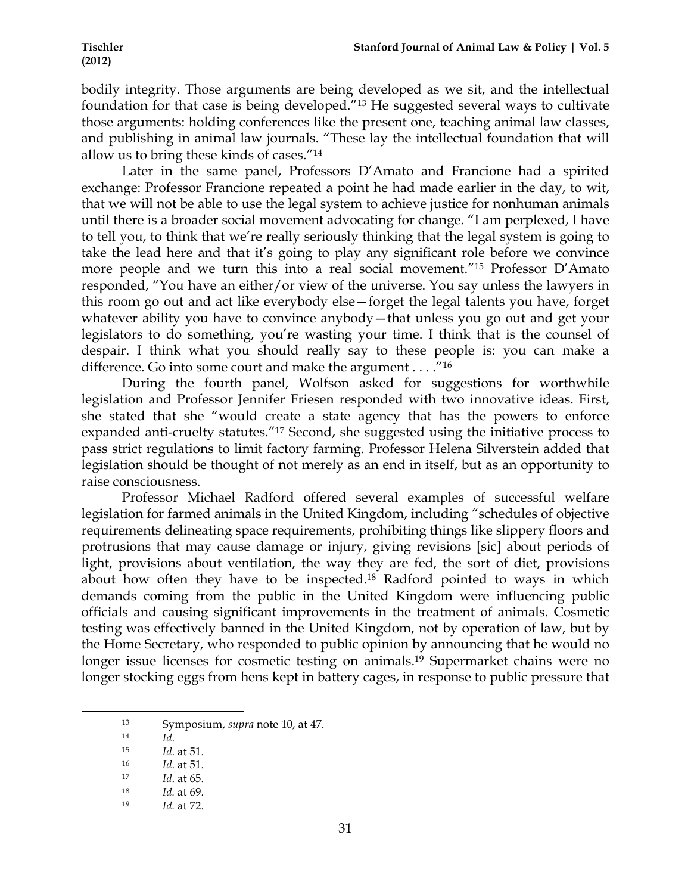bodily integrity. Those arguments are being developed as we sit, and the intellectual foundation for that case is being developed."[13] He suggested several ways to cultivate those arguments: holding conferences like the present one, teaching animal law classes, and publishing in animal law journals. "These lay the intellectual foundation that will allow us to bring these kinds of cases."[14]

Later in the same panel, Professors D'Amato and Francione had a spirited exchange: Professor Francione repeated a point he had made earlier in the day, to wit, that we will not be able to use the legal system to achieve justice for nonhuman animals until there is a broader social movement advocating for change. "I am perplexed, I have to tell you, to think that we're really seriously thinking that the legal system is going to take the lead here and that it's going to play any significant role before we convince more people and we turn this into a real social movement."[15] Professor D'Amato responded, "You have an either/or view of the universe. You say unless the lawyers in this room go out and act like everybody else—forget the legal talents you have, forget whatever ability you have to convince anybody—that unless you go out and get your legislators to do something, you're wasting your time. I think that is the counsel of despair. I think what you should really say to these people is: you can make a difference. Go into some court and make the argument . . . ."[16]

During the fourth panel, Wolfson asked for suggestions for worthwhile legislation and Professor Jennifer Friesen responded with two innovative ideas. First, she stated that she "would create a state agency that has the powers to enforce expanded anti-cruelty statutes."[17] Second, she suggested using the initiative process to pass strict regulations to limit factory farming. Professor Helena Silverstein added that legislation should be thought of not merely as an end in itself, but as an opportunity to raise consciousness.

Professor Michael Radford offered several examples of successful welfare legislation for farmed animals in the United Kingdom, including "schedules of objective requirements delineating space requirements, prohibiting things like slippery floors and protrusions that may cause damage or injury, giving revisions [sic] about periods of light, provisions about ventilation, the way they are fed, the sort of diet, provisions about how often they have to be inspected.[18] Radford pointed to ways in which demands coming from the public in the United Kingdom were influencing public officials and causing significant improvements in the treatment of animals. Cosmetic testing was effectively banned in the United Kingdom, not by operation of law, but by the Home Secretary, who responded to public opinion by announcing that he would no longer issue licenses for cosmetic testing on animals.[19] Supermarket chains were no longer stocking eggs from hens kept in battery cages, in response to public pressure that

---

[13] Symposium, *supra* note 10, at 47.

[14] *Id.*

[15] *Id.* at 51.

[16] *Id.* at 51.

[17] *Id.* at 65.

[18] *Id.* at 69.

[19] *Id.* at 72.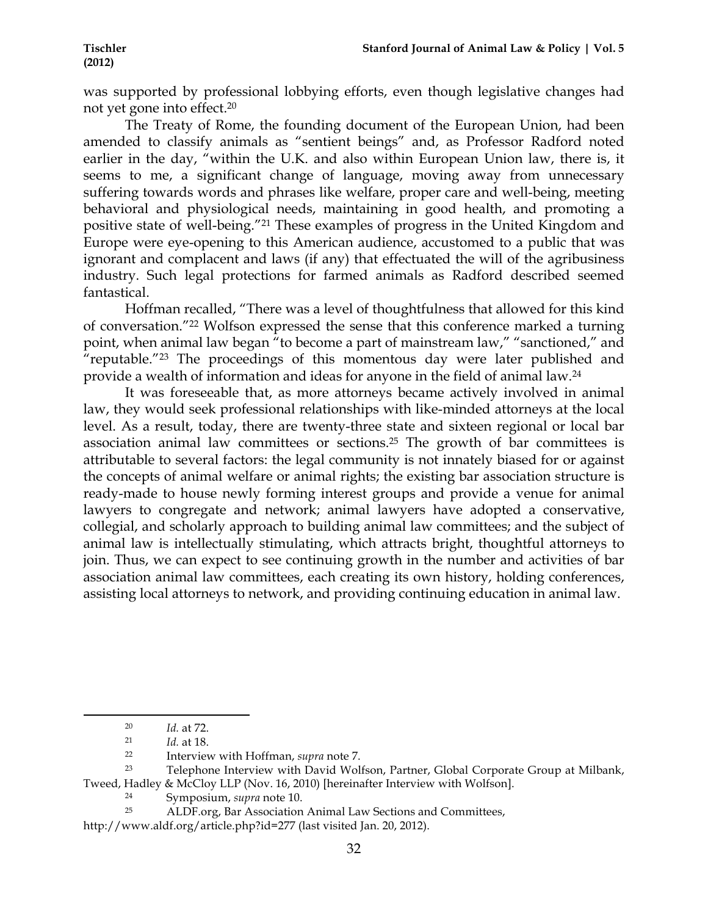was supported by professional lobbying efforts, even though legislative changes had not yet gone into effect.[20]

The Treaty of Rome, the founding document of the European Union, had been amended to classify animals as "sentient beings" and, as Professor Radford noted earlier in the day, "within the U.K. and also within European Union law, there is, it seems to me, a significant change of language, moving away from unnecessary suffering towards words and phrases like welfare, proper care and well-being, meeting behavioral and physiological needs, maintaining in good health, and promoting a positive state of well-being."[21] These examples of progress in the United Kingdom and Europe were eye-opening to this American audience, accustomed to a public that was ignorant and complacent and laws (if any) that effectuated the will of the agribusiness industry. Such legal protections for farmed animals as Radford described seemed fantastical.

Hoffman recalled, "There was a level of thoughtfulness that allowed for this kind of conversation."[22] Wolfson expressed the sense that this conference marked a turning point, when animal law began "to become a part of mainstream law," "sanctioned," and "reputable."[23] The proceedings of this momentous day were later published and provide a wealth of information and ideas for anyone in the field of animal law.[24]

It was foreseeable that, as more attorneys became actively involved in animal law, they would seek professional relationships with like-minded attorneys at the local level. As a result, today, there are twenty-three state and sixteen regional or local bar association animal law committees or sections.[25] The growth of bar committees is attributable to several factors: the legal community is not innately biased for or against the concepts of animal welfare or animal rights; the existing bar association structure is ready-made to house newly forming interest groups and provide a venue for animal lawyers to congregate and network; animal lawyers have adopted a conservative, collegial, and scholarly approach to building animal law committees; and the subject of animal law is intellectually stimulating, which attracts bright, thoughtful attorneys to join. Thus, we can expect to see continuing growth in the number and activities of bar association animal law committees, each creating its own history, holding conferences, assisting local attorneys to network, and providing continuing education in animal law.

---

[20] *Id.* at 72.

[21] *Id.* at 18.

[22] Interview with Hoffman, *supra* note 7.

[23] Telephone Interview with David Wolfson, Partner, Global Corporate Group at Milbank, Tweed, Hadley & McCloy LLP (Nov. 16, 2010) [hereinafter Interview with Wolfson].

[24] Symposium, *supra* note 10.

[25] ALDF.org, Bar Association Animal Law Sections and Committees, http://www.aldf.org/article.php?id=277 (last visited Jan. 20, 2012).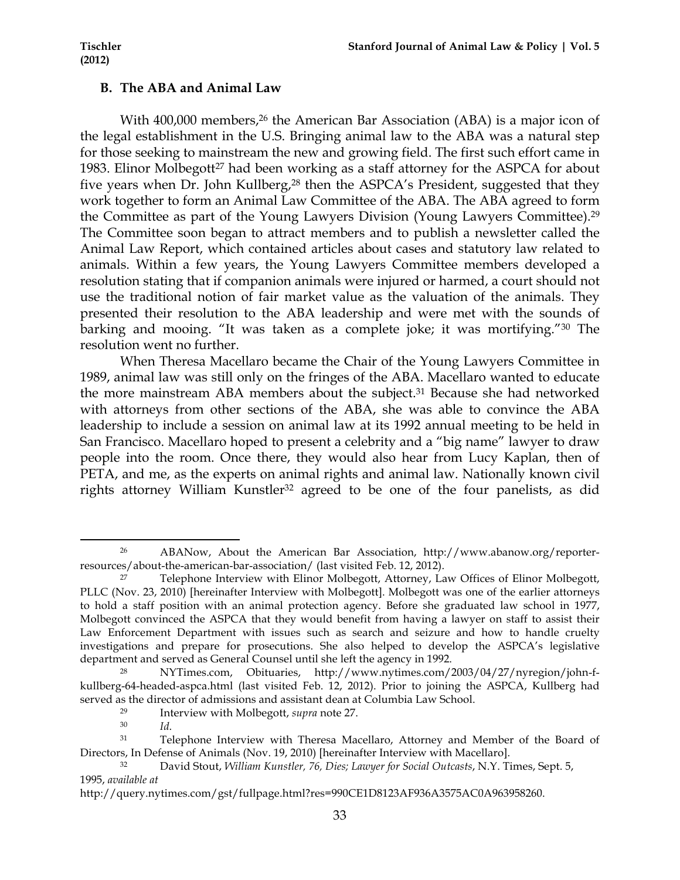### B. The ABA and Animal Law

With 400,000 members,[26] the American Bar Association (ABA) is a major icon of the legal establishment in the U.S. Bringing animal law to the ABA was a natural step for those seeking to mainstream the new and growing field. The first such effort came in 1983. Elinor Molbegott[27] had been working as a staff attorney for the ASPCA for about five years when Dr. John Kullberg,[28] then the ASPCA's President, suggested that they work together to form an Animal Law Committee of the ABA. The ABA agreed to form the Committee as part of the Young Lawyers Division (Young Lawyers Committee).[29] The Committee soon began to attract members and to publish a newsletter called the Animal Law Report, which contained articles about cases and statutory law related to animals. Within a few years, the Young Lawyers Committee members developed a resolution stating that if companion animals were injured or harmed, a court should not use the traditional notion of fair market value as the valuation of the animals. They presented their resolution to the ABA leadership and were met with the sounds of barking and mooing. "It was taken as a complete joke; it was mortifying."[30] The resolution went no further.

When Theresa Macellaro became the Chair of the Young Lawyers Committee in 1989, animal law was still only on the fringes of the ABA. Macellaro wanted to educate the more mainstream ABA members about the subject.[31] Because she had networked with attorneys from other sections of the ABA, she was able to convince the ABA leadership to include a session on animal law at its 1992 annual meeting to be held in San Francisco. Macellaro hoped to present a celebrity and a "big name" lawyer to draw people into the room. Once there, they would also hear from Lucy Kaplan, then of PETA, and me, as the experts on animal rights and animal law. Nationally known civil rights attorney William Kunstler[32] agreed to be one of the four panelists, as did

---

[26] ABANow, About the American Bar Association, http://www.abanow.org/reporter-resources/about-the-american-bar-association/ (last visited Feb. 12, 2012).

[27] Telephone Interview with Elinor Molbegott, Attorney, Law Offices of Elinor Molbegott, PLLC (Nov. 23, 2010) [hereinafter Interview with Molbegott]. Molbegott was one of the earlier attorneys to hold a staff position with an animal protection agency. Before she graduated law school in 1977, Molbegott convinced the ASPCA that they would benefit from having a lawyer on staff to assist their Law Enforcement Department with issues such as search and seizure and how to handle cruelty investigations and prepare for prosecutions. She also helped to develop the ASPCA's legislative department and served as General Counsel until she left the agency in 1992.

[28] NYTimes.com, Obituaries, http://www.nytimes.com/2003/04/27/nyregion/john-f-kullberg-64-headed-aspca.html (last visited Feb. 12, 2012). Prior to joining the ASPCA, Kullberg had served as the director of admissions and assistant dean at Columbia Law School.

[29] Interview with Molbegott, *supra* note 27.

[30] *Id.*

[31] Telephone Interview with Theresa Macellaro, Attorney and Member of the Board of Directors, In Defense of Animals (Nov. 19, 2010) [hereinafter Interview with Macellaro].

[32] David Stout, *William Kunstler, 76, Dies; Lawyer for Social Outcasts*, N.Y. Times, Sept. 5, 1995, *available at* http://query.nytimes.com/gst/fullpage.html?res=990CE1D8123AF936A3575AC0A963958260.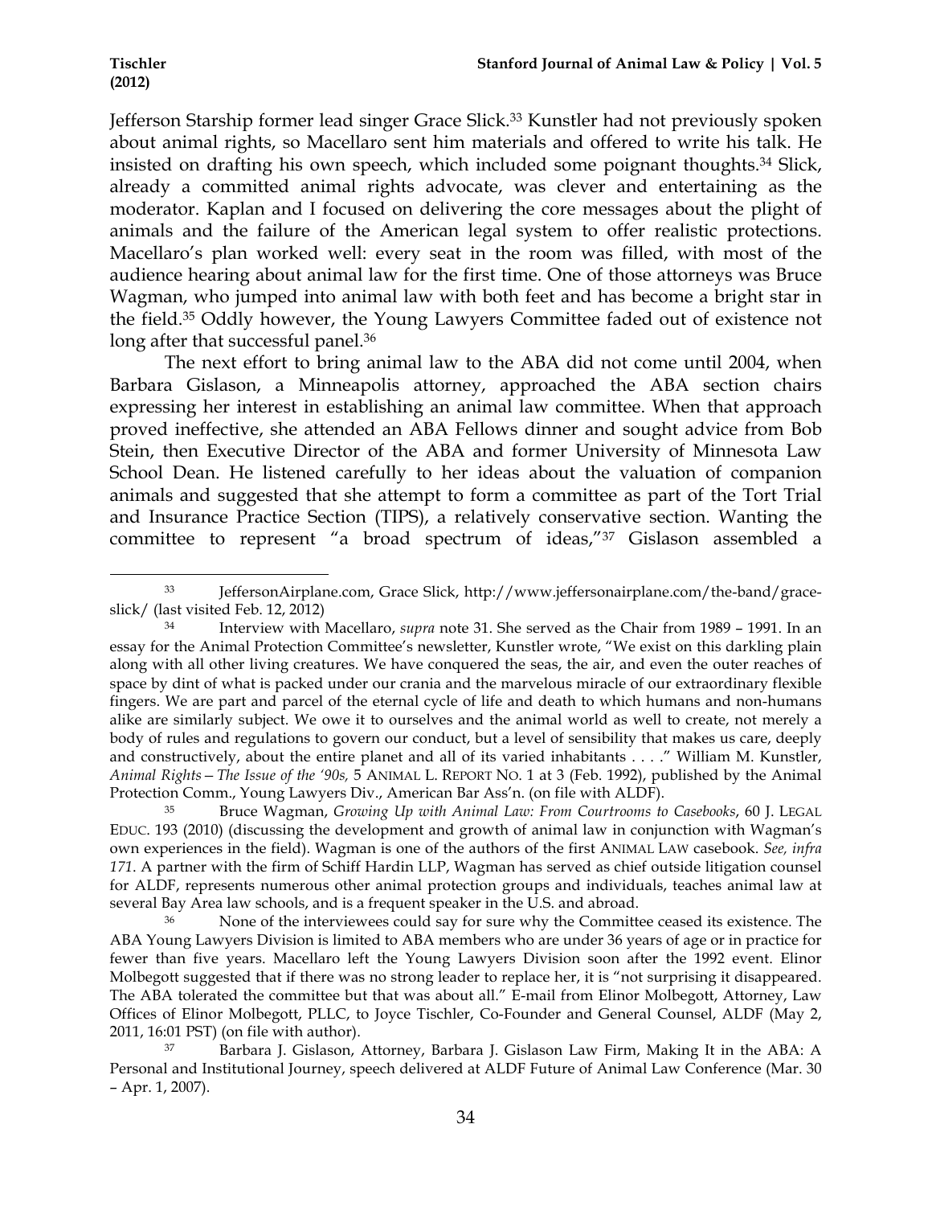Jefferson Starship former lead singer Grace Slick.[33] Kunstler had not previously spoken about animal rights, so Macellaro sent him materials and offered to write his talk. He insisted on drafting his own speech, which included some poignant thoughts.[34] Slick, already a committed animal rights advocate, was clever and entertaining as the moderator. Kaplan and I focused on delivering the core messages about the plight of animals and the failure of the American legal system to offer realistic protections. Macellaro's plan worked well: every seat in the room was filled, with most of the audience hearing about animal law for the first time. One of those attorneys was Bruce Wagman, who jumped into animal law with both feet and has become a bright star in the field.[35] Oddly however, the Young Lawyers Committee faded out of existence not long after that successful panel.[36]

The next effort to bring animal law to the ABA did not come until 2004, when Barbara Gislason, a Minneapolis attorney, approached the ABA section chairs expressing her interest in establishing an animal law committee. When that approach proved ineffective, she attended an ABA Fellows dinner and sought advice from Bob Stein, then Executive Director of the ABA and former University of Minnesota Law School Dean. He listened carefully to her ideas about the valuation of companion animals and suggested that she attempt to form a committee as part of the Tort Trial and Insurance Practice Section (TIPS), a relatively conservative section. Wanting the committee to represent "a broad spectrum of ideas,"[37] Gislason assembled a

---

[33] JeffersonAirplane.com, Grace Slick, http://www.jeffersonairplane.com/the-band/grace-slick/ (last visited Feb. 12, 2012)

[34] Interview with Macellaro, *supra* note 31. She served as the Chair from 1989 – 1991. In an essay for the Animal Protection Committee's newsletter, Kunstler wrote, "We exist on this darkling plain along with all other living creatures. We have conquered the seas, the air, and even the outer reaches of space by dint of what is packed under our crania and the marvelous miracle of our extraordinary flexible fingers. We are part and parcel of the eternal cycle of life and death to which humans and non-humans alike are similarly subject. We owe it to ourselves and the animal world as well to create, not merely a body of rules and regulations to govern our conduct, but a level of sensibility that makes us care, deeply and constructively, about the entire planet and all of its varied inhabitants . . . ." William M. Kunstler, *Animal Rights—The Issue of the '90s,* 5 ANIMAL L. REPORT NO. 1 at 3 (Feb. 1992), published by the Animal Protection Comm., Young Lawyers Div., American Bar Ass'n. (on file with ALDF).

[35] Bruce Wagman, *Growing Up with Animal Law: From Courtrooms to Casebooks*, 60 J. LEGAL EDUC. 193 (2010) (discussing the development and growth of animal law in conjunction with Wagman's own experiences in the field). Wagman is one of the authors of the first ANIMAL LAW casebook. *See, infra 171.* A partner with the firm of Schiff Hardin LLP, Wagman has served as chief outside litigation counsel for ALDF, represents numerous other animal protection groups and individuals, teaches animal law at several Bay Area law schools, and is a frequent speaker in the U.S. and abroad.

[36] None of the interviewees could say for sure why the Committee ceased its existence. The ABA Young Lawyers Division is limited to ABA members who are under 36 years of age or in practice for fewer than five years. Macellaro left the Young Lawyers Division soon after the 1992 event. Elinor Molbegott suggested that if there was no strong leader to replace her, it is "not surprising it disappeared. The ABA tolerated the committee but that was about all." E-mail from Elinor Molbegott, Attorney, Law Offices of Elinor Molbegott, PLLC, to Joyce Tischler, Co-Founder and General Counsel, ALDF (May 2, 2011, 16:01 PST) (on file with author).

[37] Barbara J. Gislason, Attorney, Barbara J. Gislason Law Firm, Making It in the ABA: A Personal and Institutional Journey, speech delivered at ALDF Future of Animal Law Conference (Mar. 30 – Apr. 1, 2007).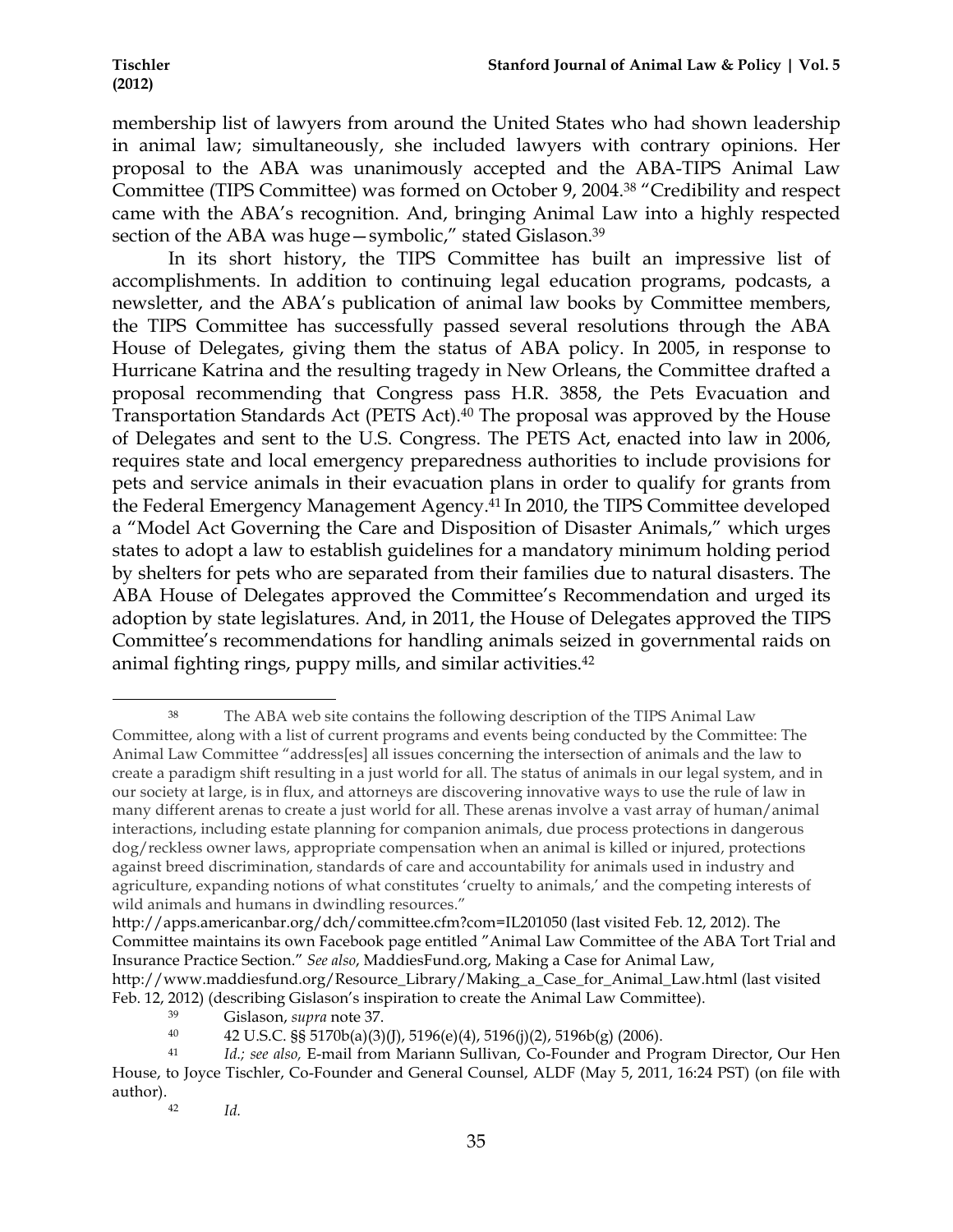membership list of lawyers from around the United States who had shown leadership in animal law; simultaneously, she included lawyers with contrary opinions. Her proposal to the ABA was unanimously accepted and the ABA-TIPS Animal Law Committee (TIPS Committee) was formed on October 9, 2004.[38] "Credibility and respect came with the ABA's recognition. And, bringing Animal Law into a highly respected section of the ABA was huge—symbolic," stated Gislason.[39]

In its short history, the TIPS Committee has built an impressive list of accomplishments. In addition to continuing legal education programs, podcasts, a newsletter, and the ABA's publication of animal law books by Committee members, the TIPS Committee has successfully passed several resolutions through the ABA House of Delegates, giving them the status of ABA policy. In 2005, in response to Hurricane Katrina and the resulting tragedy in New Orleans, the Committee drafted a proposal recommending that Congress pass H.R. 3858, the Pets Evacuation and Transportation Standards Act (PETS Act).[40] The proposal was approved by the House of Delegates and sent to the U.S. Congress. The PETS Act, enacted into law in 2006, requires state and local emergency preparedness authorities to include provisions for pets and service animals in their evacuation plans in order to qualify for grants from the Federal Emergency Management Agency.[41] In 2010, the TIPS Committee developed a "Model Act Governing the Care and Disposition of Disaster Animals," which urges states to adopt a law to establish guidelines for a mandatory minimum holding period by shelters for pets who are separated from their families due to natural disasters. The ABA House of Delegates approved the Committee's Recommendation and urged its adoption by state legislatures. And, in 2011, the House of Delegates approved the TIPS Committee's recommendations for handling animals seized in governmental raids on animal fighting rings, puppy mills, and similar activities.[42]

---

[38] The ABA web site contains the following description of the TIPS Animal Law Committee, along with a list of current programs and events being conducted by the Committee: The Animal Law Committee "address[es] all issues concerning the intersection of animals and the law to create a paradigm shift resulting in a just world for all. The status of animals in our legal system, and in our society at large, is in flux, and attorneys are discovering innovative ways to use the rule of law in many different arenas to create a just world for all. These arenas involve a vast array of human/animal interactions, including estate planning for companion animals, due process protections in dangerous dog/reckless owner laws, appropriate compensation when an animal is killed or injured, protections against breed discrimination, standards of care and accountability for animals used in industry and agriculture, expanding notions of what constitutes 'cruelty to animals,' and the competing interests of wild animals and humans in dwindling resources." http://apps.americanbar.org/dch/committee.cfm?com=IL201050 (last visited Feb. 12, 2012). The Committee maintains its own Facebook page entitled "Animal Law Committee of the ABA Tort Trial and Insurance Practice Section." *See also*, MaddiesFund.org, Making a Case for Animal Law, http://www.maddiesfund.org/Resource_Library/Making_a_Case_for_Animal_Law.html (last visited Feb. 12, 2012) (describing Gislason's inspiration to create the Animal Law Committee).

[39] Gislason, *supra* note 37.

[40] 42 U.S.C. §§ 5170b(a)(3)(J), 5196(e)(4), 5196(j)(2), 5196b(g) (2006).

[41] *Id.; see also,* E-mail from Mariann Sullivan, Co-Founder and Program Director, Our Hen House, to Joyce Tischler, Co-Founder and General Counsel, ALDF (May 5, 2011, 16:24 PST) (on file with author).

[42] *Id.*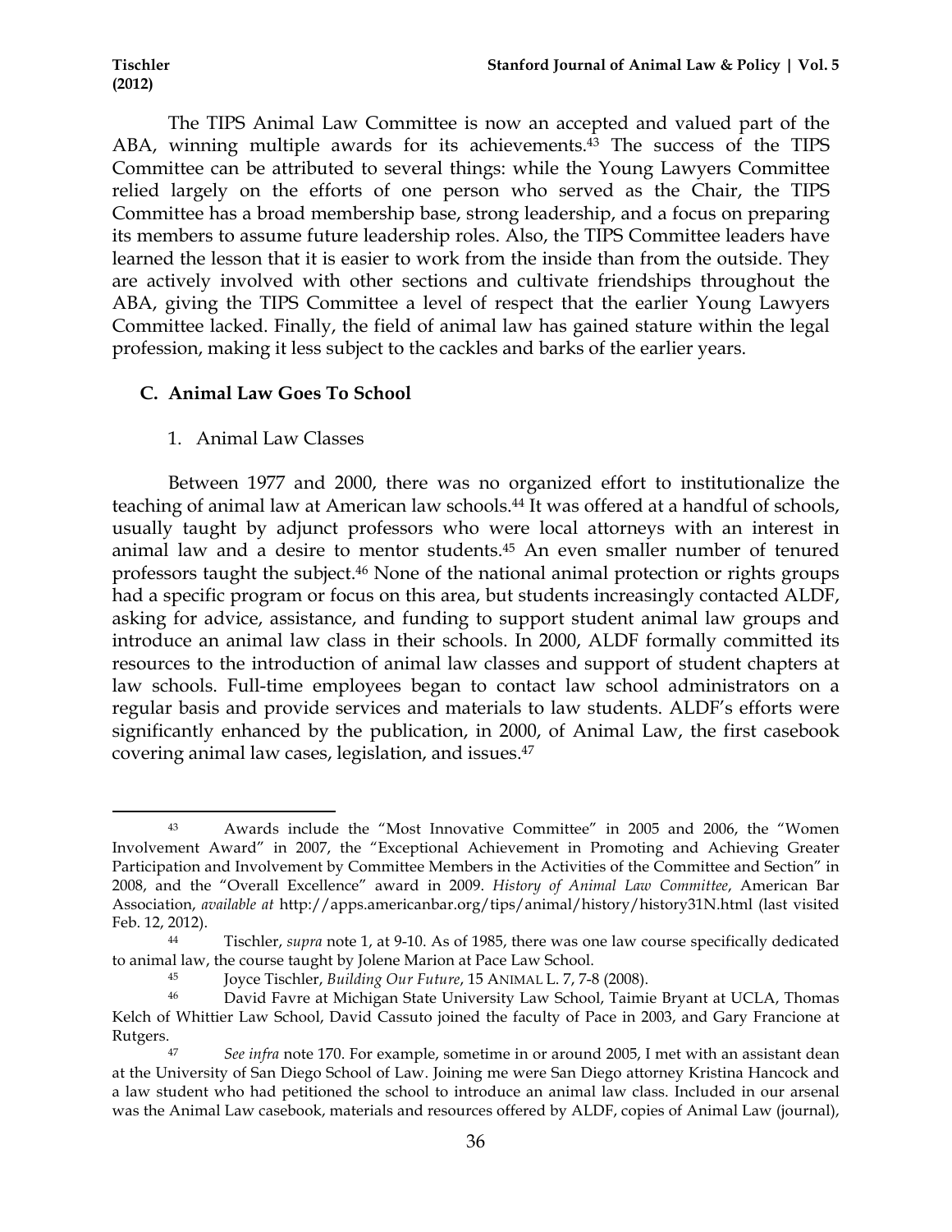The TIPS Animal Law Committee is now an accepted and valued part of the ABA, winning multiple awards for its achievements.[43] The success of the TIPS Committee can be attributed to several things: while the Young Lawyers Committee relied largely on the efforts of one person who served as the Chair, the TIPS Committee has a broad membership base, strong leadership, and a focus on preparing its members to assume future leadership roles. Also, the TIPS Committee leaders have learned the lesson that it is easier to work from the inside than from the outside. They are actively involved with other sections and cultivate friendships throughout the ABA, giving the TIPS Committee a level of respect that the earlier Young Lawyers Committee lacked. Finally, the field of animal law has gained stature within the legal profession, making it less subject to the cackles and barks of the earlier years.

### C. Animal Law Goes To School

#### 1. Animal Law Classes

Between 1977 and 2000, there was no organized effort to institutionalize the teaching of animal law at American law schools.[44] It was offered at a handful of schools, usually taught by adjunct professors who were local attorneys with an interest in animal law and a desire to mentor students.[45] An even smaller number of tenured professors taught the subject.[46] None of the national animal protection or rights groups had a specific program or focus on this area, but students increasingly contacted ALDF, asking for advice, assistance, and funding to support student animal law groups and introduce an animal law class in their schools. In 2000, ALDF formally committed its resources to the introduction of animal law classes and support of student chapters at law schools. Full-time employees began to contact law school administrators on a regular basis and provide services and materials to law students. ALDF's efforts were significantly enhanced by the publication, in 2000, of Animal Law, the first casebook covering animal law cases, legislation, and issues.[47]

---

[43] Awards include the "Most Innovative Committee" in 2005 and 2006, the "Women Involvement Award" in 2007, the "Exceptional Achievement in Promoting and Achieving Greater Participation and Involvement by Committee Members in the Activities of the Committee and Section" in 2008, and the "Overall Excellence" award in 2009. *History of Animal Law Committee*, American Bar Association, *available at* http://apps.americanbar.org/tips/animal/history/history31N.html (last visited Feb. 12, 2012).

[44] Tischler, *supra* note 1, at 9-10. As of 1985, there was one law course specifically dedicated to animal law, the course taught by Jolene Marion at Pace Law School.

[45] Joyce Tischler, *Building Our Future*, 15 ANIMAL L. 7, 7-8 (2008).

[46] David Favre at Michigan State University Law School, Taimie Bryant at UCLA, Thomas Kelch of Whittier Law School, David Cassuto joined the faculty of Pace in 2003, and Gary Francione at Rutgers.

[47] *See infra* note 170. For example, sometime in or around 2005, I met with an assistant dean at the University of San Diego School of Law. Joining me were San Diego attorney Kristina Hancock and a law student who had petitioned the school to introduce an animal law class. Included in our arsenal was the Animal Law casebook, materials and resources offered by ALDF, copies of Animal Law (journal),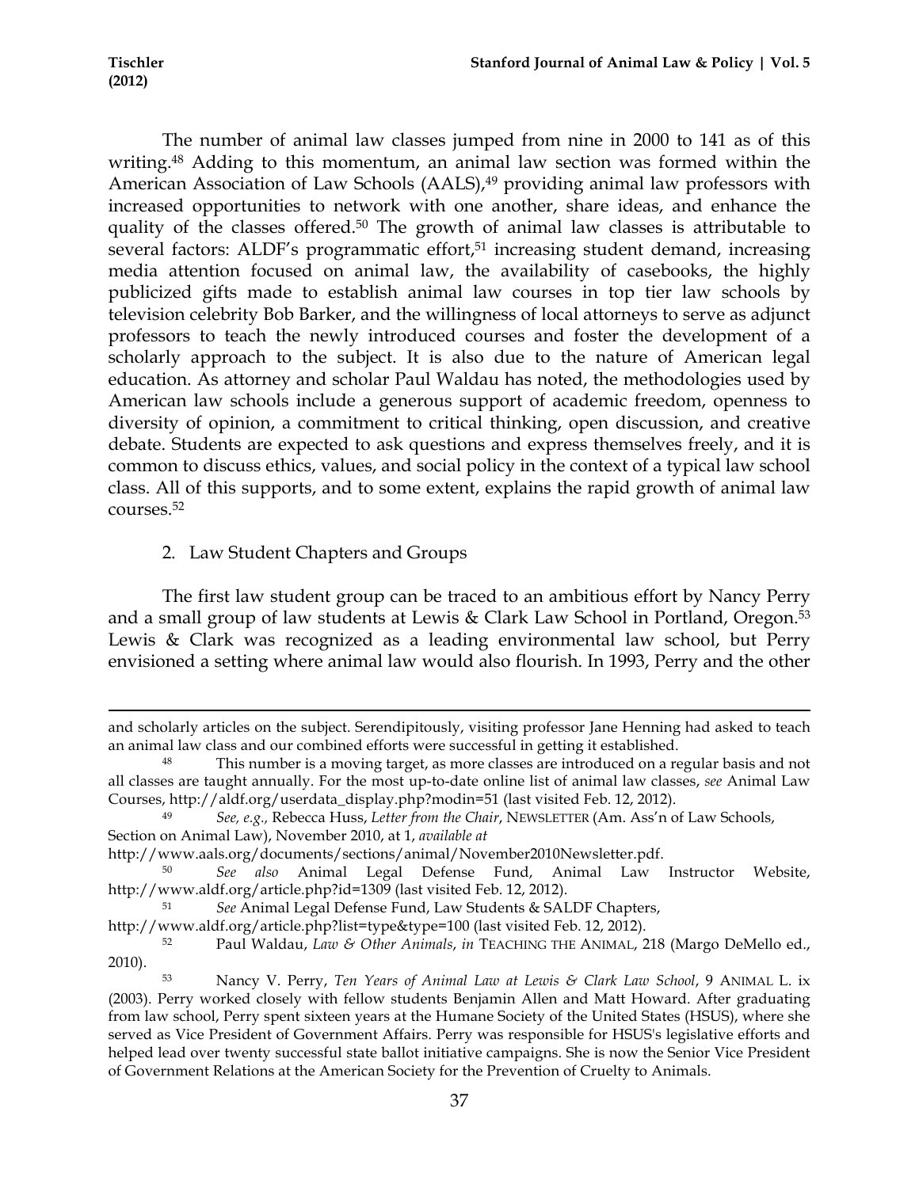The number of animal law classes jumped from nine in 2000 to 141 as of this writing.[48] Adding to this momentum, an animal law section was formed within the American Association of Law Schools (AALS),[49] providing animal law professors with increased opportunities to network with one another, share ideas, and enhance the quality of the classes offered.[50] The growth of animal law classes is attributable to several factors: ALDF's programmatic effort,[51] increasing student demand, increasing media attention focused on animal law, the availability of casebooks, the highly publicized gifts made to establish animal law courses in top tier law schools by television celebrity Bob Barker, and the willingness of local attorneys to serve as adjunct professors to teach the newly introduced courses and foster the development of a scholarly approach to the subject. It is also due to the nature of American legal education. As attorney and scholar Paul Waldau has noted, the methodologies used by American law schools include a generous support of academic freedom, openness to diversity of opinion, a commitment to critical thinking, open discussion, and creative debate. Students are expected to ask questions and express themselves freely, and it is common to discuss ethics, values, and social policy in the context of a typical law school class. All of this supports, and to some extent, explains the rapid growth of animal law courses.[52]

2. Law Student Chapters and Groups

The first law student group can be traced to an ambitious effort by Nancy Perry and a small group of law students at Lewis & Clark Law School in Portland, Oregon.[53] Lewis & Clark was recognized as a leading environmental law school, but Perry envisioned a setting where animal law would also flourish. In 1993, Perry and the other

---

and scholarly articles on the subject. Serendipitously, visiting professor Jane Henning had asked to teach an animal law class and our combined efforts were successful in getting it established.

[48] This number is a moving target, as more classes are introduced on a regular basis and not all classes are taught annually. For the most up-to-date online list of animal law classes, *see* Animal Law Courses, http://aldf.org/userdata_display.php?modin=51 (last visited Feb. 12, 2012).

[49] *See, e.g.*, Rebecca Huss, *Letter from the Chair*, NEWSLETTER (Am. Ass'n of Law Schools, Section on Animal Law), November 2010, at 1, *available at* http://www.aals.org/documents/sections/animal/November2010Newsletter.pdf.

[50] *See also* Animal Legal Defense Fund, Animal Law Instructor Website, http://www.aldf.org/article.php?id=1309 (last visited Feb. 12, 2012).

[51] *See* Animal Legal Defense Fund, Law Students & SALDF Chapters, http://www.aldf.org/article.php?list=type&type=100 (last visited Feb. 12, 2012).

[52] Paul Waldau, *Law & Other Animals*, *in* TEACHING THE ANIMAL, 218 (Margo DeMello ed., 2010).

[53] Nancy V. Perry, *Ten Years of Animal Law at Lewis & Clark Law School*, 9 ANIMAL L. ix (2003). Perry worked closely with fellow students Benjamin Allen and Matt Howard. After graduating from law school, Perry spent sixteen years at the Humane Society of the United States (HSUS), where she served as Vice President of Government Affairs. Perry was responsible for HSUS's legislative efforts and helped lead over twenty successful state ballot initiative campaigns. She is now the Senior Vice President of Government Relations at the American Society for the Prevention of Cruelty to Animals.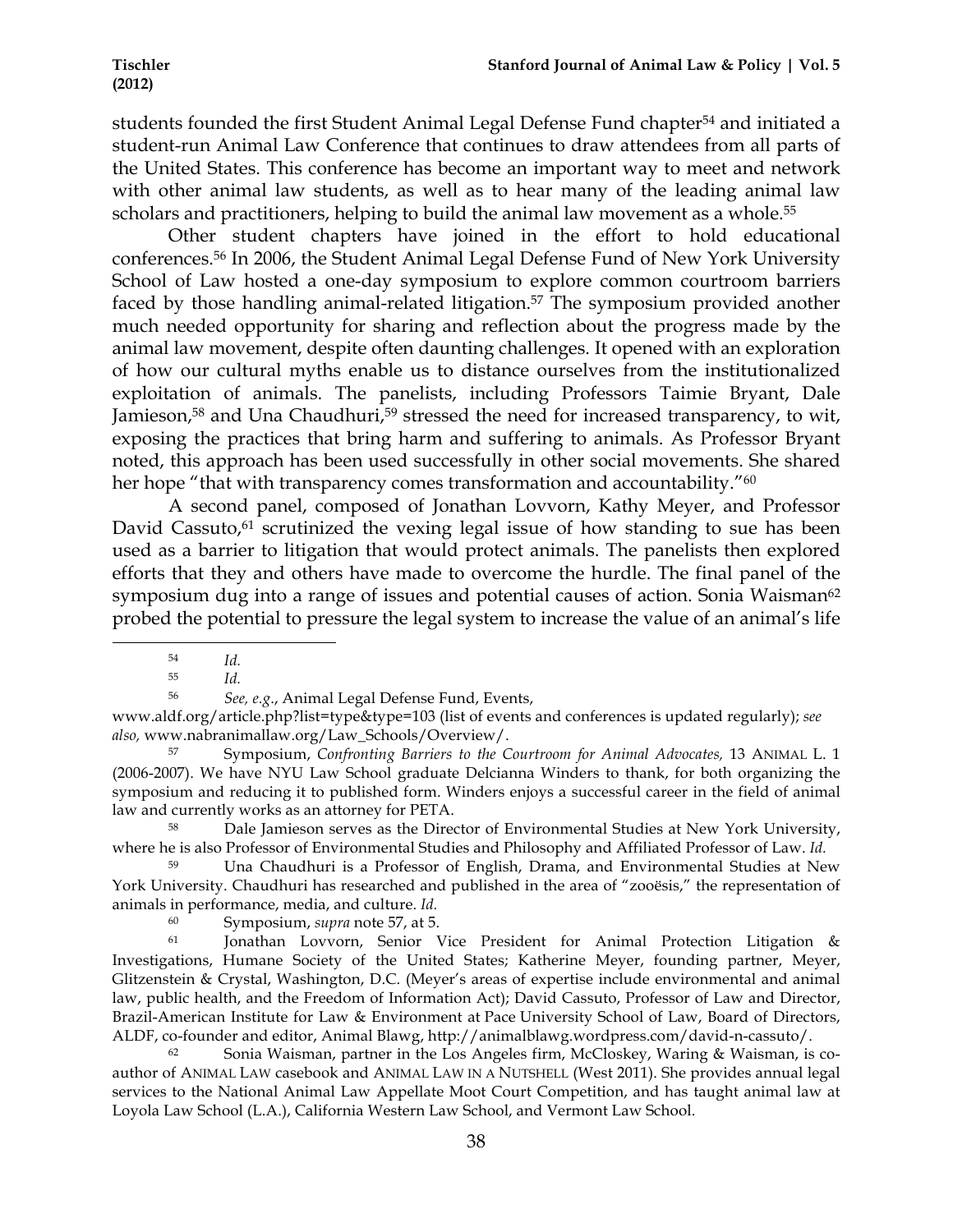students founded the first Student Animal Legal Defense Fund chapter[54] and initiated a student-run Animal Law Conference that continues to draw attendees from all parts of the United States. This conference has become an important way to meet and network with other animal law students, as well as to hear many of the leading animal law scholars and practitioners, helping to build the animal law movement as a whole.[55]

Other student chapters have joined in the effort to hold educational conferences.[56] In 2006, the Student Animal Legal Defense Fund of New York University School of Law hosted a one-day symposium to explore common courtroom barriers faced by those handling animal-related litigation.[57] The symposium provided another much needed opportunity for sharing and reflection about the progress made by the animal law movement, despite often daunting challenges. It opened with an exploration of how our cultural myths enable us to distance ourselves from the institutionalized exploitation of animals. The panelists, including Professors Taimie Bryant, Dale Jamieson,[58] and Una Chaudhuri,[59] stressed the need for increased transparency, to wit, exposing the practices that bring harm and suffering to animals. As Professor Bryant noted, this approach has been used successfully in other social movements. She shared her hope "that with transparency comes transformation and accountability."[60]

A second panel, composed of Jonathan Lovvorn, Kathy Meyer, and Professor David Cassuto,[61] scrutinized the vexing legal issue of how standing to sue has been used as a barrier to litigation that would protect animals. The panelists then explored efforts that they and others have made to overcome the hurdle. The final panel of the symposium dug into a range of issues and potential causes of action. Sonia Waisman[62] probed the potential to pressure the legal system to increase the value of an animal's life

---

[54] *Id.*

[55] *Id.*

[56] *See, e.g.*, Animal Legal Defense Fund, Events, www.aldf.org/article.php?list=type&type=103 (list of events and conferences is updated regularly); *see also,* www.nabranimallaw.org/Law_Schools/Overview/.

[57] Symposium, *Confronting Barriers to the Courtroom for Animal Advocates,* 13 ANIMAL L. 1 (2006-2007). We have NYU Law School graduate Delcianna Winders to thank, for both organizing the symposium and reducing it to published form. Winders enjoys a successful career in the field of animal law and currently works as an attorney for PETA.

[58] Dale Jamieson serves as the Director of Environmental Studies at New York University, where he is also Professor of Environmental Studies and Philosophy and Affiliated Professor of Law. *Id.*

[59] Una Chaudhuri is a Professor of English, Drama, and Environmental Studies at New York University. Chaudhuri has researched and published in the area of "zooësis," the representation of animals in performance, media, and culture. *Id.*

[60] Symposium, *supra* note 57, at 5.

[61] Jonathan Lovvorn, Senior Vice President for Animal Protection Litigation & Investigations, Humane Society of the United States; Katherine Meyer, founding partner, Meyer, Glitzenstein & Crystal, Washington, D.C. (Meyer's areas of expertise include environmental and animal law, public health, and the Freedom of Information Act); David Cassuto, Professor of Law and Director, Brazil-American Institute for Law & Environment at Pace University School of Law, Board of Directors, ALDF, co-founder and editor, Animal Blawg, http://animalblawg.wordpress.com/david-n-cassuto/.

[62] Sonia Waisman, partner in the Los Angeles firm, McCloskey, Waring & Waisman, is co-author of ANIMAL LAW casebook and ANIMAL LAW IN A NUTSHELL (West 2011). She provides annual legal services to the National Animal Law Appellate Moot Court Competition, and has taught animal law at Loyola Law School (L.A.), California Western Law School, and Vermont Law School.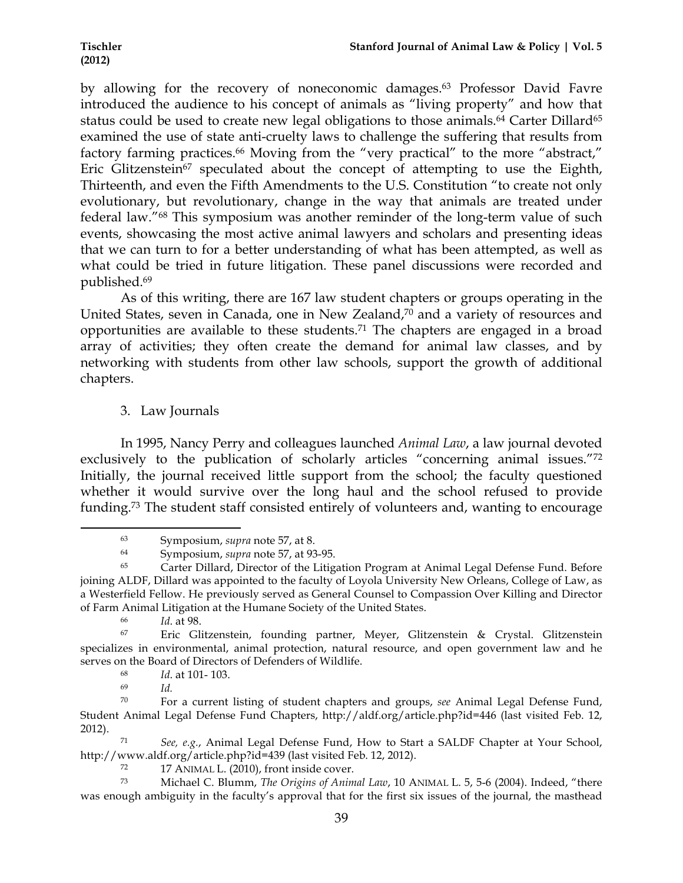by allowing for the recovery of noneconomic damages.[63] Professor David Favre introduced the audience to his concept of animals as "living property" and how that status could be used to create new legal obligations to those animals.[64] Carter Dillard[65] examined the use of state anti-cruelty laws to challenge the suffering that results from factory farming practices.[66] Moving from the "very practical" to the more "abstract," Eric Glitzenstein[67] speculated about the concept of attempting to use the Eighth, Thirteenth, and even the Fifth Amendments to the U.S. Constitution "to create not only evolutionary, but revolutionary, change in the way that animals are treated under federal law."[68] This symposium was another reminder of the long-term value of such events, showcasing the most active animal lawyers and scholars and presenting ideas that we can turn to for a better understanding of what has been attempted, as well as what could be tried in future litigation. These panel discussions were recorded and published.[69]

As of this writing, there are 167 law student chapters or groups operating in the United States, seven in Canada, one in New Zealand,[70] and a variety of resources and opportunities are available to these students.[71] The chapters are engaged in a broad array of activities; they often create the demand for animal law classes, and by networking with students from other law schools, support the growth of additional chapters.

3. Law Journals

In 1995, Nancy Perry and colleagues launched *Animal Law*, a law journal devoted exclusively to the publication of scholarly articles "concerning animal issues."[72] Initially, the journal received little support from the school; the faculty questioned whether it would survive over the long haul and the school refused to provide funding.[73] The student staff consisted entirely of volunteers and, wanting to encourage

---

[63] Symposium, *supra* note 57, at 8.

[64] Symposium, *supra* note 57, at 93-95.

[65] Carter Dillard, Director of the Litigation Program at Animal Legal Defense Fund. Before joining ALDF, Dillard was appointed to the faculty of Loyola University New Orleans, College of Law, as a Westerfield Fellow. He previously served as General Counsel to Compassion Over Killing and Director of Farm Animal Litigation at the Humane Society of the United States.

[66] *Id*. at 98.

[67] Eric Glitzenstein, founding partner, Meyer, Glitzenstein & Crystal. Glitzenstein specializes in environmental, animal protection, natural resource, and open government law and he serves on the Board of Directors of Defenders of Wildlife.

[68] *Id*. at 101- 103.

[69] *Id.*

[70] For a current listing of student chapters and groups, *see* Animal Legal Defense Fund, Student Animal Legal Defense Fund Chapters, http://aldf.org/article.php?id=446 (last visited Feb. 12, 2012).

[71] *See, e.g.*, Animal Legal Defense Fund, How to Start a SALDF Chapter at Your School, http://www.aldf.org/article.php?id=439 (last visited Feb. 12, 2012).

[72] 17 ANIMAL L. (2010), front inside cover.

[73] Michael C. Blumm, *The Origins of Animal Law*, 10 ANIMAL L. 5, 5-6 (2004). Indeed, "there was enough ambiguity in the faculty's approval that for the first six issues of the journal, the masthead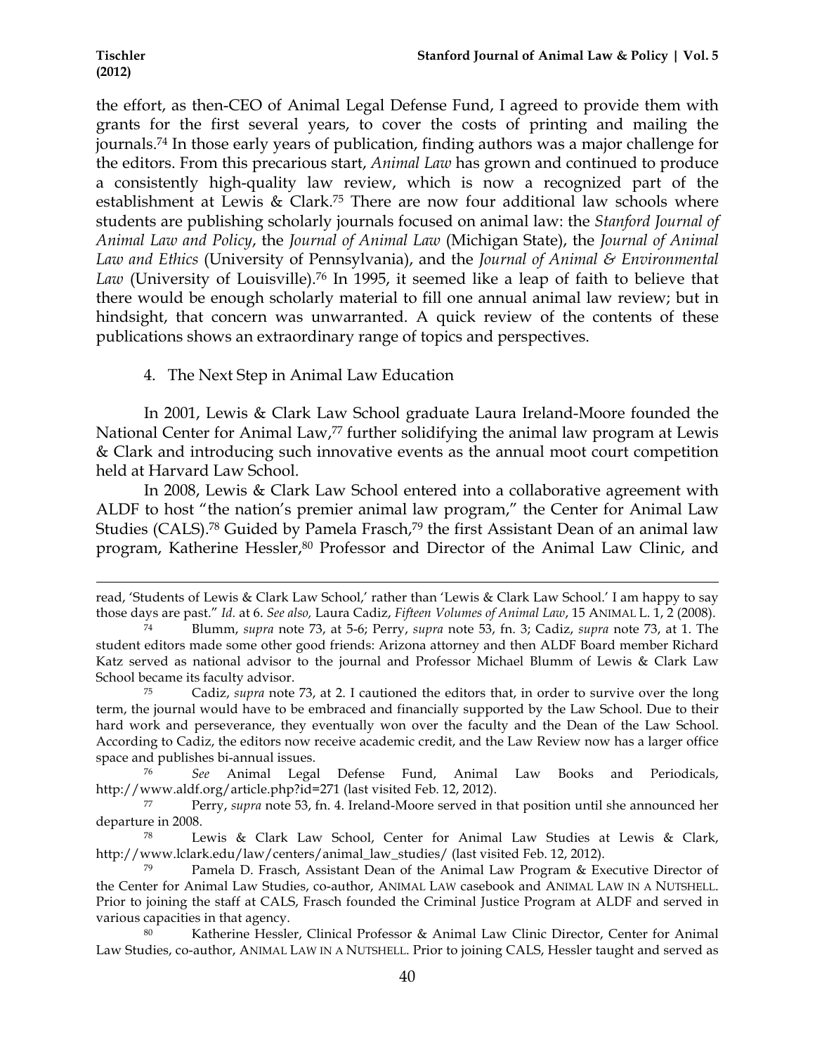the effort, as then-CEO of Animal Legal Defense Fund, I agreed to provide them with grants for the first several years, to cover the costs of printing and mailing the journals.[74] In those early years of publication, finding authors was a major challenge for the editors. From this precarious start, *Animal Law* has grown and continued to produce a consistently high-quality law review, which is now a recognized part of the establishment at Lewis & Clark.[75] There are now four additional law schools where students are publishing scholarly journals focused on animal law: the *Stanford Journal of Animal Law and Policy*, the *Journal of Animal Law* (Michigan State), the *Journal of Animal Law and Ethics* (University of Pennsylvania), and the *Journal of Animal & Environmental Law* (University of Louisville).[76] In 1995, it seemed like a leap of faith to believe that there would be enough scholarly material to fill one annual animal law review; but in hindsight, that concern was unwarranted. A quick review of the contents of these publications shows an extraordinary range of topics and perspectives.

4. The Next Step in Animal Law Education

In 2001, Lewis & Clark Law School graduate Laura Ireland-Moore founded the National Center for Animal Law,[77] further solidifying the animal law program at Lewis & Clark and introducing such innovative events as the annual moot court competition held at Harvard Law School.

In 2008, Lewis & Clark Law School entered into a collaborative agreement with ALDF to host "the nation's premier animal law program," the Center for Animal Law Studies (CALS).[78] Guided by Pamela Frasch,[79] the first Assistant Dean of an animal law program, Katherine Hessler,[80] Professor and Director of the Animal Law Clinic, and

---

read, 'Students of Lewis & Clark Law School,' rather than 'Lewis & Clark Law School.' I am happy to say those days are past." *Id.* at 6. *See also,* Laura Cadiz, *Fifteen Volumes of Animal Law*, 15 ANIMAL L. 1, 2 (2008).

[74] Blumm, *supra* note 73, at 5-6; Perry, *supra* note 53, fn. 3; Cadiz, *supra* note 73, at 1. The student editors made some other good friends: Arizona attorney and then ALDF Board member Richard Katz served as national advisor to the journal and Professor Michael Blumm of Lewis & Clark Law School became its faculty advisor.

[75] Cadiz, *supra* note 73, at 2. I cautioned the editors that, in order to survive over the long term, the journal would have to be embraced and financially supported by the Law School. Due to their hard work and perseverance, they eventually won over the faculty and the Dean of the Law School. According to Cadiz, the editors now receive academic credit, and the Law Review now has a larger office space and publishes bi-annual issues.

[76] *See* Animal Legal Defense Fund, Animal Law Books and Periodicals, http://www.aldf.org/article.php?id=271 (last visited Feb. 12, 2012).

[77] Perry, *supra* note 53, fn. 4. Ireland-Moore served in that position until she announced her departure in 2008.

[78] Lewis & Clark Law School, Center for Animal Law Studies at Lewis & Clark, http://www.lclark.edu/law/centers/animal_law_studies/ (last visited Feb. 12, 2012).

[79] Pamela D. Frasch, Assistant Dean of the Animal Law Program & Executive Director of the Center for Animal Law Studies, co-author, ANIMAL LAW casebook and ANIMAL LAW IN A NUTSHELL. Prior to joining the staff at CALS, Frasch founded the Criminal Justice Program at ALDF and served in various capacities in that agency.

[80] Katherine Hessler, Clinical Professor & Animal Law Clinic Director, Center for Animal Law Studies, co-author, ANIMAL LAW IN A NUTSHELL. Prior to joining CALS, Hessler taught and served as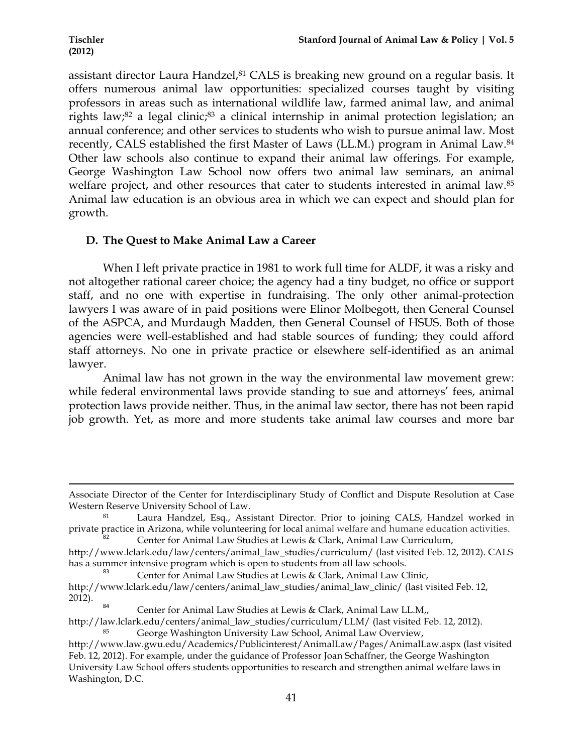assistant director Laura Handzel,[81] CALS is breaking new ground on a regular basis. It offers numerous animal law opportunities: specialized courses taught by visiting professors in areas such as international wildlife law, farmed animal law, and animal rights law;[82] a legal clinic;[83] a clinical internship in animal protection legislation; an annual conference; and other services to students who wish to pursue animal law. Most recently, CALS established the first Master of Laws (LL.M.) program in Animal Law.[84] Other law schools also continue to expand their animal law offerings. For example, George Washington Law School now offers two animal law seminars, an animal welfare project, and other resources that cater to students interested in animal law.[85] Animal law education is an obvious area in which we can expect and should plan for growth.

### D. The Quest to Make Animal Law a Career

When I left private practice in 1981 to work full time for ALDF, it was a risky and not altogether rational career choice; the agency had a tiny budget, no office or support staff, and no one with expertise in fundraising. The only other animal-protection lawyers I was aware of in paid positions were Elinor Molbegott, then General Counsel of the ASPCA, and Murdaugh Madden, then General Counsel of HSUS. Both of those agencies were well-established and had stable sources of funding; they could afford staff attorneys. No one in private practice or elsewhere self-identified as an animal lawyer.

Animal law has not grown in the way the environmental law movement grew: while federal environmental laws provide standing to sue and attorneys' fees, animal protection laws provide neither. Thus, in the animal law sector, there has not been rapid job growth. Yet, as more and more students take animal law courses and more bar

---

Associate Director of the Center for Interdisciplinary Study of Conflict and Dispute Resolution at Case Western Reserve University School of Law.

[81] Laura Handzel, Esq., Assistant Director. Prior to joining CALS, Handzel worked in private practice in Arizona, while volunteering for local animal welfare and humane education activities.

[82] Center for Animal Law Studies at Lewis & Clark, Animal Law Curriculum, http://www.lclark.edu/law/centers/animal_law_studies/curriculum/ (last visited Feb. 12, 2012). CALS has a summer intensive program which is open to students from all law schools.

[83] Center for Animal Law Studies at Lewis & Clark, Animal Law Clinic, http://www.lclark.edu/law/centers/animal_law_studies/animal_law_clinic/ (last visited Feb. 12, 2012).

[84] Center for Animal Law Studies at Lewis & Clark, Animal Law LL.M,, http://law.lclark.edu/centers/animal_law_studies/curriculum/LLM/ (last visited Feb. 12, 2012).

[85] George Washington University Law School, Animal Law Overview, http://www.law.gwu.edu/Academics/Publicinterest/AnimalLaw/Pages/AnimalLaw.aspx (last visited Feb. 12, 2012). For example, under the guidance of Professor Joan Schaffner, the George Washington University Law School offers students opportunities to research and strengthen animal welfare laws in Washington, D.C.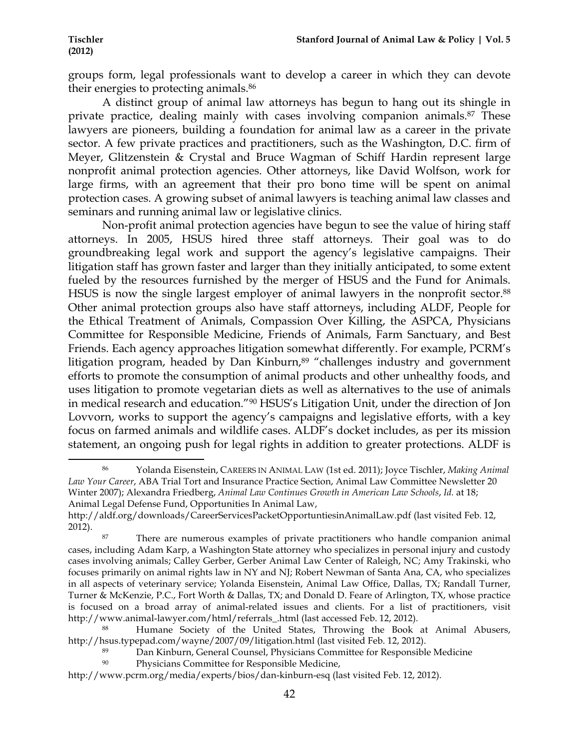groups form, legal professionals want to develop a career in which they can devote their energies to protecting animals.[86]

A distinct group of animal law attorneys has begun to hang out its shingle in private practice, dealing mainly with cases involving companion animals.[87] These lawyers are pioneers, building a foundation for animal law as a career in the private sector. A few private practices and practitioners, such as the Washington, D.C. firm of Meyer, Glitzenstein & Crystal and Bruce Wagman of Schiff Hardin represent large nonprofit animal protection agencies. Other attorneys, like David Wolfson, work for large firms, with an agreement that their pro bono time will be spent on animal protection cases. A growing subset of animal lawyers is teaching animal law classes and seminars and running animal law or legislative clinics.

Non-profit animal protection agencies have begun to see the value of hiring staff attorneys. In 2005, HSUS hired three staff attorneys. Their goal was to do groundbreaking legal work and support the agency's legislative campaigns. Their litigation staff has grown faster and larger than they initially anticipated, to some extent fueled by the resources furnished by the merger of HSUS and the Fund for Animals. HSUS is now the single largest employer of animal lawyers in the nonprofit sector.[88] Other animal protection groups also have staff attorneys, including ALDF, People for the Ethical Treatment of Animals, Compassion Over Killing, the ASPCA, Physicians Committee for Responsible Medicine, Friends of Animals, Farm Sanctuary, and Best Friends. Each agency approaches litigation somewhat differently. For example, PCRM's litigation program, headed by Dan Kinburn,[89] "challenges industry and government efforts to promote the consumption of animal products and other unhealthy foods, and uses litigation to promote vegetarian diets as well as alternatives to the use of animals in medical research and education."[90] HSUS's Litigation Unit, under the direction of Jon Lovvorn, works to support the agency's campaigns and legislative efforts, with a key focus on farmed animals and wildlife cases. ALDF's docket includes, as per its mission statement, an ongoing push for legal rights in addition to greater protections. ALDF is

---

[86] Yolanda Eisenstein, CAREERS IN ANIMAL LAW (1st ed. 2011); Joyce Tischler, *Making Animal Law Your Career*, ABA Trial Tort and Insurance Practice Section, Animal Law Committee Newsletter 20 Winter 2007); Alexandra Friedberg, *Animal Law Continues Growth in American Law Schools*, *Id.* at 18; Animal Legal Defense Fund, Opportunities In Animal Law, http://aldf.org/downloads/CareerServicesPacketOpportuntiesinAnimalLaw.pdf (last visited Feb. 12, 2012).

[87] There are numerous examples of private practitioners who handle companion animal cases, including Adam Karp, a Washington State attorney who specializes in personal injury and custody cases involving animals; Calley Gerber, Gerber Animal Law Center of Raleigh, NC; Amy Trakinski, who focuses primarily on animal rights law in NY and NJ; Robert Newman of Santa Ana, CA, who specializes in all aspects of veterinary service; Yolanda Eisenstein, Animal Law Office, Dallas, TX; Randall Turner, Turner & McKenzie, P.C., Fort Worth & Dallas, TX; and Donald D. Feare of Arlington, TX, whose practice is focused on a broad array of animal-related issues and clients. For a list of practitioners, visit http://www.animal-lawyer.com/html/referrals_.html (last accessed Feb. 12, 2012).

[88] Humane Society of the United States, Throwing the Book at Animal Abusers, http://hsus.typepad.com/wayne/2007/09/litigation.html (last visited Feb. 12, 2012).

[89] Dan Kinburn, General Counsel, Physicians Committee for Responsible Medicine

[90] Physicians Committee for Responsible Medicine, http://www.pcrm.org/media/experts/bios/dan-kinburn-esq (last visited Feb. 12, 2012).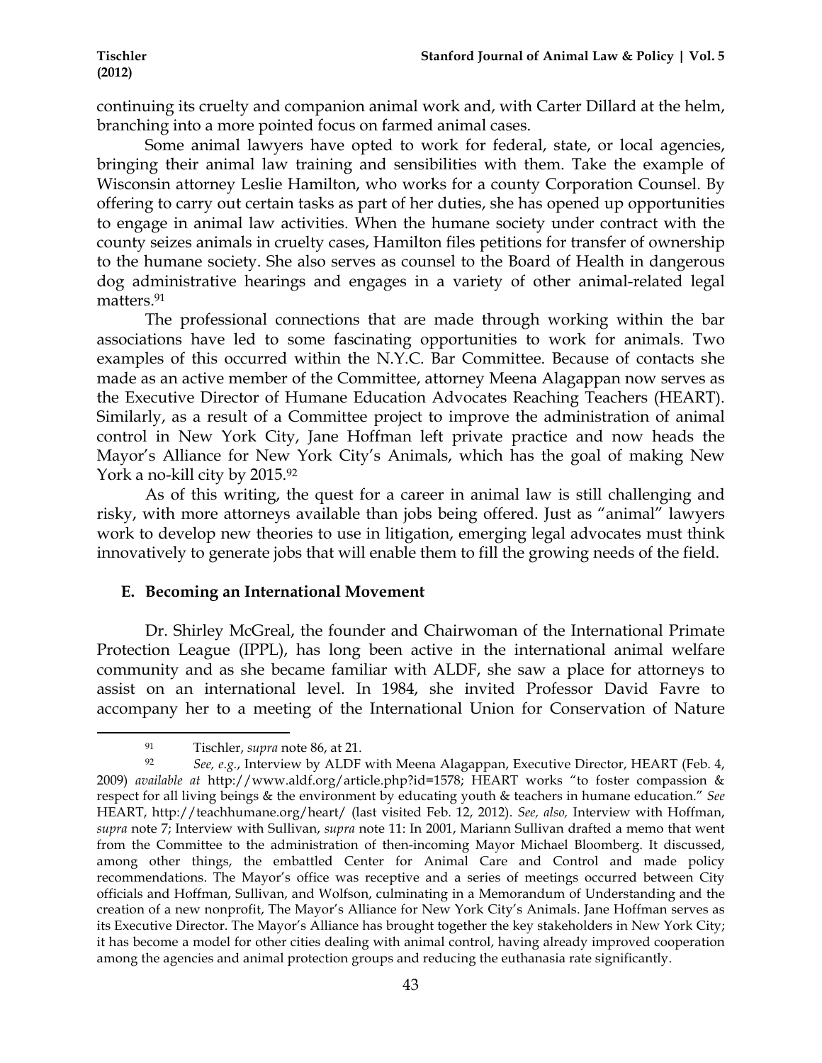continuing its cruelty and companion animal work and, with Carter Dillard at the helm, branching into a more pointed focus on farmed animal cases.

Some animal lawyers have opted to work for federal, state, or local agencies, bringing their animal law training and sensibilities with them. Take the example of Wisconsin attorney Leslie Hamilton, who works for a county Corporation Counsel. By offering to carry out certain tasks as part of her duties, she has opened up opportunities to engage in animal law activities. When the humane society under contract with the county seizes animals in cruelty cases, Hamilton files petitions for transfer of ownership to the humane society. She also serves as counsel to the Board of Health in dangerous dog administrative hearings and engages in a variety of other animal-related legal matters.[91]

The professional connections that are made through working within the bar associations have led to some fascinating opportunities to work for animals. Two examples of this occurred within the N.Y.C. Bar Committee. Because of contacts she made as an active member of the Committee, attorney Meena Alagappan now serves as the Executive Director of Humane Education Advocates Reaching Teachers (HEART). Similarly, as a result of a Committee project to improve the administration of animal control in New York City, Jane Hoffman left private practice and now heads the Mayor's Alliance for New York City's Animals, which has the goal of making New York a no-kill city by 2015.[92]

As of this writing, the quest for a career in animal law is still challenging and risky, with more attorneys available than jobs being offered. Just as "animal" lawyers work to develop new theories to use in litigation, emerging legal advocates must think innovatively to generate jobs that will enable them to fill the growing needs of the field.

### E. Becoming an International Movement

Dr. Shirley McGreal, the founder and Chairwoman of the International Primate Protection League (IPPL), has long been active in the international animal welfare community and as she became familiar with ALDF, she saw a place for attorneys to assist on an international level. In 1984, she invited Professor David Favre to accompany her to a meeting of the International Union for Conservation of Nature

---

[91] Tischler, *supra* note 86, at 21.

[92] *See, e.g.*, Interview by ALDF with Meena Alagappan, Executive Director, HEART (Feb. 4, 2009) *available at* http://www.aldf.org/article.php?id=1578; HEART works "to foster compassion & respect for all living beings & the environment by educating youth & teachers in humane education." *See* HEART, http://teachhumane.org/heart/ (last visited Feb. 12, 2012). *See, also,* Interview with Hoffman, *supra* note 7; Interview with Sullivan, *supra* note 11: In 2001, Mariann Sullivan drafted a memo that went from the Committee to the administration of then-incoming Mayor Michael Bloomberg. It discussed, among other things, the embattled Center for Animal Care and Control and made policy recommendations. The Mayor's office was receptive and a series of meetings occurred between City officials and Hoffman, Sullivan, and Wolfson, culminating in a Memorandum of Understanding and the creation of a new nonprofit, The Mayor's Alliance for New York City's Animals. Jane Hoffman serves as its Executive Director. The Mayor's Alliance has brought together the key stakeholders in New York City; it has become a model for other cities dealing with animal control, having already improved cooperation among the agencies and animal protection groups and reducing the euthanasia rate significantly.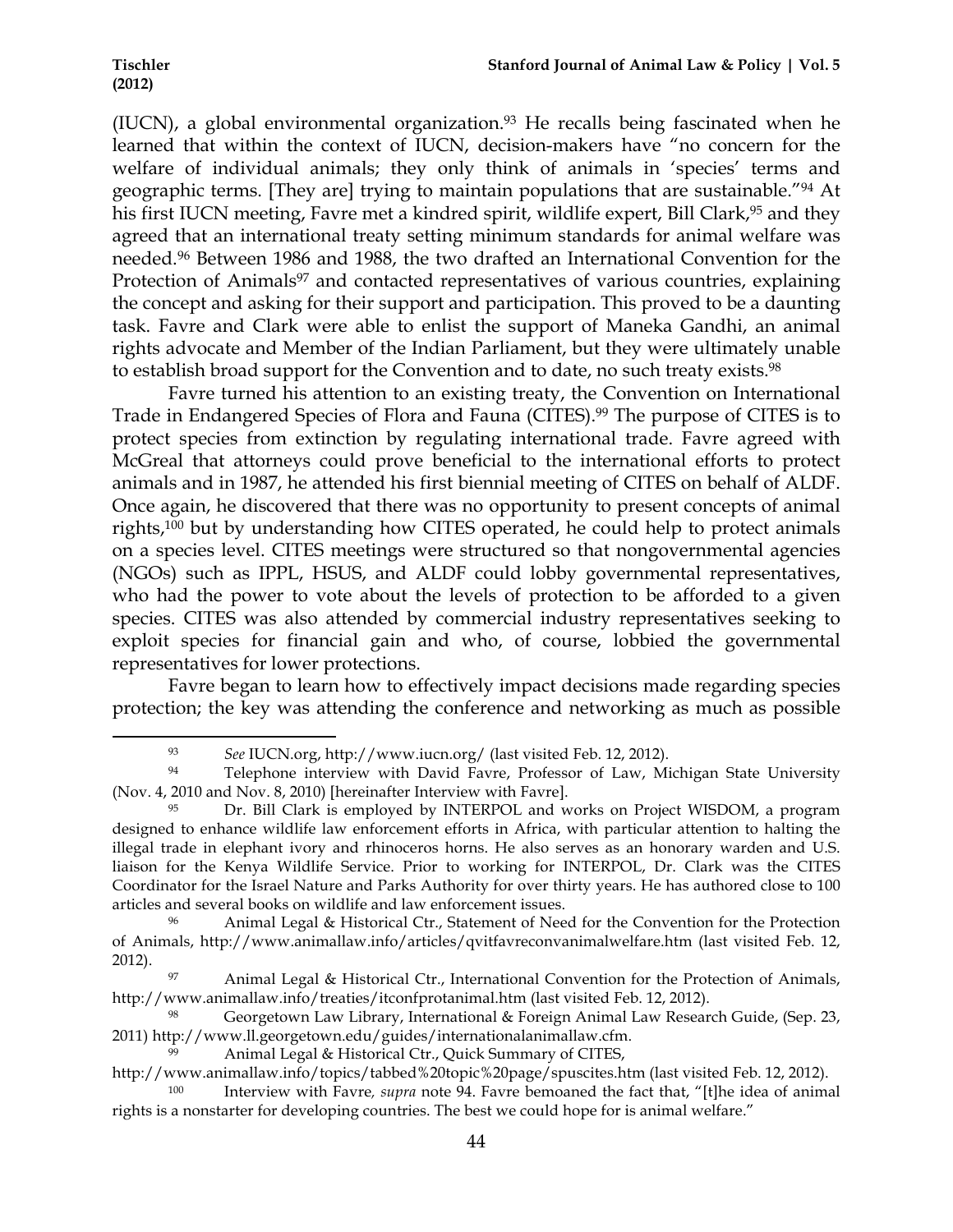(IUCN), a global environmental organization.[93] He recalls being fascinated when he learned that within the context of IUCN, decision-makers have "no concern for the welfare of individual animals; they only think of animals in 'species' terms and geographic terms. [They are] trying to maintain populations that are sustainable."[94] At his first IUCN meeting, Favre met a kindred spirit, wildlife expert, Bill Clark,[95] and they agreed that an international treaty setting minimum standards for animal welfare was needed.[96] Between 1986 and 1988, the two drafted an International Convention for the Protection of Animals[97] and contacted representatives of various countries, explaining the concept and asking for their support and participation. This proved to be a daunting task. Favre and Clark were able to enlist the support of Maneka Gandhi, an animal rights advocate and Member of the Indian Parliament, but they were ultimately unable to establish broad support for the Convention and to date, no such treaty exists.[98]

Favre turned his attention to an existing treaty, the Convention on International Trade in Endangered Species of Flora and Fauna (CITES).[99] The purpose of CITES is to protect species from extinction by regulating international trade. Favre agreed with McGreal that attorneys could prove beneficial to the international efforts to protect animals and in 1987, he attended his first biennial meeting of CITES on behalf of ALDF. Once again, he discovered that there was no opportunity to present concepts of animal rights,[100] but by understanding how CITES operated, he could help to protect animals on a species level. CITES meetings were structured so that nongovernmental agencies (NGOs) such as IPPL, HSUS, and ALDF could lobby governmental representatives, who had the power to vote about the levels of protection to be afforded to a given species. CITES was also attended by commercial industry representatives seeking to exploit species for financial gain and who, of course, lobbied the governmental representatives for lower protections.

Favre began to learn how to effectively impact decisions made regarding species protection; the key was attending the conference and networking as much as possible

---

[93] *See* IUCN.org, http://www.iucn.org/ (last visited Feb. 12, 2012).

[94] Telephone interview with David Favre, Professor of Law, Michigan State University (Nov. 4, 2010 and Nov. 8, 2010) [hereinafter Interview with Favre].

[95] Dr. Bill Clark is employed by INTERPOL and works on Project WISDOM, a program designed to enhance wildlife law enforcement efforts in Africa, with particular attention to halting the illegal trade in elephant ivory and rhinoceros horns. He also serves as an honorary warden and U.S. liaison for the Kenya Wildlife Service. Prior to working for INTERPOL, Dr. Clark was the CITES Coordinator for the Israel Nature and Parks Authority for over thirty years. He has authored close to 100 articles and several books on wildlife and law enforcement issues.

[96] Animal Legal & Historical Ctr., Statement of Need for the Convention for the Protection of Animals, http://www.animallaw.info/articles/qvitfavreconvanimalwelfare.htm (last visited Feb. 12, 2012).

[97] Animal Legal & Historical Ctr., International Convention for the Protection of Animals, http://www.animallaw.info/treaties/itconfprotanimal.htm (last visited Feb. 12, 2012).

[98] Georgetown Law Library, International & Foreign Animal Law Research Guide, (Sep. 23, 2011) http://www.ll.georgetown.edu/guides/internationalanimallaw.cfm.

[99] Animal Legal & Historical Ctr., Quick Summary of CITES, http://www.animallaw.info/topics/tabbed%20topic%20page/spuscites.htm (last visited Feb. 12, 2012).

[100] Interview with Favre, *supra* note 94. Favre bemoaned the fact that, "[t]he idea of animal rights is a nonstarter for developing countries. The best we could hope for is animal welfare."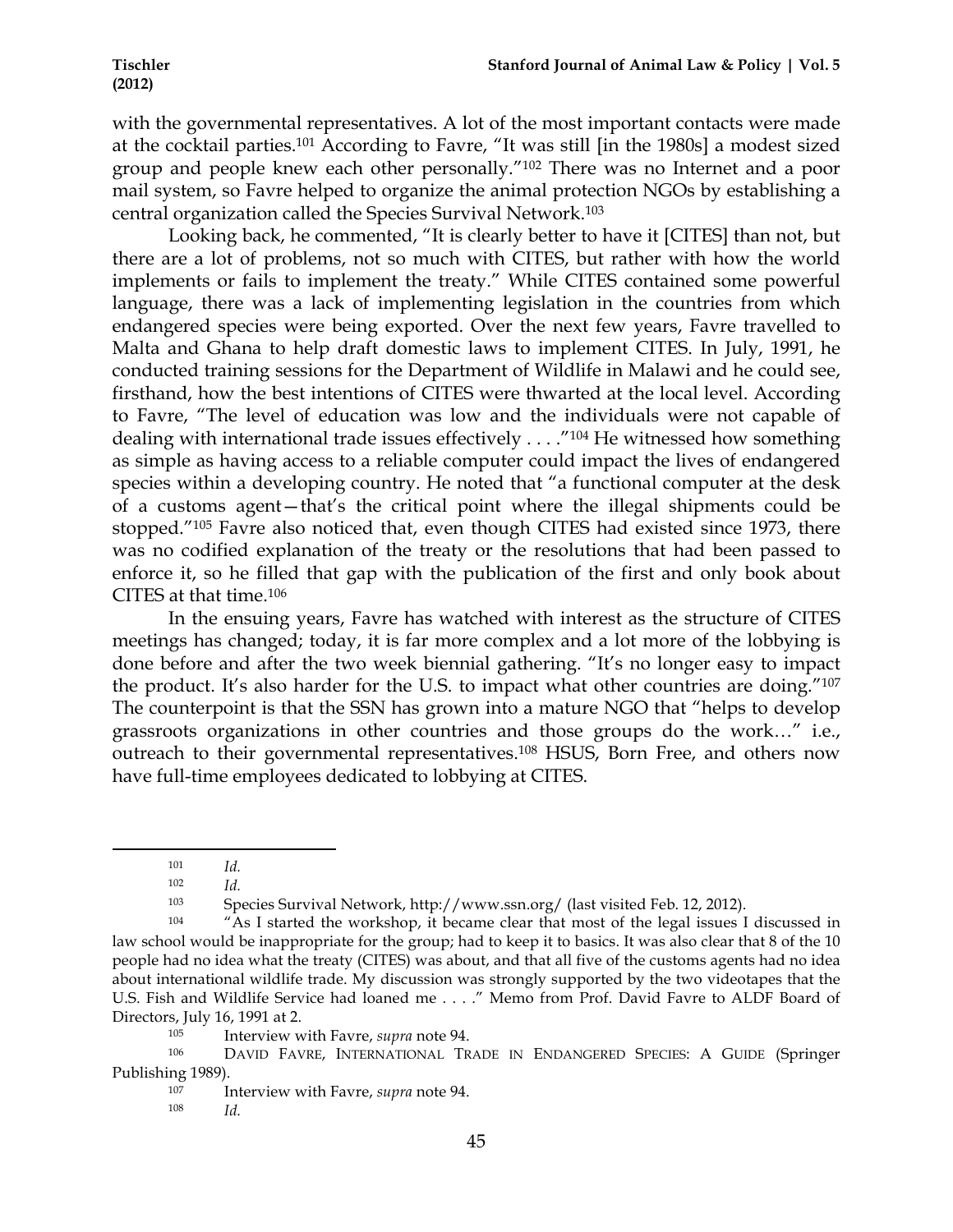with the governmental representatives. A lot of the most important contacts were made at the cocktail parties.[101] According to Favre, "It was still [in the 1980s] a modest sized group and people knew each other personally."[102] There was no Internet and a poor mail system, so Favre helped to organize the animal protection NGOs by establishing a central organization called the Species Survival Network.[103]

Looking back, he commented, "It is clearly better to have it [CITES] than not, but there are a lot of problems, not so much with CITES, but rather with how the world implements or fails to implement the treaty." While CITES contained some powerful language, there was a lack of implementing legislation in the countries from which endangered species were being exported. Over the next few years, Favre travelled to Malta and Ghana to help draft domestic laws to implement CITES. In July, 1991, he conducted training sessions for the Department of Wildlife in Malawi and he could see, firsthand, how the best intentions of CITES were thwarted at the local level. According to Favre, "The level of education was low and the individuals were not capable of dealing with international trade issues effectively . . . ."[104] He witnessed how something as simple as having access to a reliable computer could impact the lives of endangered species within a developing country. He noted that "a functional computer at the desk of a customs agent—that's the critical point where the illegal shipments could be stopped."[105] Favre also noticed that, even though CITES had existed since 1973, there was no codified explanation of the treaty or the resolutions that had been passed to enforce it, so he filled that gap with the publication of the first and only book about CITES at that time.[106]

In the ensuing years, Favre has watched with interest as the structure of CITES meetings has changed; today, it is far more complex and a lot more of the lobbying is done before and after the two week biennial gathering. "It's no longer easy to impact the product. It's also harder for the U.S. to impact what other countries are doing."[107] The counterpoint is that the SSN has grown into a mature NGO that "helps to develop grassroots organizations in other countries and those groups do the work…" i.e., outreach to their governmental representatives.[108] HSUS, Born Free, and others now have full-time employees dedicated to lobbying at CITES.

---

[101] *Id.*

[102] *Id.*

[103] Species Survival Network, http://www.ssn.org/ (last visited Feb. 12, 2012).

[104] "As I started the workshop, it became clear that most of the legal issues I discussed in law school would be inappropriate for the group; had to keep it to basics. It was also clear that 8 of the 10 people had no idea what the treaty (CITES) was about, and that all five of the customs agents had no idea about international wildlife trade. My discussion was strongly supported by the two videotapes that the U.S. Fish and Wildlife Service had loaned me . . . ." Memo from Prof. David Favre to ALDF Board of Directors, July 16, 1991 at 2.

[105] Interview with Favre, *supra* note 94.

[106] DAVID FAVRE, INTERNATIONAL TRADE IN ENDANGERED SPECIES: A GUIDE (Springer Publishing 1989).

[107] Interview with Favre, *supra* note 94.

[108] *Id.*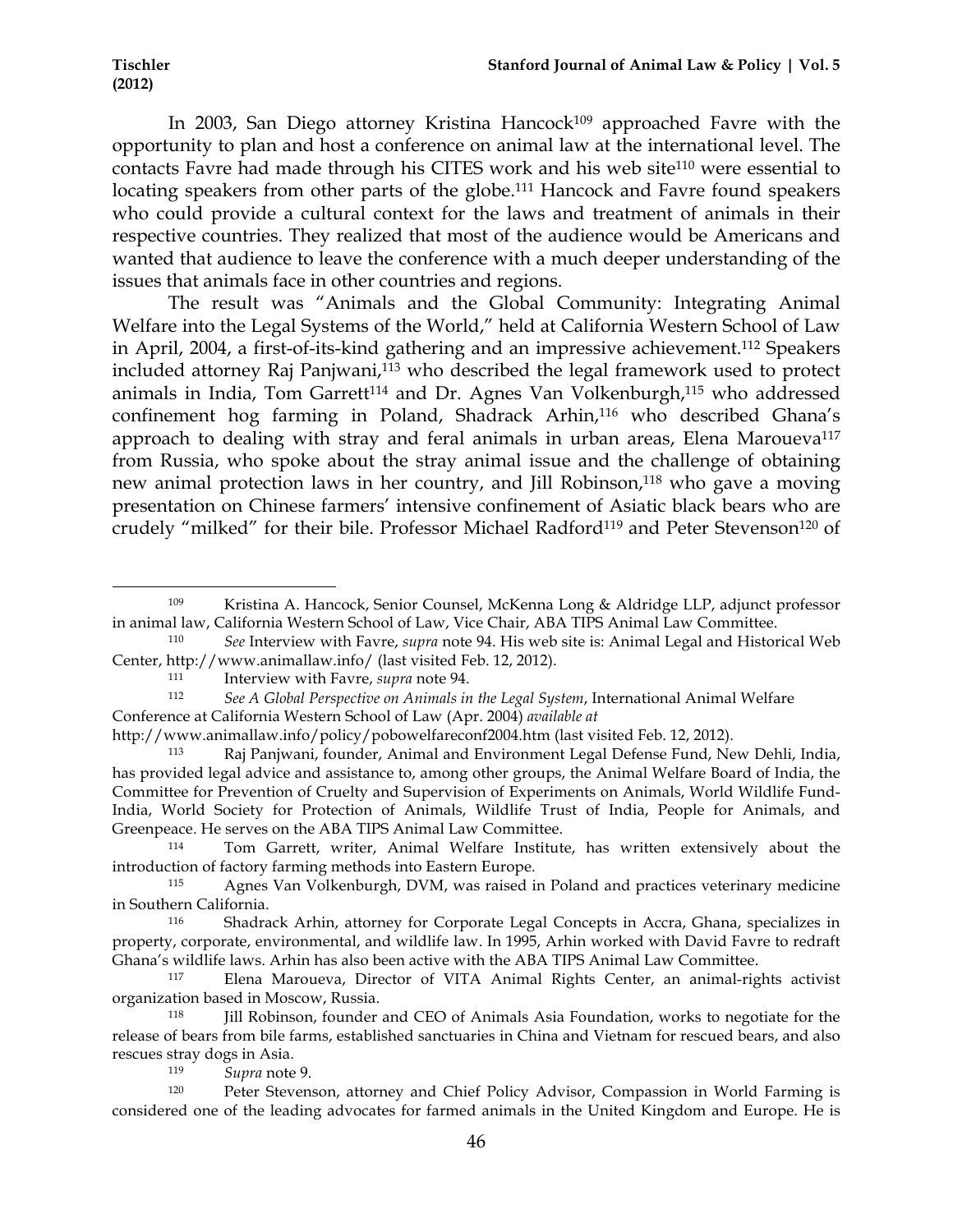In 2003, San Diego attorney Kristina Hancock[109] approached Favre with the opportunity to plan and host a conference on animal law at the international level. The contacts Favre had made through his CITES work and his web site[110] were essential to locating speakers from other parts of the globe.[111] Hancock and Favre found speakers who could provide a cultural context for the laws and treatment of animals in their respective countries. They realized that most of the audience would be Americans and wanted that audience to leave the conference with a much deeper understanding of the issues that animals face in other countries and regions.

The result was "Animals and the Global Community: Integrating Animal Welfare into the Legal Systems of the World," held at California Western School of Law in April, 2004, a first-of-its-kind gathering and an impressive achievement.[112] Speakers included attorney Raj Panjwani,[113] who described the legal framework used to protect animals in India, Tom Garrett[114] and Dr. Agnes Van Volkenburgh,[115] who addressed confinement hog farming in Poland, Shadrack Arhin,[116] who described Ghana's approach to dealing with stray and feral animals in urban areas, Elena Maroueva[117] from Russia, who spoke about the stray animal issue and the challenge of obtaining new animal protection laws in her country, and Jill Robinson,[118] who gave a moving presentation on Chinese farmers' intensive confinement of Asiatic black bears who are crudely "milked" for their bile. Professor Michael Radford[119] and Peter Stevenson[120] of

---

[109] Kristina A. Hancock, Senior Counsel, McKenna Long & Aldridge LLP, adjunct professor in animal law, California Western School of Law, Vice Chair, ABA TIPS Animal Law Committee.

[110] *See* Interview with Favre, *supra* note 94. His web site is: Animal Legal and Historical Web Center, http://www.animallaw.info/ (last visited Feb. 12, 2012).

[111] Interview with Favre, *supra* note 94.

[112] *See A Global Perspective on Animals in the Legal System*, International Animal Welfare Conference at California Western School of Law (Apr. 2004) *available at* http://www.animallaw.info/policy/pobowelfareconf2004.htm (last visited Feb. 12, 2012).

[113] Raj Panjwani, founder, Animal and Environment Legal Defense Fund, New Dehli, India, has provided legal advice and assistance to, among other groups, the Animal Welfare Board of India, the Committee for Prevention of Cruelty and Supervision of Experiments on Animals, World Wildlife Fund-India, World Society for Protection of Animals, Wildlife Trust of India, People for Animals, and Greenpeace. He serves on the ABA TIPS Animal Law Committee.

[114] Tom Garrett, writer, Animal Welfare Institute, has written extensively about the introduction of factory farming methods into Eastern Europe.

[115] Agnes Van Volkenburgh, DVM, was raised in Poland and practices veterinary medicine in Southern California.

[116] Shadrack Arhin, attorney for Corporate Legal Concepts in Accra, Ghana, specializes in property, corporate, environmental, and wildlife law. In 1995, Arhin worked with David Favre to redraft Ghana's wildlife laws. Arhin has also been active with the ABA TIPS Animal Law Committee.

[117] Elena Maroueva, Director of VITA Animal Rights Center, an animal-rights activist organization based in Moscow, Russia.

[118] Jill Robinson, founder and CEO of Animals Asia Foundation, works to negotiate for the release of bears from bile farms, established sanctuaries in China and Vietnam for rescued bears, and also rescues stray dogs in Asia.

[119] *Supra* note 9.

[120] Peter Stevenson, attorney and Chief Policy Advisor, Compassion in World Farming is considered one of the leading advocates for farmed animals in the United Kingdom and Europe. He is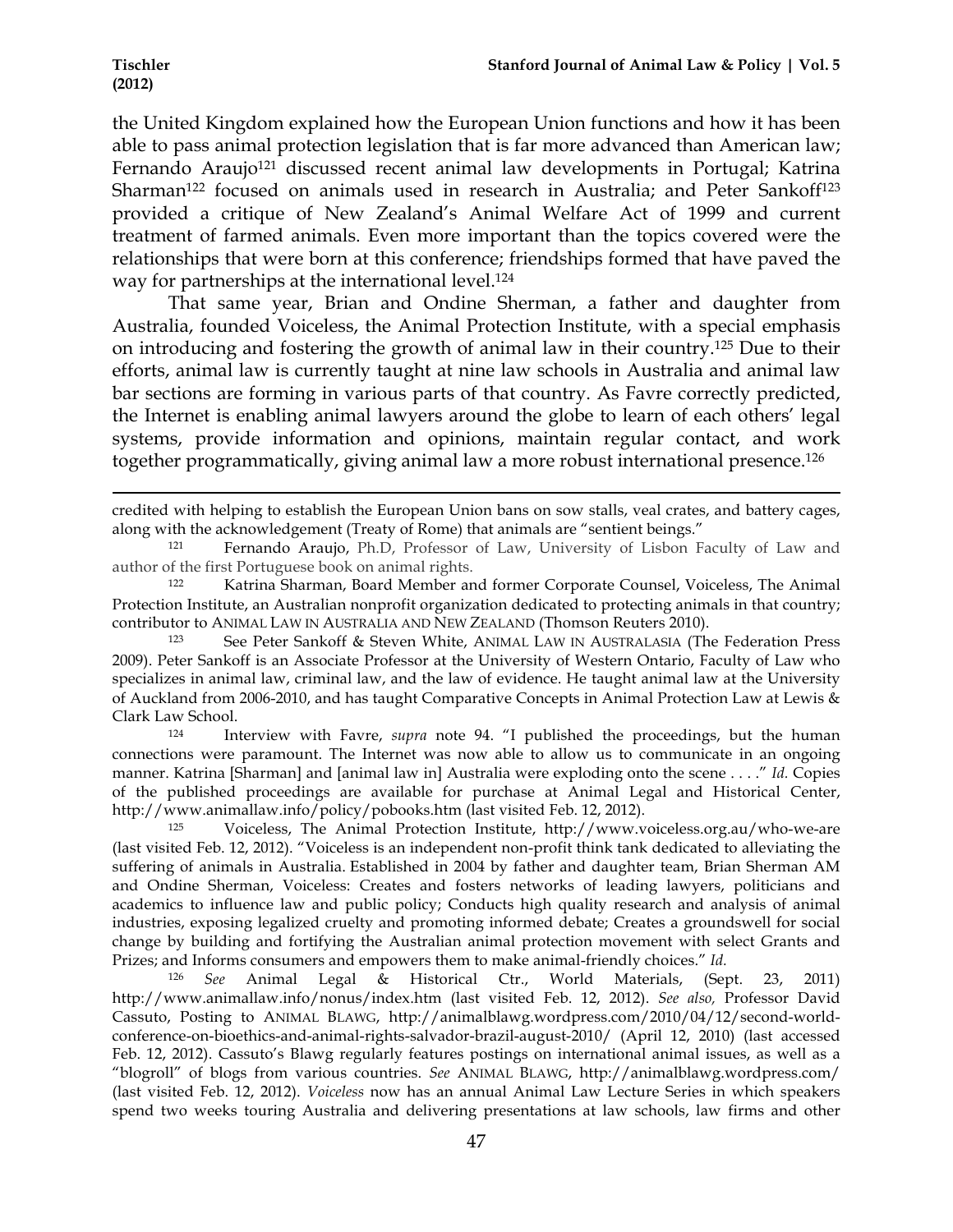the United Kingdom explained how the European Union functions and how it has been able to pass animal protection legislation that is far more advanced than American law; Fernando Araujo[121] discussed recent animal law developments in Portugal; Katrina Sharman[122] focused on animals used in research in Australia; and Peter Sankoff[123] provided a critique of New Zealand's Animal Welfare Act of 1999 and current treatment of farmed animals. Even more important than the topics covered were the relationships that were born at this conference; friendships formed that have paved the way for partnerships at the international level.[124]

That same year, Brian and Ondine Sherman, a father and daughter from Australia, founded Voiceless, the Animal Protection Institute, with a special emphasis on introducing and fostering the growth of animal law in their country.[125] Due to their efforts, animal law is currently taught at nine law schools in Australia and animal law bar sections are forming in various parts of that country. As Favre correctly predicted, the Internet is enabling animal lawyers around the globe to learn of each others' legal systems, provide information and opinions, maintain regular contact, and work together programmatically, giving animal law a more robust international presence.[126]

---

credited with helping to establish the European Union bans on sow stalls, veal crates, and battery cages, along with the acknowledgement (Treaty of Rome) that animals are "sentient beings."

[121] Fernando Araujo, Ph.D, Professor of Law, University of Lisbon Faculty of Law and author of the first Portuguese book on animal rights.

[122] Katrina Sharman, Board Member and former Corporate Counsel, Voiceless, The Animal Protection Institute, an Australian nonprofit organization dedicated to protecting animals in that country; contributor to ANIMAL LAW IN AUSTRALIA AND NEW ZEALAND (Thomson Reuters 2010).

[123] See Peter Sankoff & Steven White, ANIMAL LAW IN AUSTRALASIA (The Federation Press 2009). Peter Sankoff is an Associate Professor at the University of Western Ontario, Faculty of Law who specializes in animal law, criminal law, and the law of evidence. He taught animal law at the University of Auckland from 2006-2010, and has taught Comparative Concepts in Animal Protection Law at Lewis & Clark Law School.

[124] Interview with Favre, *supra* note 94. "I published the proceedings, but the human connections were paramount. The Internet was now able to allow us to communicate in an ongoing manner. Katrina [Sharman] and [animal law in] Australia were exploding onto the scene . . . ." *Id.* Copies of the published proceedings are available for purchase at Animal Legal and Historical Center, http://www.animallaw.info/policy/pobooks.htm (last visited Feb. 12, 2012).

[125] Voiceless, The Animal Protection Institute, http://www.voiceless.org.au/who-we-are (last visited Feb. 12, 2012). "Voiceless is an independent non-profit think tank dedicated to alleviating the suffering of animals in Australia. Established in 2004 by father and daughter team, Brian Sherman AM and Ondine Sherman, Voiceless: Creates and fosters networks of leading lawyers, politicians and academics to influence law and public policy; Conducts high quality research and analysis of animal industries, exposing legalized cruelty and promoting informed debate; Creates a groundswell for social change by building and fortifying the Australian animal protection movement with select Grants and Prizes; and Informs consumers and empowers them to make animal-friendly choices." *Id.*

[126] *See* Animal Legal & Historical Ctr., World Materials, (Sept. 23, 2011) http://www.animallaw.info/nonus/index.htm (last visited Feb. 12, 2012). *See also,* Professor David Cassuto, Posting to ANIMAL BLAWG, http://animalblawg.wordpress.com/2010/04/12/second-world-conference-on-bioethics-and-animal-rights-salvador-brazil-august-2010/ (April 12, 2010) (last accessed Feb. 12, 2012). Cassuto's Blawg regularly features postings on international animal issues, as well as a "blogroll" of blogs from various countries. *See* ANIMAL BLAWG, http://animalblawg.wordpress.com/ (last visited Feb. 12, 2012). *Voiceless* now has an annual Animal Law Lecture Series in which speakers spend two weeks touring Australia and delivering presentations at law schools, law firms and other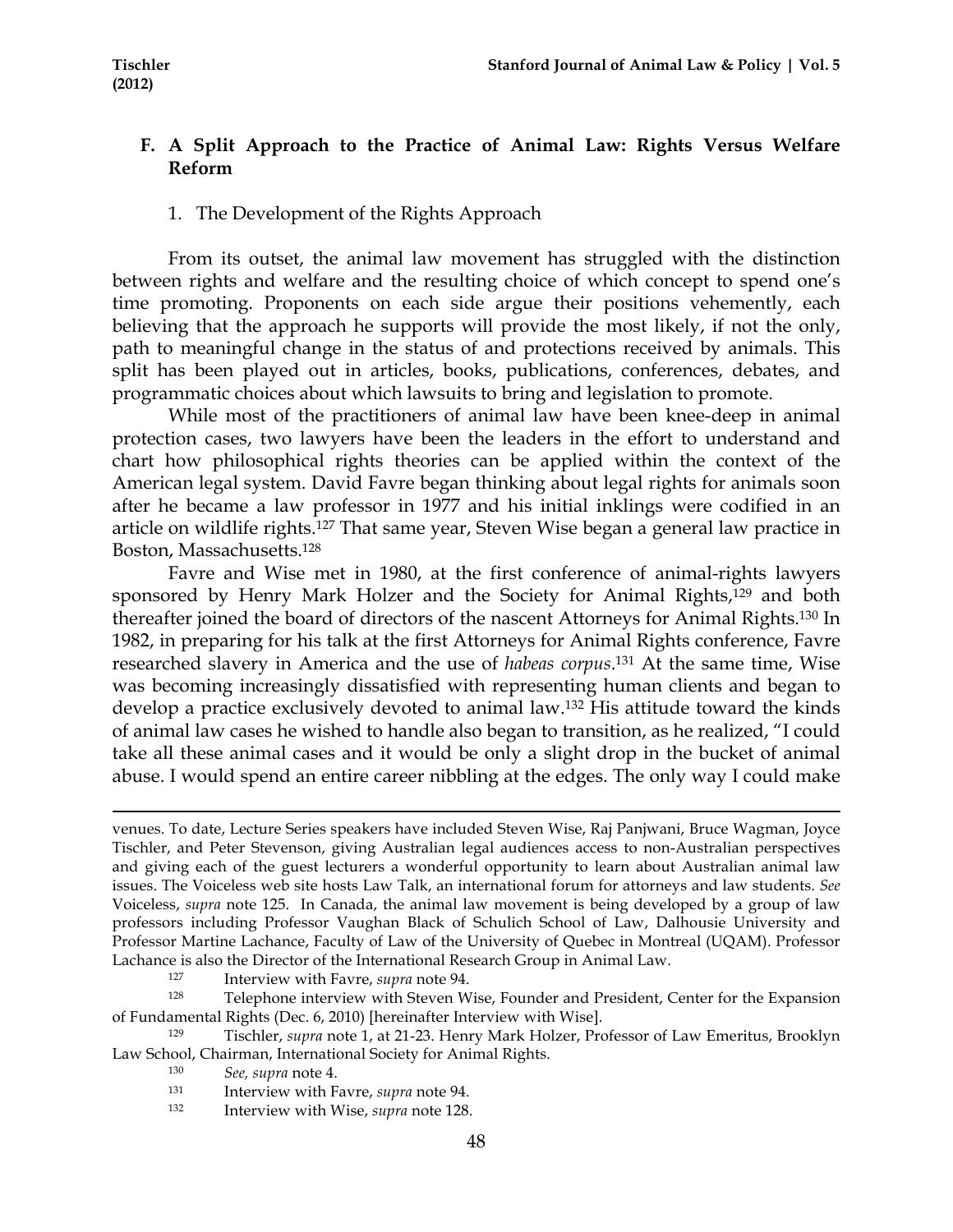## F. A Split Approach to the Practice of Animal Law: Rights Versus Welfare Reform

### 1. The Development of the Rights Approach

From its outset, the animal law movement has struggled with the distinction between rights and welfare and the resulting choice of which concept to spend one's time promoting. Proponents on each side argue their positions vehemently, each believing that the approach he supports will provide the most likely, if not the only, path to meaningful change in the status of and protections received by animals. This split has been played out in articles, books, publications, conferences, debates, and programmatic choices about which lawsuits to bring and legislation to promote.

While most of the practitioners of animal law have been knee-deep in animal protection cases, two lawyers have been the leaders in the effort to understand and chart how philosophical rights theories can be applied within the context of the American legal system. David Favre began thinking about legal rights for animals soon after he became a law professor in 1977 and his initial inklings were codified in an article on wildlife rights.[127] That same year, Steven Wise began a general law practice in Boston, Massachusetts.[128]

Favre and Wise met in 1980, at the first conference of animal-rights lawyers sponsored by Henry Mark Holzer and the Society for Animal Rights,[129] and both thereafter joined the board of directors of the nascent Attorneys for Animal Rights.[130] In 1982, in preparing for his talk at the first Attorneys for Animal Rights conference, Favre researched slavery in America and the use of *habeas corpus*.[131] At the same time, Wise was becoming increasingly dissatisfied with representing human clients and began to develop a practice exclusively devoted to animal law.[132] His attitude toward the kinds of animal law cases he wished to handle also began to transition, as he realized, "I could take all these animal cases and it would be only a slight drop in the bucket of animal abuse. I would spend an entire career nibbling at the edges. The only way I could make

---

venues. To date, Lecture Series speakers have included Steven Wise, Raj Panjwani, Bruce Wagman, Joyce Tischler, and Peter Stevenson, giving Australian legal audiences access to non-Australian perspectives and giving each of the guest lecturers a wonderful opportunity to learn about Australian animal law issues. The Voiceless web site hosts Law Talk, an international forum for attorneys and law students. *See* Voiceless, *supra* note 125. In Canada, the animal law movement is being developed by a group of law professors including Professor Vaughan Black of Schulich School of Law, Dalhousie University and Professor Martine Lachance, Faculty of Law of the University of Quebec in Montreal (UQAM). Professor Lachance is also the Director of the International Research Group in Animal Law.

[127] Interview with Favre, *supra* note 94.

[128] Telephone interview with Steven Wise, Founder and President, Center for the Expansion of Fundamental Rights (Dec. 6, 2010) [hereinafter Interview with Wise].

[129] Tischler, *supra* note 1, at 21-23. Henry Mark Holzer, Professor of Law Emeritus, Brooklyn Law School, Chairman, International Society for Animal Rights.

[130] *See, supra* note 4.

[131] Interview with Favre, *supra* note 94.

[132] Interview with Wise, *supra* note 128.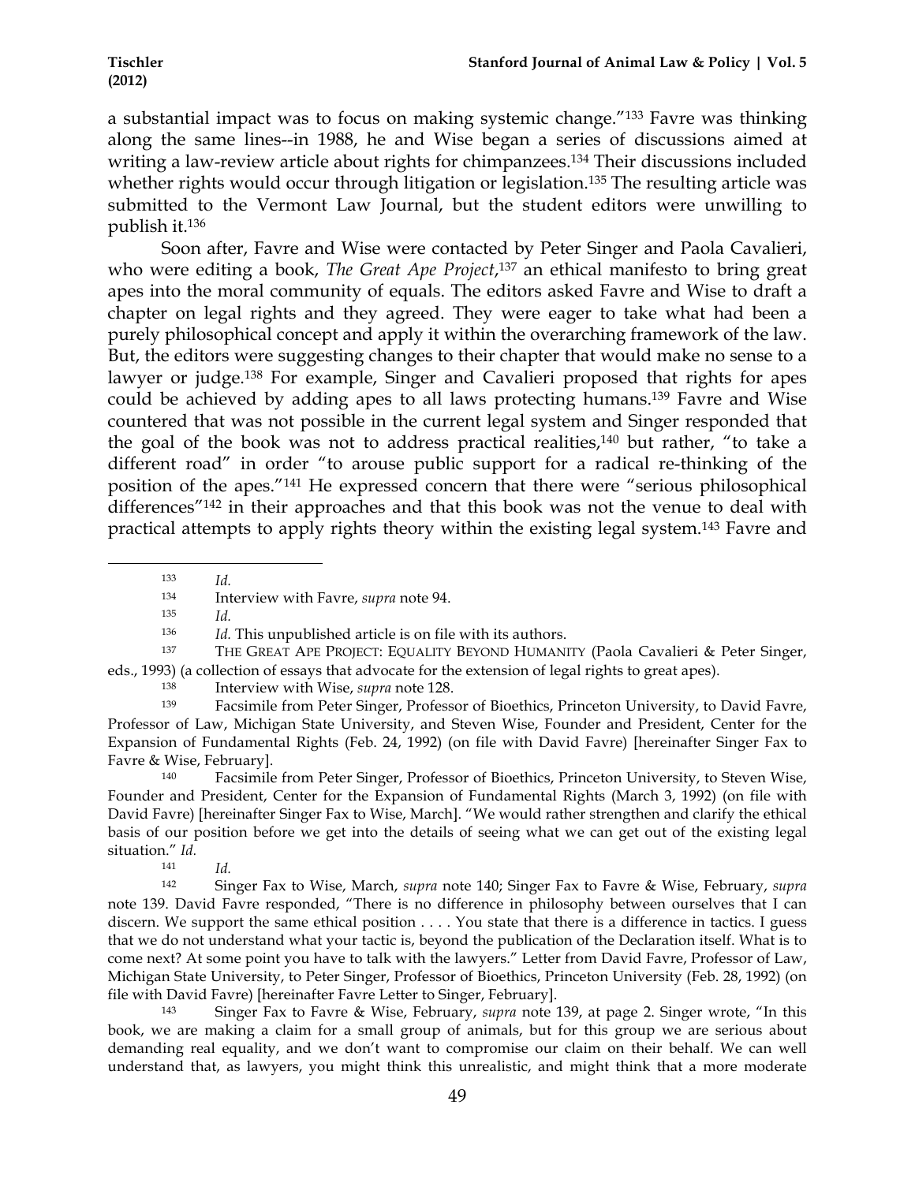a substantial impact was to focus on making systemic change."[133] Favre was thinking along the same lines--in 1988, he and Wise began a series of discussions aimed at writing a law-review article about rights for chimpanzees.[134] Their discussions included whether rights would occur through litigation or legislation.[135] The resulting article was submitted to the Vermont Law Journal, but the student editors were unwilling to publish it.[136]

Soon after, Favre and Wise were contacted by Peter Singer and Paola Cavalieri, who were editing a book, *The Great Ape Project*,[137] an ethical manifesto to bring great apes into the moral community of equals. The editors asked Favre and Wise to draft a chapter on legal rights and they agreed. They were eager to take what had been a purely philosophical concept and apply it within the overarching framework of the law. But, the editors were suggesting changes to their chapter that would make no sense to a lawyer or judge.[138] For example, Singer and Cavalieri proposed that rights for apes could be achieved by adding apes to all laws protecting humans.[139] Favre and Wise countered that was not possible in the current legal system and Singer responded that the goal of the book was not to address practical realities,[140] but rather, "to take a different road" in order "to arouse public support for a radical re-thinking of the position of the apes."[141] He expressed concern that there were "serious philosophical differences"[142] in their approaches and that this book was not the venue to deal with practical attempts to apply rights theory within the existing legal system.[143] Favre and

---

[133] *Id.*

[134] Interview with Favre, *supra* note 94.

[135] *Id.*

[136] *Id.* This unpublished article is on file with its authors.

[137] THE GREAT APE PROJECT: EQUALITY BEYOND HUMANITY (Paola Cavalieri & Peter Singer, eds., 1993) (a collection of essays that advocate for the extension of legal rights to great apes).

[138] Interview with Wise, *supra* note 128.

[139] Facsimile from Peter Singer, Professor of Bioethics, Princeton University, to David Favre, Professor of Law, Michigan State University, and Steven Wise, Founder and President, Center for the Expansion of Fundamental Rights (Feb. 24, 1992) (on file with David Favre) [hereinafter Singer Fax to Favre & Wise, February].

[140] Facsimile from Peter Singer, Professor of Bioethics, Princeton University, to Steven Wise, Founder and President, Center for the Expansion of Fundamental Rights (March 3, 1992) (on file with David Favre) [hereinafter Singer Fax to Wise, March]. "We would rather strengthen and clarify the ethical basis of our position before we get into the details of seeing what we can get out of the existing legal situation." *Id.*

[141] *Id.*

[142] Singer Fax to Wise, March, *supra* note 140; Singer Fax to Favre & Wise, February, *supra* note 139. David Favre responded, "There is no difference in philosophy between ourselves that I can discern. We support the same ethical position . . . . You state that there is a difference in tactics. I guess that we do not understand what your tactic is, beyond the publication of the Declaration itself. What is to come next? At some point you have to talk with the lawyers." Letter from David Favre, Professor of Law, Michigan State University, to Peter Singer, Professor of Bioethics, Princeton University (Feb. 28, 1992) (on file with David Favre) [hereinafter Favre Letter to Singer, February].

[143] Singer Fax to Favre & Wise, February, *supra* note 139, at page 2. Singer wrote, "In this book, we are making a claim for a small group of animals, but for this group we are serious about demanding real equality, and we don't want to compromise our claim on their behalf. We can well understand that, as lawyers, you might think this unrealistic, and might think that a more moderate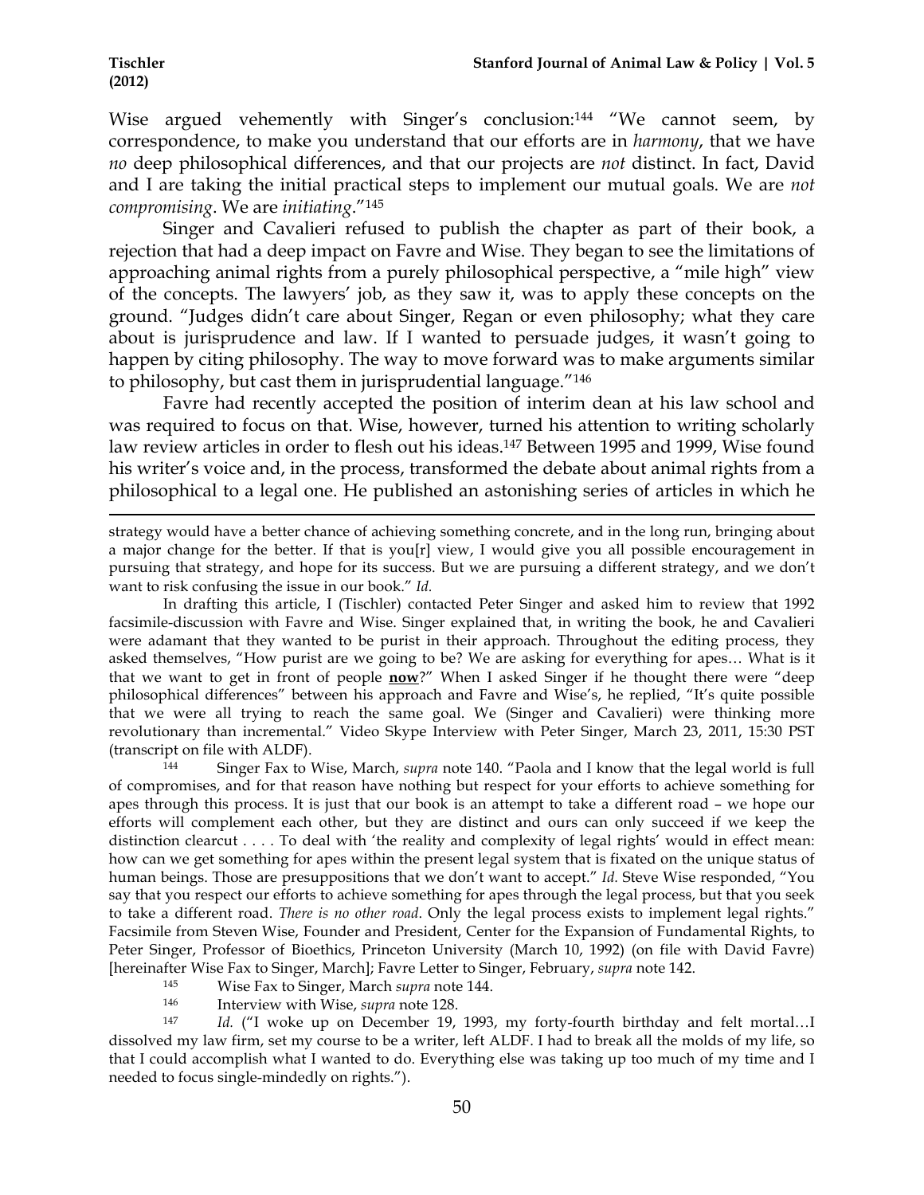Wise argued vehemently with Singer's conclusion:[144] "We cannot seem, by correspondence, to make you understand that our efforts are in *harmony*, that we have *no* deep philosophical differences, and that our projects are *not* distinct. In fact, David and I are taking the initial practical steps to implement our mutual goals. We are *not compromising*. We are *initiating*."[145]

Singer and Cavalieri refused to publish the chapter as part of their book, a rejection that had a deep impact on Favre and Wise. They began to see the limitations of approaching animal rights from a purely philosophical perspective, a "mile high" view of the concepts. The lawyers' job, as they saw it, was to apply these concepts on the ground. "Judges didn't care about Singer, Regan or even philosophy; what they care about is jurisprudence and law. If I wanted to persuade judges, it wasn't going to happen by citing philosophy. The way to move forward was to make arguments similar to philosophy, but cast them in jurisprudential language."[146]

Favre had recently accepted the position of interim dean at his law school and was required to focus on that. Wise, however, turned his attention to writing scholarly law review articles in order to flesh out his ideas.[147] Between 1995 and 1999, Wise found his writer's voice and, in the process, transformed the debate about animal rights from a philosophical to a legal one. He published an astonishing series of articles in which he

---

strategy would have a better chance of achieving something concrete, and in the long run, bringing about a major change for the better. If that is you[r] view, I would give you all possible encouragement in pursuing that strategy, and hope for its success. But we are pursuing a different strategy, and we don't want to risk confusing the issue in our book." *Id.*

In drafting this article, I (Tischler) contacted Peter Singer and asked him to review that 1992 facsimile-discussion with Favre and Wise. Singer explained that, in writing the book, he and Cavalieri were adamant that they wanted to be purist in their approach. Throughout the editing process, they asked themselves, "How purist are we going to be? We are asking for everything for apes… What is it that we want to get in front of people **now**?" When I asked Singer if he thought there were "deep philosophical differences" between his approach and Favre and Wise's, he replied, "It's quite possible that we were all trying to reach the same goal. We (Singer and Cavalieri) were thinking more revolutionary than incremental." Video Skype Interview with Peter Singer, March 23, 2011, 15:30 PST (transcript on file with ALDF).

[144] Singer Fax to Wise, March, *supra* note 140. "Paola and I know that the legal world is full of compromises, and for that reason have nothing but respect for your efforts to achieve something for apes through this process. It is just that our book is an attempt to take a different road – we hope our efforts will complement each other, but they are distinct and ours can only succeed if we keep the distinction clearcut . . . . To deal with 'the reality and complexity of legal rights' would in effect mean: how can we get something for apes within the present legal system that is fixated on the unique status of human beings. Those are presuppositions that we don't want to accept." *Id.* Steve Wise responded, "You say that you respect our efforts to achieve something for apes through the legal process, but that you seek to take a different road. *There is no other road*. Only the legal process exists to implement legal rights." Facsimile from Steven Wise, Founder and President, Center for the Expansion of Fundamental Rights, to Peter Singer, Professor of Bioethics, Princeton University (March 10, 1992) (on file with David Favre) [hereinafter Wise Fax to Singer, March]; Favre Letter to Singer, February, *supra* note 142.

[145] Wise Fax to Singer, March *supra* note 144.

[146] Interview with Wise, *supra* note 128.

[147] *Id.* ("I woke up on December 19, 1993, my forty-fourth birthday and felt mortal…I dissolved my law firm, set my course to be a writer, left ALDF. I had to break all the molds of my life, so that I could accomplish what I wanted to do. Everything else was taking up too much of my time and I needed to focus single-mindedly on rights.").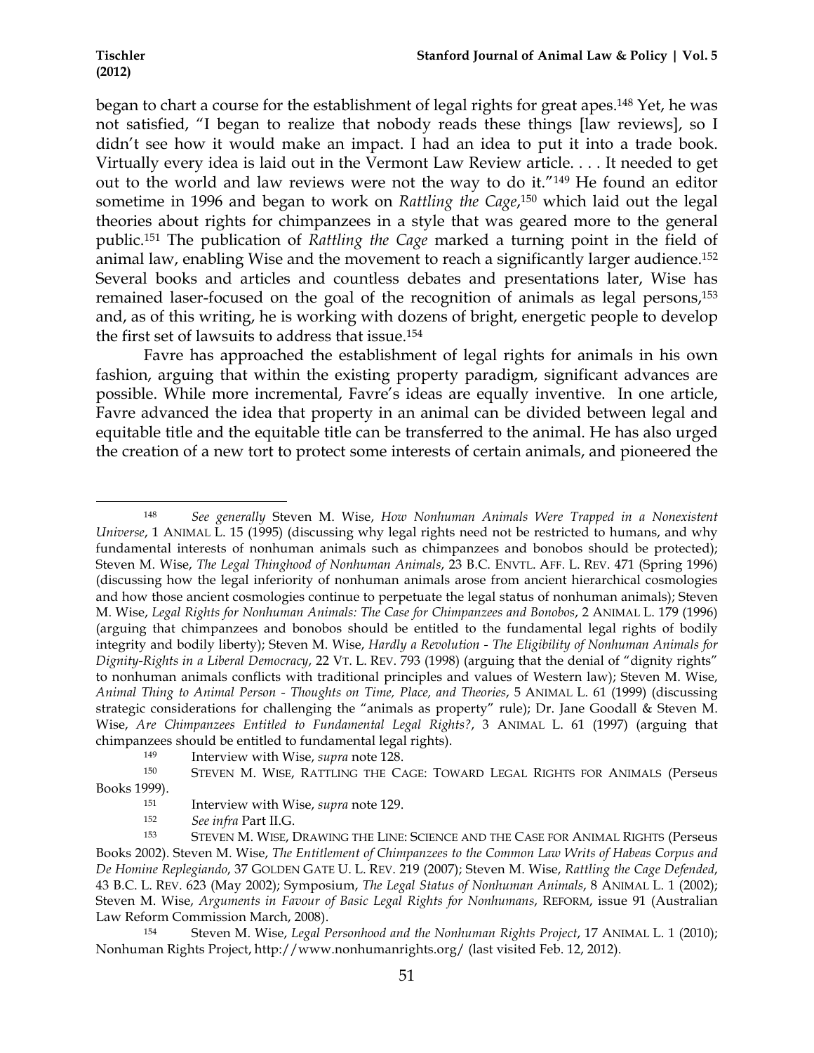began to chart a course for the establishment of legal rights for great apes.[148] Yet, he was not satisfied, "I began to realize that nobody reads these things [law reviews], so I didn't see how it would make an impact. I had an idea to put it into a trade book. Virtually every idea is laid out in the Vermont Law Review article. . . . It needed to get out to the world and law reviews were not the way to do it."[149] He found an editor sometime in 1996 and began to work on *Rattling the Cage*,[150] which laid out the legal theories about rights for chimpanzees in a style that was geared more to the general public.[151] The publication of *Rattling the Cage* marked a turning point in the field of animal law, enabling Wise and the movement to reach a significantly larger audience.[152] Several books and articles and countless debates and presentations later, Wise has remained laser-focused on the goal of the recognition of animals as legal persons,[153] and, as of this writing, he is working with dozens of bright, energetic people to develop the first set of lawsuits to address that issue.[154]

Favre has approached the establishment of legal rights for animals in his own fashion, arguing that within the existing property paradigm, significant advances are possible. While more incremental, Favre's ideas are equally inventive. In one article, Favre advanced the idea that property in an animal can be divided between legal and equitable title and the equitable title can be transferred to the animal. He has also urged the creation of a new tort to protect some interests of certain animals, and pioneered the

---

[148] *See generally* Steven M. Wise, *How Nonhuman Animals Were Trapped in a Nonexistent Universe*, 1 ANIMAL L. 15 (1995) (discussing why legal rights need not be restricted to humans, and why fundamental interests of nonhuman animals such as chimpanzees and bonobos should be protected); Steven M. Wise, *The Legal Thinghood of Nonhuman Animals*, 23 B.C. ENVTL. AFF. L. REV. 471 (Spring 1996) (discussing how the legal inferiority of nonhuman animals arose from ancient hierarchical cosmologies and how those ancient cosmologies continue to perpetuate the legal status of nonhuman animals); Steven M. Wise, *Legal Rights for Nonhuman Animals: The Case for Chimpanzees and Bonobos*, 2 ANIMAL L. 179 (1996) (arguing that chimpanzees and bonobos should be entitled to the fundamental legal rights of bodily integrity and bodily liberty); Steven M. Wise, *Hardly a Revolution - The Eligibility of Nonhuman Animals for Dignity-Rights in a Liberal Democracy*, 22 VT. L. REV. 793 (1998) (arguing that the denial of "dignity rights" to nonhuman animals conflicts with traditional principles and values of Western law); Steven M. Wise, *Animal Thing to Animal Person - Thoughts on Time, Place, and Theories*, 5 ANIMAL L. 61 (1999) (discussing strategic considerations for challenging the "animals as property" rule); Dr. Jane Goodall & Steven M. Wise, *Are Chimpanzees Entitled to Fundamental Legal Rights?*, 3 ANIMAL L. 61 (1997) (arguing that chimpanzees should be entitled to fundamental legal rights).

[149] Interview with Wise, *supra* note 128.

[150] STEVEN M. WISE, RATTLING THE CAGE: TOWARD LEGAL RIGHTS FOR ANIMALS (Perseus Books 1999).

[151] Interview with Wise, *supra* note 129.

[152] *See infra* Part II.G.

[153] STEVEN M. WISE, DRAWING THE LINE: SCIENCE AND THE CASE FOR ANIMAL RIGHTS (Perseus Books 2002). Steven M. Wise, *The Entitlement of Chimpanzees to the Common Law Writs of Habeas Corpus and De Homine Replegiando*, 37 GOLDEN GATE U. L. REV. 219 (2007); Steven M. Wise, *Rattling the Cage Defended*, 43 B.C. L. REV. 623 (May 2002); Symposium, *The Legal Status of Nonhuman Animals*, 8 ANIMAL L. 1 (2002); Steven M. Wise, *Arguments in Favour of Basic Legal Rights for Nonhumans*, REFORM, issue 91 (Australian Law Reform Commission March, 2008).

[154] Steven M. Wise, *Legal Personhood and the Nonhuman Rights Project*, 17 ANIMAL L. 1 (2010); Nonhuman Rights Project, http://www.nonhumanrights.org/ (last visited Feb. 12, 2012).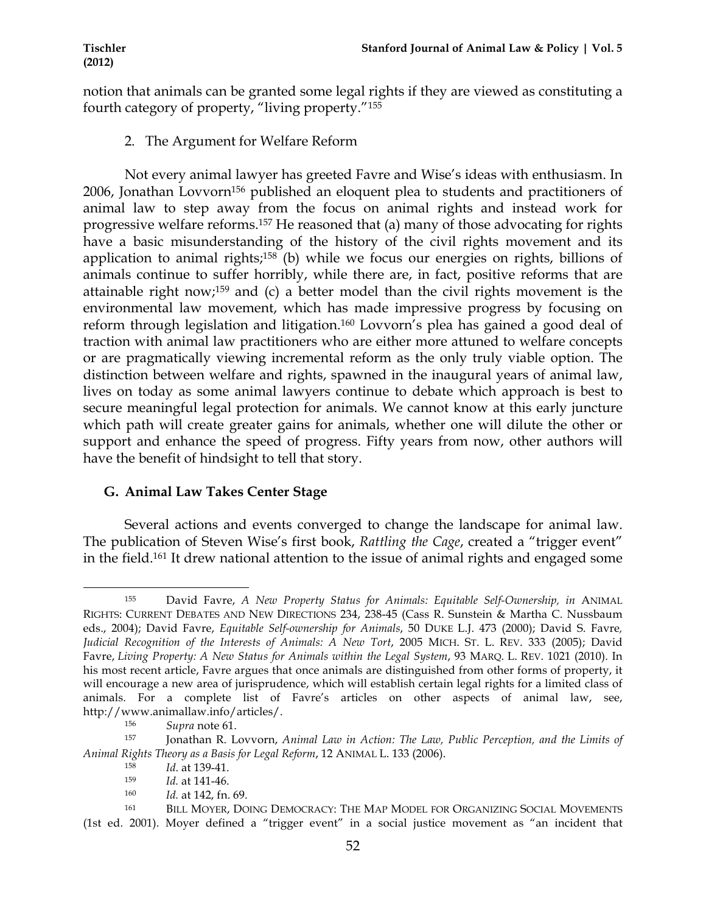notion that animals can be granted some legal rights if they are viewed as constituting a fourth category of property, "living property."[155]

### 2. The Argument for Welfare Reform

Not every animal lawyer has greeted Favre and Wise's ideas with enthusiasm. In 2006, Jonathan Lovvorn[156] published an eloquent plea to students and practitioners of animal law to step away from the focus on animal rights and instead work for progressive welfare reforms.[157] He reasoned that (a) many of those advocating for rights have a basic misunderstanding of the history of the civil rights movement and its application to animal rights;[158] (b) while we focus our energies on rights, billions of animals continue to suffer horribly, while there are, in fact, positive reforms that are attainable right now;[159] and (c) a better model than the civil rights movement is the environmental law movement, which has made impressive progress by focusing on reform through legislation and litigation.[160] Lovvorn's plea has gained a good deal of traction with animal law practitioners who are either more attuned to welfare concepts or are pragmatically viewing incremental reform as the only truly viable option. The distinction between welfare and rights, spawned in the inaugural years of animal law, lives on today as some animal lawyers continue to debate which approach is best to secure meaningful legal protection for animals. We cannot know at this early juncture which path will create greater gains for animals, whether one will dilute the other or support and enhance the speed of progress. Fifty years from now, other authors will have the benefit of hindsight to tell that story.

## G. Animal Law Takes Center Stage

Several actions and events converged to change the landscape for animal law. The publication of Steven Wise's first book, *Rattling the Cage*, created a "trigger event" in the field.[161] It drew national attention to the issue of animal rights and engaged some

---

[155] David Favre, *A New Property Status for Animals: Equitable Self-Ownership, in* ANIMAL RIGHTS: CURRENT DEBATES AND NEW DIRECTIONS 234, 238-45 (Cass R. Sunstein & Martha C. Nussbaum eds., 2004); David Favre, *Equitable Self-ownership for Animals*, 50 DUKE L.J. 473 (2000); David S. Favre, *Judicial Recognition of the Interests of Animals: A New Tort*, 2005 MICH. ST. L. REV. 333 (2005); David Favre, *Living Property: A New Status for Animals within the Legal System*, 93 MARQ. L. REV. 1021 (2010). In his most recent article, Favre argues that once animals are distinguished from other forms of property, it will encourage a new area of jurisprudence, which will establish certain legal rights for a limited class of animals. For a complete list of Favre's articles on other aspects of animal law, see, http://www.animallaw.info/articles/.

[156] *Supra* note 61.

[157] Jonathan R. Lovvorn, *Animal Law in Action: The Law, Public Perception, and the Limits of Animal Rights Theory as a Basis for Legal Reform*, 12 ANIMAL L. 133 (2006).

[158] *Id.* at 139-41.

[159] *Id.* at 141-46.

[160] *Id.* at 142, fn. 69.

[161] BILL MOYER, DOING DEMOCRACY: THE MAP MODEL FOR ORGANIZING SOCIAL MOVEMENTS (1st ed. 2001). Moyer defined a "trigger event" in a social justice movement as "an incident that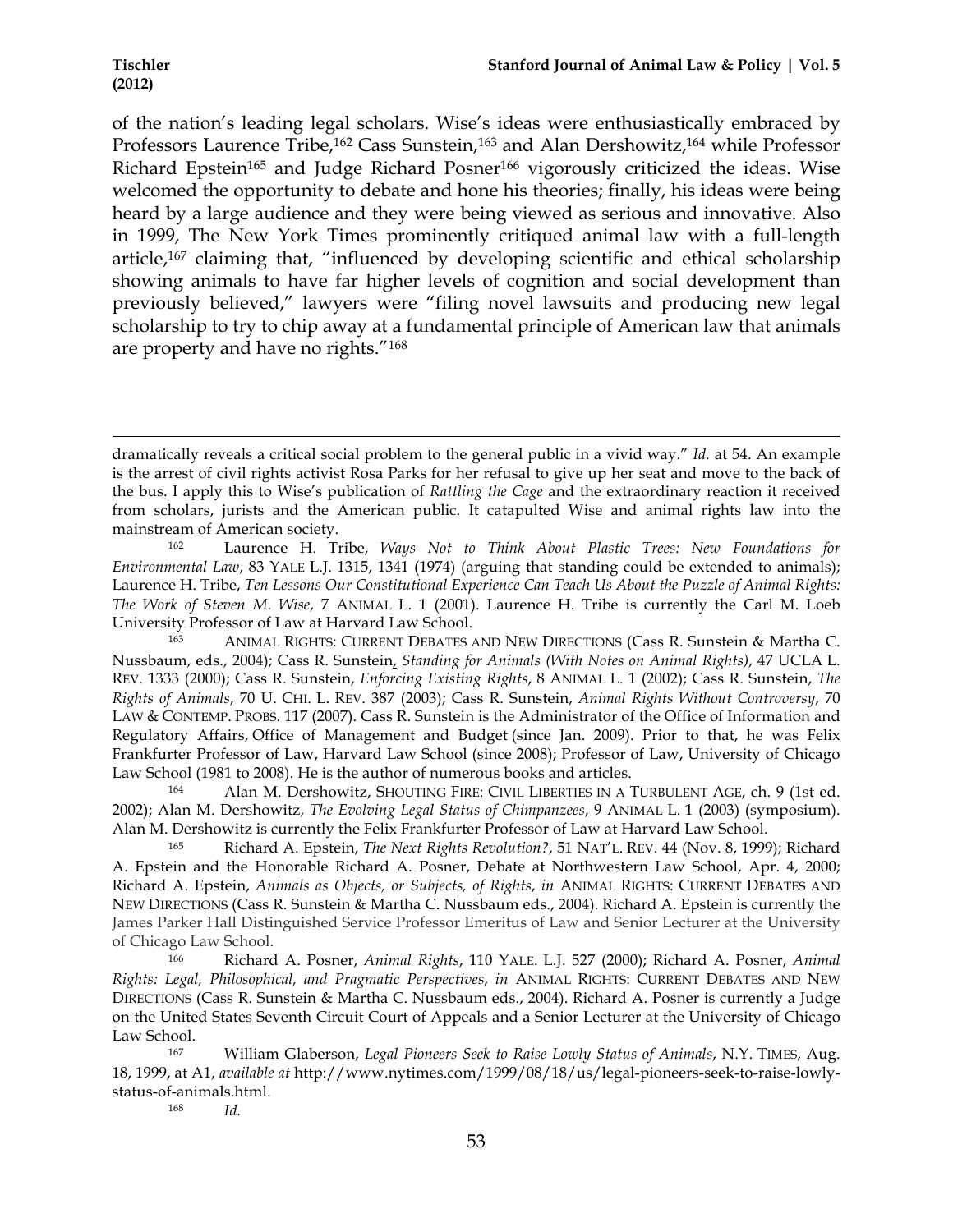of the nation's leading legal scholars. Wise's ideas were enthusiastically embraced by Professors Laurence Tribe,[162] Cass Sunstein,[163] and Alan Dershowitz,[164] while Professor Richard Epstein[165] and Judge Richard Posner[166] vigorously criticized the ideas. Wise welcomed the opportunity to debate and hone his theories; finally, his ideas were being heard by a large audience and they were being viewed as serious and innovative. Also in 1999, The New York Times prominently critiqued animal law with a full-length article,[167] claiming that, "influenced by developing scientific and ethical scholarship showing animals to have far higher levels of cognition and social development than previously believed," lawyers were "filing novel lawsuits and producing new legal scholarship to try to chip away at a fundamental principle of American law that animals are property and have no rights."[168]

---

dramatically reveals a critical social problem to the general public in a vivid way." *Id.* at 54. An example is the arrest of civil rights activist Rosa Parks for her refusal to give up her seat and move to the back of the bus. I apply this to Wise's publication of *Rattling the Cage* and the extraordinary reaction it received from scholars, jurists and the American public. It catapulted Wise and animal rights law into the mainstream of American society.

[162] Laurence H. Tribe, *Ways Not to Think About Plastic Trees: New Foundations for Environmental Law*, 83 YALE L.J. 1315, 1341 (1974) (arguing that standing could be extended to animals); Laurence H. Tribe, *Ten Lessons Our Constitutional Experience Can Teach Us About the Puzzle of Animal Rights: The Work of Steven M. Wise*, 7 ANIMAL L. 1 (2001). Laurence H. Tribe is currently the Carl M. Loeb University Professor of Law at Harvard Law School.

[163] ANIMAL RIGHTS: CURRENT DEBATES AND NEW DIRECTIONS (Cass R. Sunstein & Martha C. Nussbaum, eds., 2004); Cass R. Sunstein, *Standing for Animals (With Notes on Animal Rights)*, 47 UCLA L. REV. 1333 (2000); Cass R. Sunstein, *Enforcing Existing Rights*, 8 ANIMAL L. 1 (2002); Cass R. Sunstein, *The Rights of Animals*, 70 U. CHI. L. REV. 387 (2003); Cass R. Sunstein, *Animal Rights Without Controversy*, 70 LAW & CONTEMP. PROBS. 117 (2007). Cass R. Sunstein is the Administrator of the Office of Information and Regulatory Affairs, Office of Management and Budget (since Jan. 2009). Prior to that, he was Felix Frankfurter Professor of Law, Harvard Law School (since 2008); Professor of Law, University of Chicago Law School (1981 to 2008). He is the author of numerous books and articles.

[164] Alan M. Dershowitz, SHOUTING FIRE: CIVIL LIBERTIES IN A TURBULENT AGE, ch. 9 (1st ed. 2002); Alan M. Dershowitz, *The Evolving Legal Status of Chimpanzees*, 9 ANIMAL L. 1 (2003) (symposium). Alan M. Dershowitz is currently the Felix Frankfurter Professor of Law at Harvard Law School.

[165] Richard A. Epstein, *The Next Rights Revolution?*, 51 NAT'L. REV. 44 (Nov. 8, 1999); Richard A. Epstein and the Honorable Richard A. Posner, Debate at Northwestern Law School, Apr. 4, 2000; Richard A. Epstein, *Animals as Objects, or Subjects, of Rights*, *in* ANIMAL RIGHTS: CURRENT DEBATES AND NEW DIRECTIONS (Cass R. Sunstein & Martha C. Nussbaum eds., 2004). Richard A. Epstein is currently the James Parker Hall Distinguished Service Professor Emeritus of Law and Senior Lecturer at the University of Chicago Law School.

[166] Richard A. Posner, *Animal Rights*, 110 YALE. L.J. 527 (2000); Richard A. Posner, *Animal Rights: Legal, Philosophical, and Pragmatic Perspectives*, *in* ANIMAL RIGHTS: CURRENT DEBATES AND NEW DIRECTIONS (Cass R. Sunstein & Martha C. Nussbaum eds., 2004). Richard A. Posner is currently a Judge on the United States Seventh Circuit Court of Appeals and a Senior Lecturer at the University of Chicago Law School.

[167] William Glaberson, *Legal Pioneers Seek to Raise Lowly Status of Animals*, N.Y. TIMES, Aug. 18, 1999, at A1, *available at* http://www.nytimes.com/1999/08/18/us/legal-pioneers-seek-to-raise-lowly-status-of-animals.html.

[168] *Id.*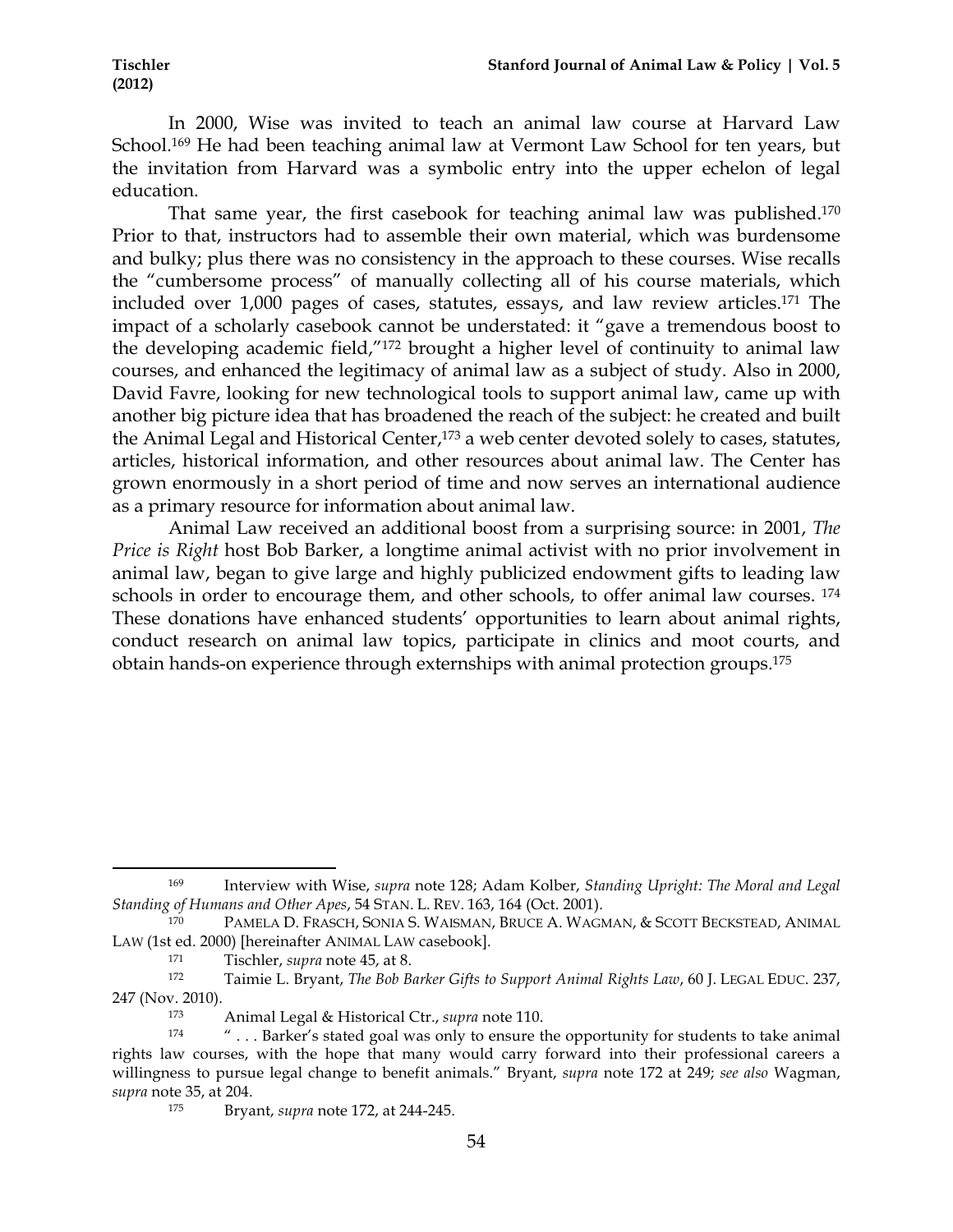In 2000, Wise was invited to teach an animal law course at Harvard Law School.[169] He had been teaching animal law at Vermont Law School for ten years, but the invitation from Harvard was a symbolic entry into the upper echelon of legal education.

That same year, the first casebook for teaching animal law was published.[170] Prior to that, instructors had to assemble their own material, which was burdensome and bulky; plus there was no consistency in the approach to these courses. Wise recalls the "cumbersome process" of manually collecting all of his course materials, which included over 1,000 pages of cases, statutes, essays, and law review articles.[171] The impact of a scholarly casebook cannot be understated: it "gave a tremendous boost to the developing academic field,"[172] brought a higher level of continuity to animal law courses, and enhanced the legitimacy of animal law as a subject of study. Also in 2000, David Favre, looking for new technological tools to support animal law, came up with another big picture idea that has broadened the reach of the subject: he created and built the Animal Legal and Historical Center,[173] a web center devoted solely to cases, statutes, articles, historical information, and other resources about animal law. The Center has grown enormously in a short period of time and now serves an international audience as a primary resource for information about animal law.

Animal Law received an additional boost from a surprising source: in 2001, *The Price is Right* host Bob Barker, a longtime animal activist with no prior involvement in animal law, began to give large and highly publicized endowment gifts to leading law schools in order to encourage them, and other schools, to offer animal law courses. [174] These donations have enhanced students' opportunities to learn about animal rights, conduct research on animal law topics, participate in clinics and moot courts, and obtain hands-on experience through externships with animal protection groups.[175]

---

[169] Interview with Wise, *supra* note 128; Adam Kolber, *Standing Upright: The Moral and Legal Standing of Humans and Other Apes*, 54 STAN. L. REV. 163, 164 (Oct. 2001).

[170] PAMELA D. FRASCH, SONIA S. WAISMAN, BRUCE A. WAGMAN, & SCOTT BECKSTEAD, ANIMAL LAW (1st ed. 2000) [hereinafter ANIMAL LAW casebook].

[171] Tischler, *supra* note 45, at 8.

[172] Taimie L. Bryant, *The Bob Barker Gifts to Support Animal Rights Law*, 60 J. LEGAL EDUC. 237, 247 (Nov. 2010).

[173] Animal Legal & Historical Ctr., *supra* note 110.

[174] " . . . Barker's stated goal was only to ensure the opportunity for students to take animal rights law courses, with the hope that many would carry forward into their professional careers a willingness to pursue legal change to benefit animals." Bryant, *supra* note 172 at 249; *see also* Wagman, *supra* note 35, at 204.

[175] Bryant, *supra* note 172, at 244-245.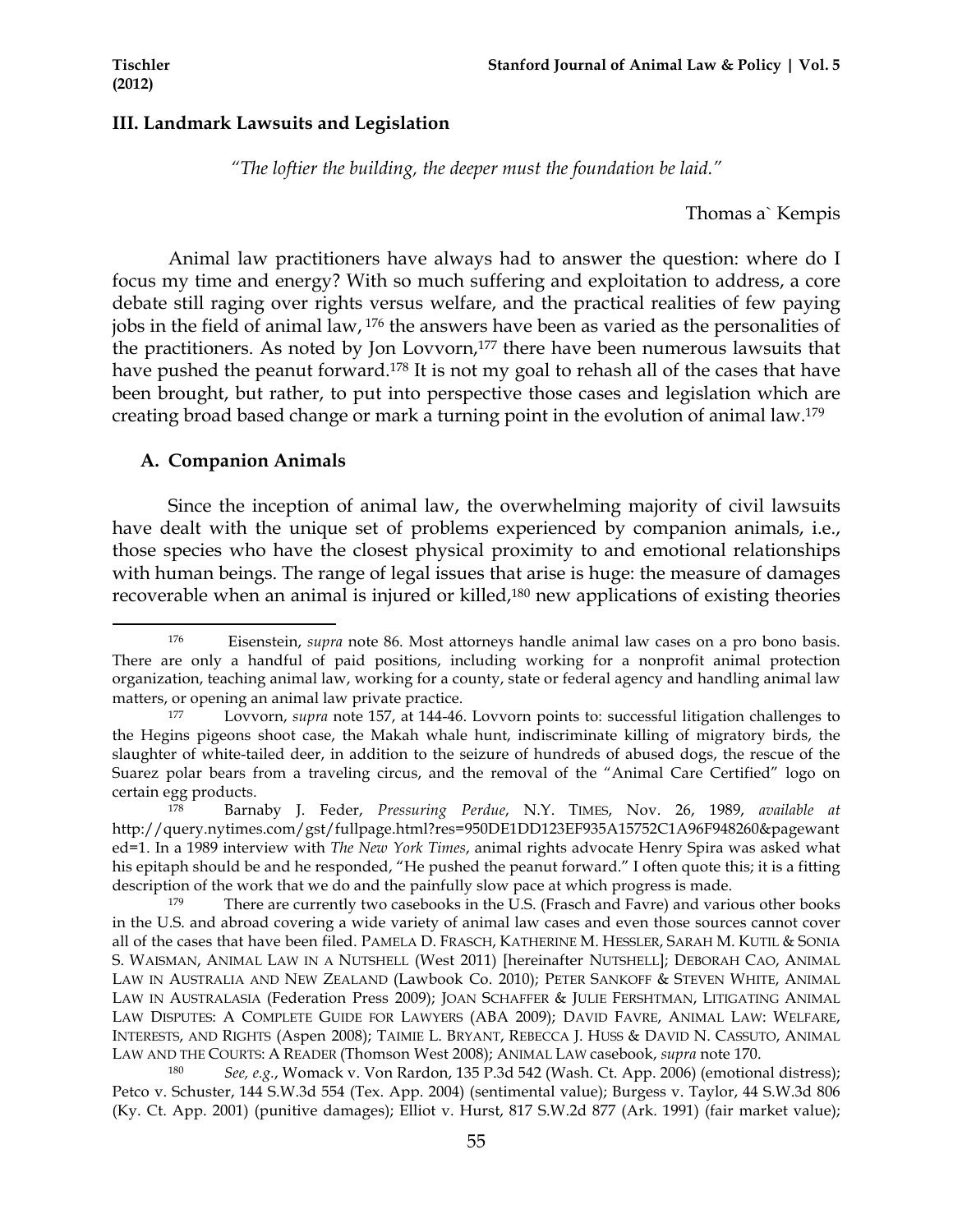## III. Landmark Lawsuits and Legislation

*"The loftier the building, the deeper must the foundation be laid."*

Thomas a` Kempis

Animal law practitioners have always had to answer the question: where do I focus my time and energy? With so much suffering and exploitation to address, a core debate still raging over rights versus welfare, and the practical realities of few paying jobs in the field of animal law, [176] the answers have been as varied as the personalities of the practitioners. As noted by Jon Lovvorn,[177] there have been numerous lawsuits that have pushed the peanut forward.[178] It is not my goal to rehash all of the cases that have been brought, but rather, to put into perspective those cases and legislation which are creating broad based change or mark a turning point in the evolution of animal law.[179]

### A. Companion Animals

Since the inception of animal law, the overwhelming majority of civil lawsuits have dealt with the unique set of problems experienced by companion animals, i.e., those species who have the closest physical proximity to and emotional relationships with human beings. The range of legal issues that arise is huge: the measure of damages recoverable when an animal is injured or killed,[180] new applications of existing theories

---

[176] Eisenstein, *supra* note 86. Most attorneys handle animal law cases on a pro bono basis. There are only a handful of paid positions, including working for a nonprofit animal protection organization, teaching animal law, working for a county, state or federal agency and handling animal law matters, or opening an animal law private practice.

[177] Lovvorn, *supra* note 157, at 144-46. Lovvorn points to: successful litigation challenges to the Hegins pigeons shoot case, the Makah whale hunt, indiscriminate killing of migratory birds, the slaughter of white-tailed deer, in addition to the seizure of hundreds of abused dogs, the rescue of the Suarez polar bears from a traveling circus, and the removal of the "Animal Care Certified" logo on certain egg products.

[178] Barnaby J. Feder, *Pressuring Perdue*, N.Y. TIMES, Nov. 26, 1989, *available at* http://query.nytimes.com/gst/fullpage.html?res=950DE1DD123EF935A15752C1A96F948260&pagewanted=1. In a 1989 interview with *The New York Times*, animal rights advocate Henry Spira was asked what his epitaph should be and he responded, "He pushed the peanut forward." I often quote this; it is a fitting description of the work that we do and the painfully slow pace at which progress is made.

[179] There are currently two casebooks in the U.S. (Frasch and Favre) and various other books in the U.S. and abroad covering a wide variety of animal law cases and even those sources cannot cover all of the cases that have been filed. PAMELA D. FRASCH, KATHERINE M. HESSLER, SARAH M. KUTIL & SONIA S. WAISMAN, ANIMAL LAW IN A NUTSHELL (West 2011) [hereinafter NUTSHELL]; DEBORAH CAO, ANIMAL LAW IN AUSTRALIA AND NEW ZEALAND (Lawbook Co. 2010); PETER SANKOFF & STEVEN WHITE, ANIMAL LAW IN AUSTRALASIA (Federation Press 2009); JOAN SCHAFFER & JULIE FERSHTMAN, LITIGATING ANIMAL LAW DISPUTES: A COMPLETE GUIDE FOR LAWYERS (ABA 2009); DAVID FAVRE, ANIMAL LAW: WELFARE, INTERESTS, AND RIGHTS (Aspen 2008); TAIMIE L. BRYANT, REBECCA J. HUSS & DAVID N. CASSUTO, ANIMAL LAW AND THE COURTS: A READER (Thomson West 2008); ANIMAL LAW casebook, *supra* note 170.

[180] *See, e.g.*, Womack v. Von Rardon, 135 P.3d 542 (Wash. Ct. App. 2006) (emotional distress); Petco v. Schuster, 144 S.W.3d 554 (Tex. App. 2004) (sentimental value); Burgess v. Taylor, 44 S.W.3d 806 (Ky. Ct. App. 2001) (punitive damages); Elliot v. Hurst, 817 S.W.2d 877 (Ark. 1991) (fair market value);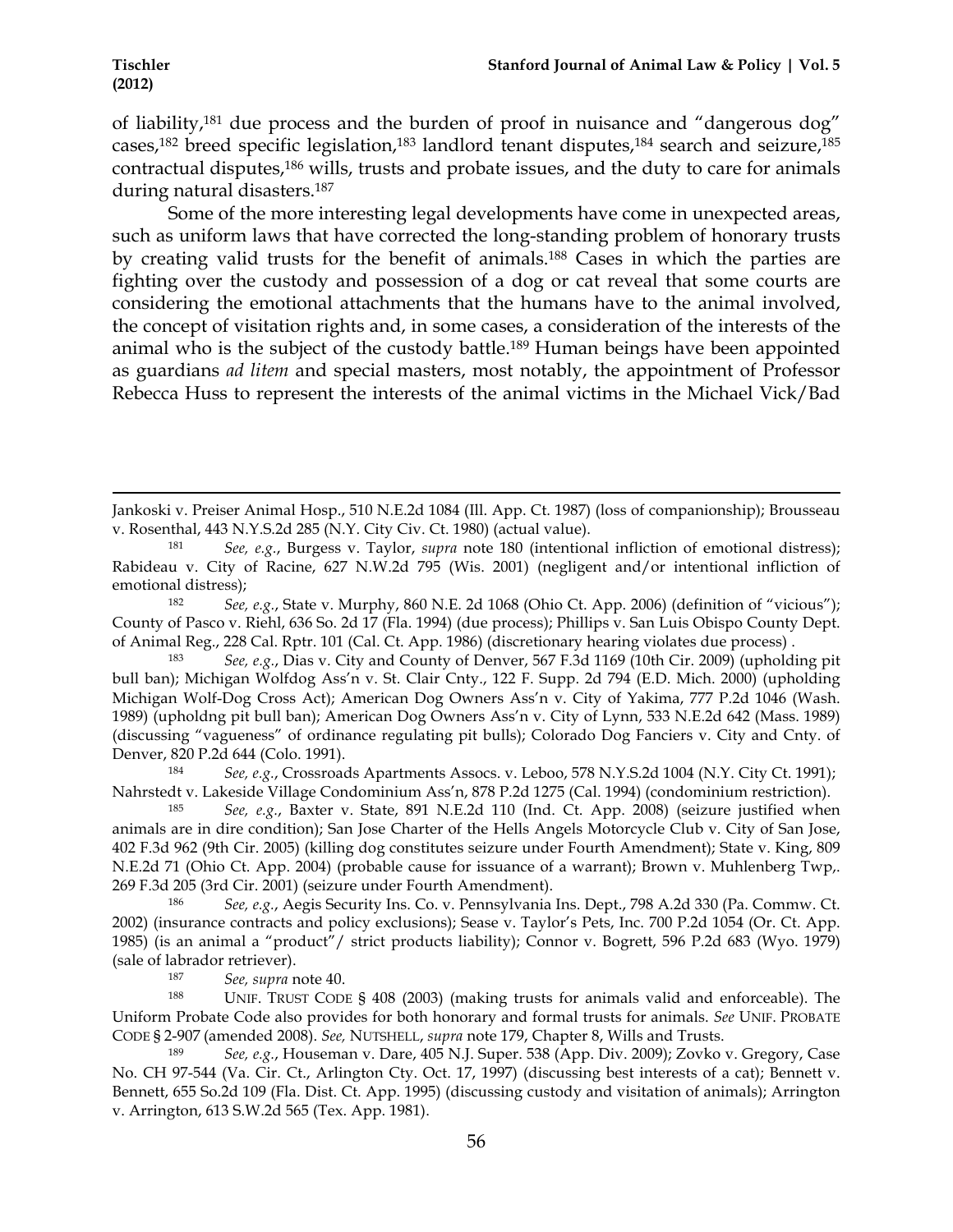of liability,[181] due process and the burden of proof in nuisance and "dangerous dog" cases,[182] breed specific legislation,[183] landlord tenant disputes,[184] search and seizure,[185] contractual disputes,[186] wills, trusts and probate issues, and the duty to care for animals during natural disasters.[187]

Some of the more interesting legal developments have come in unexpected areas, such as uniform laws that have corrected the long-standing problem of honorary trusts by creating valid trusts for the benefit of animals.[188] Cases in which the parties are fighting over the custody and possession of a dog or cat reveal that some courts are considering the emotional attachments that the humans have to the animal involved, the concept of visitation rights and, in some cases, a consideration of the interests of the animal who is the subject of the custody battle.[189] Human beings have been appointed as guardians *ad litem* and special masters, most notably, the appointment of Professor Rebecca Huss to represent the interests of the animal victims in the Michael Vick/Bad

---

Jankoski v. Preiser Animal Hosp., 510 N.E.2d 1084 (Ill. App. Ct. 1987) (loss of companionship); Brousseau v. Rosenthal, 443 N.Y.S.2d 285 (N.Y. City Civ. Ct. 1980) (actual value).

[181] *See, e.g.*, Burgess v. Taylor, *supra* note 180 (intentional infliction of emotional distress); Rabideau v. City of Racine, 627 N.W.2d 795 (Wis. 2001) (negligent and/or intentional infliction of emotional distress);

[182] *See, e.g.*, State v. Murphy, 860 N.E. 2d 1068 (Ohio Ct. App. 2006) (definition of "vicious"); County of Pasco v. Riehl, 636 So. 2d 17 (Fla. 1994) (due process); Phillips v. San Luis Obispo County Dept. of Animal Reg., 228 Cal. Rptr. 101 (Cal. Ct. App. 1986) (discretionary hearing violates due process) .

[183] *See, e.g.*, Dias v. City and County of Denver, 567 F.3d 1169 (10th Cir. 2009) (upholding pit bull ban); Michigan Wolfdog Ass'n v. St. Clair Cnty., 122 F. Supp. 2d 794 (E.D. Mich. 2000) (upholding Michigan Wolf-Dog Cross Act); American Dog Owners Ass'n v. City of Yakima, 777 P.2d 1046 (Wash. 1989) (upholdng pit bull ban); American Dog Owners Ass'n v. City of Lynn, 533 N.E.2d 642 (Mass. 1989) (discussing "vagueness" of ordinance regulating pit bulls); Colorado Dog Fanciers v. City and Cnty. of Denver, 820 P.2d 644 (Colo. 1991).

[184] *See, e.g.*, Crossroads Apartments Assocs. v. Leboo, 578 N.Y.S.2d 1004 (N.Y. City Ct. 1991); Nahrstedt v. Lakeside Village Condominium Ass'n, 878 P.2d 1275 (Cal. 1994) (condominium restriction).

[185] *See, e.g.*, Baxter v. State, 891 N.E.2d 110 (Ind. Ct. App. 2008) (seizure justified when animals are in dire condition); San Jose Charter of the Hells Angels Motorcycle Club v. City of San Jose, 402 F.3d 962 (9th Cir. 2005) (killing dog constitutes seizure under Fourth Amendment); State v. King, 809 N.E.2d 71 (Ohio Ct. App. 2004) (probable cause for issuance of a warrant); Brown v. Muhlenberg Twp,. 269 F.3d 205 (3rd Cir. 2001) (seizure under Fourth Amendment).

[186] *See, e.g.*, Aegis Security Ins. Co. v. Pennsylvania Ins. Dept., 798 A.2d 330 (Pa. Commw. Ct. 2002) (insurance contracts and policy exclusions); Sease v. Taylor's Pets, Inc. 700 P.2d 1054 (Or. Ct. App. 1985) (is an animal a "product"/ strict products liability); Connor v. Bogrett, 596 P.2d 683 (Wyo. 1979) (sale of labrador retriever).

[187] *See, supra* note 40.

[188] UNIF. TRUST CODE § 408 (2003) (making trusts for animals valid and enforceable). The Uniform Probate Code also provides for both honorary and formal trusts for animals. *See* UNIF. PROBATE CODE § 2-907 (amended 2008). *See,* NUTSHELL, *supra* note 179, Chapter 8, Wills and Trusts.

[189] *See, e.g.*, Houseman v. Dare, 405 N.J. Super. 538 (App. Div. 2009); Zovko v. Gregory, Case No. CH 97-544 (Va. Cir. Ct., Arlington Cty. Oct. 17, 1997) (discussing best interests of a cat); Bennett v. Bennett, 655 So.2d 109 (Fla. Dist. Ct. App. 1995) (discussing custody and visitation of animals); Arrington v. Arrington, 613 S.W.2d 565 (Tex. App. 1981).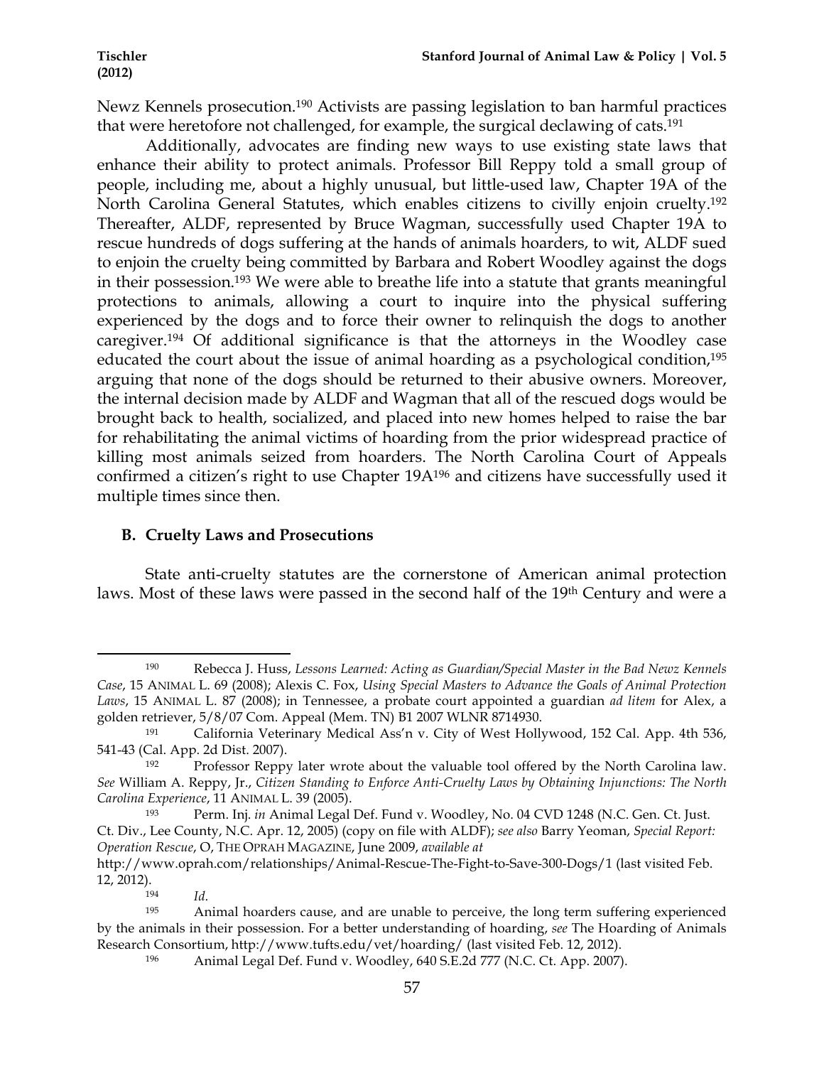Newz Kennels prosecution.[190] Activists are passing legislation to ban harmful practices that were heretofore not challenged, for example, the surgical declawing of cats.[191]

Additionally, advocates are finding new ways to use existing state laws that enhance their ability to protect animals. Professor Bill Reppy told a small group of people, including me, about a highly unusual, but little-used law, Chapter 19A of the North Carolina General Statutes, which enables citizens to civilly enjoin cruelty.[192] Thereafter, ALDF, represented by Bruce Wagman, successfully used Chapter 19A to rescue hundreds of dogs suffering at the hands of animals hoarders, to wit, ALDF sued to enjoin the cruelty being committed by Barbara and Robert Woodley against the dogs in their possession.[193] We were able to breathe life into a statute that grants meaningful protections to animals, allowing a court to inquire into the physical suffering experienced by the dogs and to force their owner to relinquish the dogs to another caregiver.[194] Of additional significance is that the attorneys in the Woodley case educated the court about the issue of animal hoarding as a psychological condition,[195] arguing that none of the dogs should be returned to their abusive owners. Moreover, the internal decision made by ALDF and Wagman that all of the rescued dogs would be brought back to health, socialized, and placed into new homes helped to raise the bar for rehabilitating the animal victims of hoarding from the prior widespread practice of killing most animals seized from hoarders. The North Carolina Court of Appeals confirmed a citizen's right to use Chapter 19A[196] and citizens have successfully used it multiple times since then.

### B. Cruelty Laws and Prosecutions

State anti-cruelty statutes are the cornerstone of American animal protection laws. Most of these laws were passed in the second half of the 19th Century and were a

---

[190] Rebecca J. Huss, *Lessons Learned: Acting as Guardian/Special Master in the Bad Newz Kennels Case*, 15 ANIMAL L. 69 (2008); Alexis C. Fox, *Using Special Masters to Advance the Goals of Animal Protection Laws*, 15 ANIMAL L. 87 (2008); in Tennessee, a probate court appointed a guardian *ad litem* for Alex, a golden retriever, 5/8/07 Com. Appeal (Mem. TN) B1 2007 WLNR 8714930.

[191] California Veterinary Medical Ass'n v. City of West Hollywood, 152 Cal. App. 4th 536, 541-43 (Cal. App. 2d Dist. 2007).

[192] Professor Reppy later wrote about the valuable tool offered by the North Carolina law. *See* William A. Reppy, Jr., *Citizen Standing to Enforce Anti-Cruelty Laws by Obtaining Injunctions: The North Carolina Experience*, 11 ANIMAL L. 39 (2005).

[193] Perm. Inj. *in* Animal Legal Def. Fund v. Woodley, No. 04 CVD 1248 (N.C. Gen. Ct. Just. Ct. Div., Lee County, N.C. Apr. 12, 2005) (copy on file with ALDF); *see also* Barry Yeoman, *Special Report: Operation Rescue*, O, THE OPRAH MAGAZINE, June 2009, *available at* http://www.oprah.com/relationships/Animal-Rescue-The-Fight-to-Save-300-Dogs/1 (last visited Feb. 12, 2012).

[194] *Id.*

[195] Animal hoarders cause, and are unable to perceive, the long term suffering experienced by the animals in their possession. For a better understanding of hoarding, *see* The Hoarding of Animals Research Consortium, http://www.tufts.edu/vet/hoarding/ (last visited Feb. 12, 2012).

[196] Animal Legal Def. Fund v. Woodley, 640 S.E.2d 777 (N.C. Ct. App. 2007).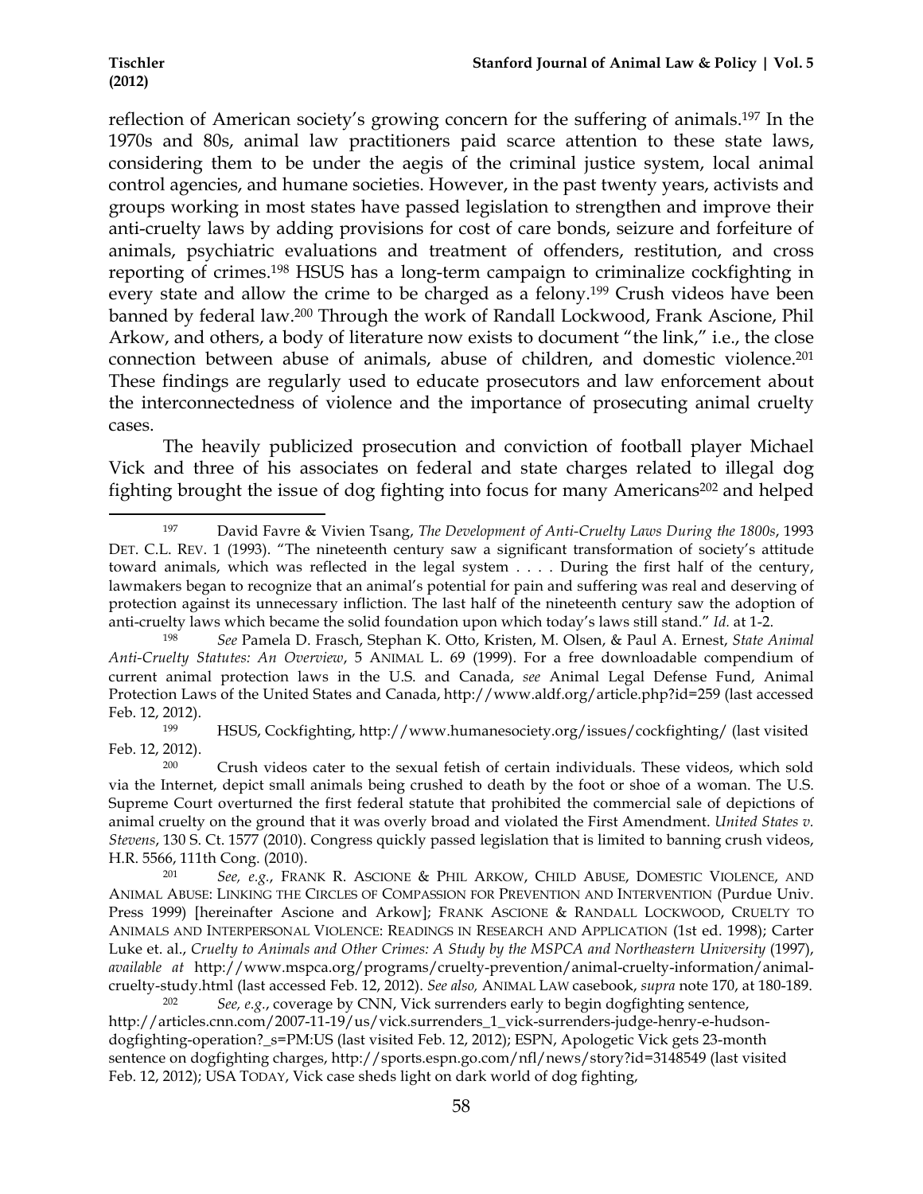reflection of American society's growing concern for the suffering of animals.[197] In the 1970s and 80s, animal law practitioners paid scarce attention to these state laws, considering them to be under the aegis of the criminal justice system, local animal control agencies, and humane societies. However, in the past twenty years, activists and groups working in most states have passed legislation to strengthen and improve their anti-cruelty laws by adding provisions for cost of care bonds, seizure and forfeiture of animals, psychiatric evaluations and treatment of offenders, restitution, and cross reporting of crimes.[198] HSUS has a long-term campaign to criminalize cockfighting in every state and allow the crime to be charged as a felony.[199] Crush videos have been banned by federal law.[200] Through the work of Randall Lockwood, Frank Ascione, Phil Arkow, and others, a body of literature now exists to document "the link," i.e., the close connection between abuse of animals, abuse of children, and domestic violence.[201] These findings are regularly used to educate prosecutors and law enforcement about the interconnectedness of violence and the importance of prosecuting animal cruelty cases.

The heavily publicized prosecution and conviction of football player Michael Vick and three of his associates on federal and state charges related to illegal dog fighting brought the issue of dog fighting into focus for many Americans[202] and helped

---

[197] David Favre & Vivien Tsang, *The Development of Anti-Cruelty Laws During the 1800s*, 1993 DET. C.L. REV. 1 (1993). "The nineteenth century saw a significant transformation of society's attitude toward animals, which was reflected in the legal system . . . . During the first half of the century, lawmakers began to recognize that an animal's potential for pain and suffering was real and deserving of protection against its unnecessary infliction. The last half of the nineteenth century saw the adoption of anti-cruelty laws which became the solid foundation upon which today's laws still stand." *Id.* at 1-2.

[198] *See* Pamela D. Frasch, Stephan K. Otto, Kristen, M. Olsen, & Paul A. Ernest, *State Animal Anti-Cruelty Statutes: An Overview*, 5 ANIMAL L. 69 (1999). For a free downloadable compendium of current animal protection laws in the U.S. and Canada, *see* Animal Legal Defense Fund, Animal Protection Laws of the United States and Canada, http://www.aldf.org/article.php?id=259 (last accessed Feb. 12, 2012).

[199] HSUS, Cockfighting, http://www.humanesociety.org/issues/cockfighting/ (last visited Feb. 12, 2012).

[200] Crush videos cater to the sexual fetish of certain individuals. These videos, which sold via the Internet, depict small animals being crushed to death by the foot or shoe of a woman. The U.S. Supreme Court overturned the first federal statute that prohibited the commercial sale of depictions of animal cruelty on the ground that it was overly broad and violated the First Amendment. *United States v. Stevens*, 130 S. Ct. 1577 (2010). Congress quickly passed legislation that is limited to banning crush videos, H.R. 5566, 111th Cong. (2010).

[201] *See, e.g.*, FRANK R. ASCIONE & PHIL ARKOW, CHILD ABUSE, DOMESTIC VIOLENCE, AND ANIMAL ABUSE: LINKING THE CIRCLES OF COMPASSION FOR PREVENTION AND INTERVENTION (Purdue Univ. Press 1999) [hereinafter Ascione and Arkow]; FRANK ASCIONE & RANDALL LOCKWOOD, CRUELTY TO ANIMALS AND INTERPERSONAL VIOLENCE: READINGS IN RESEARCH AND APPLICATION (1st ed. 1998); Carter Luke et. al., *Cruelty to Animals and Other Crimes: A Study by the MSPCA and Northeastern University* (1997), *available at* http://www.mspca.org/programs/cruelty-prevention/animal-cruelty-information/animal-cruelty-study.html (last accessed Feb. 12, 2012). *See also,* ANIMAL LAW casebook, *supra* note 170, at 180-189.

[202] *See, e.g.*, coverage by CNN, Vick surrenders early to begin dogfighting sentence, http://articles.cnn.com/2007-11-19/us/vick.surrenders_1_vick-surrenders-judge-henry-e-hudson-dogfighting-operation?_s=PM:US (last visited Feb. 12, 2012); ESPN, Apologetic Vick gets 23-month sentence on dogfighting charges, http://sports.espn.go.com/nfl/news/story?id=3148549 (last visited Feb. 12, 2012); USA TODAY, Vick case sheds light on dark world of dog fighting,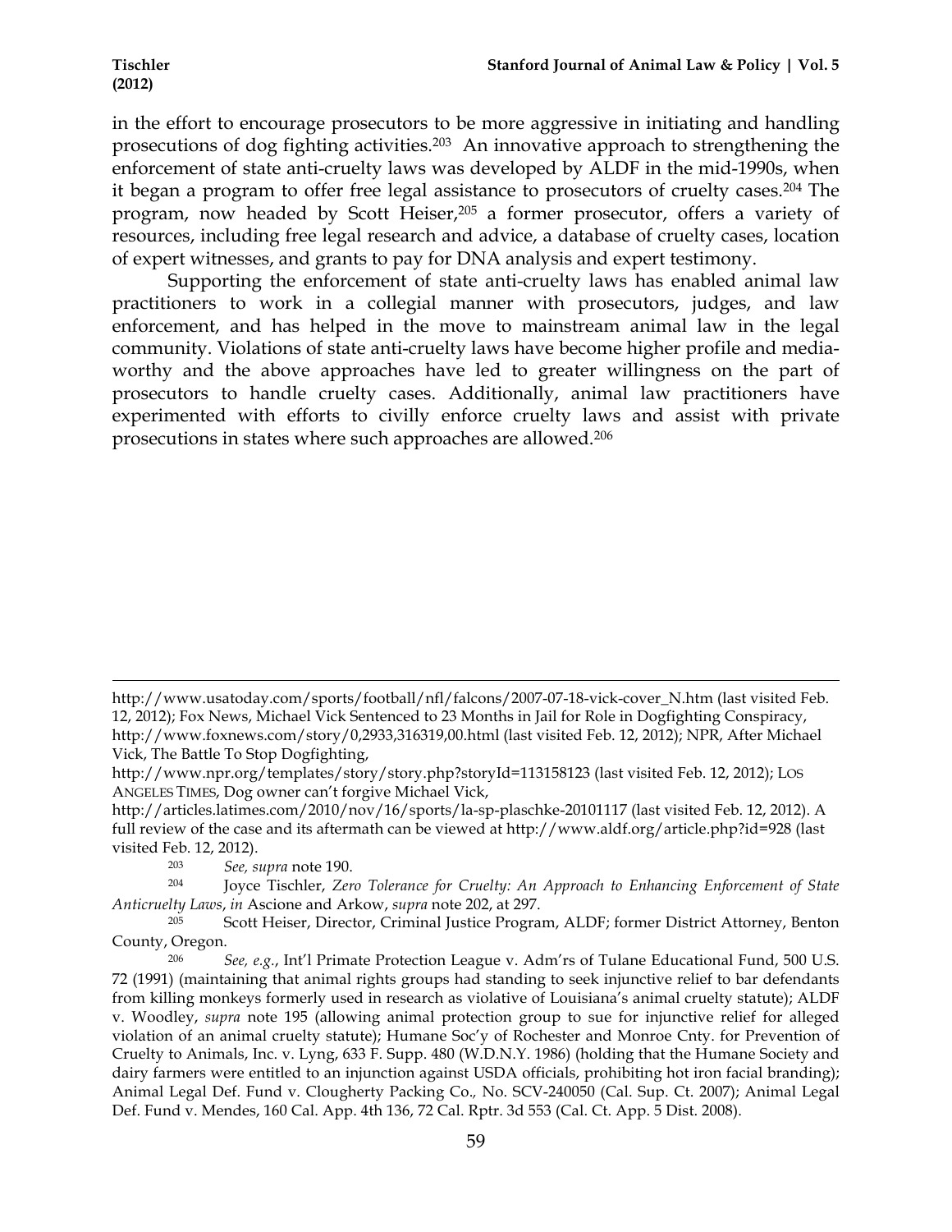in the effort to encourage prosecutors to be more aggressive in initiating and handling prosecutions of dog fighting activities.[203] An innovative approach to strengthening the enforcement of state anti-cruelty laws was developed by ALDF in the mid-1990s, when it began a program to offer free legal assistance to prosecutors of cruelty cases.[204] The program, now headed by Scott Heiser,[205] a former prosecutor, offers a variety of resources, including free legal research and advice, a database of cruelty cases, location of expert witnesses, and grants to pay for DNA analysis and expert testimony.

Supporting the enforcement of state anti-cruelty laws has enabled animal law practitioners to work in a collegial manner with prosecutors, judges, and law enforcement, and has helped in the move to mainstream animal law in the legal community. Violations of state anti-cruelty laws have become higher profile and media-worthy and the above approaches have led to greater willingness on the part of prosecutors to handle cruelty cases. Additionally, animal law practitioners have experimented with efforts to civilly enforce cruelty laws and assist with private prosecutions in states where such approaches are allowed.[206]

---

http://www.usatoday.com/sports/football/nfl/falcons/2007-07-18-vick-cover_N.htm (last visited Feb. 12, 2012); Fox News, Michael Vick Sentenced to 23 Months in Jail for Role in Dogfighting Conspiracy, http://www.foxnews.com/story/0,2933,316319,00.html (last visited Feb. 12, 2012); NPR, After Michael Vick, The Battle To Stop Dogfighting, http://www.npr.org/templates/story/story.php?storyId=113158123 (last visited Feb. 12, 2012); LOS ANGELES TIMES, Dog owner can't forgive Michael Vick, http://articles.latimes.com/2010/nov/16/sports/la-sp-plaschke-20101117 (last visited Feb. 12, 2012). A full review of the case and its aftermath can be viewed at http://www.aldf.org/article.php?id=928 (last visited Feb. 12, 2012).

[203] *See, supra* note 190.

[204] Joyce Tischler, *Zero Tolerance for Cruelty: An Approach to Enhancing Enforcement of State Anticruelty Laws*, *in* Ascione and Arkow, *supra* note 202, at 297.

[205] Scott Heiser, Director, Criminal Justice Program, ALDF; former District Attorney, Benton County, Oregon.

[206] *See, e.g.*, Int'l Primate Protection League v. Adm'rs of Tulane Educational Fund, 500 U.S. 72 (1991) (maintaining that animal rights groups had standing to seek injunctive relief to bar defendants from killing monkeys formerly used in research as violative of Louisiana's animal cruelty statute); ALDF v. Woodley, *supra* note 195 (allowing animal protection group to sue for injunctive relief for alleged violation of an animal cruelty statute); Humane Soc'y of Rochester and Monroe Cnty. for Prevention of Cruelty to Animals, Inc. v. Lyng, 633 F. Supp. 480 (W.D.N.Y. 1986) (holding that the Humane Society and dairy farmers were entitled to an injunction against USDA officials, prohibiting hot iron facial branding); Animal Legal Def. Fund v. Clougherty Packing Co., No. SCV-240050 (Cal. Sup. Ct. 2007); Animal Legal Def. Fund v. Mendes, 160 Cal. App. 4th 136, 72 Cal. Rptr. 3d 553 (Cal. Ct. App. 5 Dist. 2008).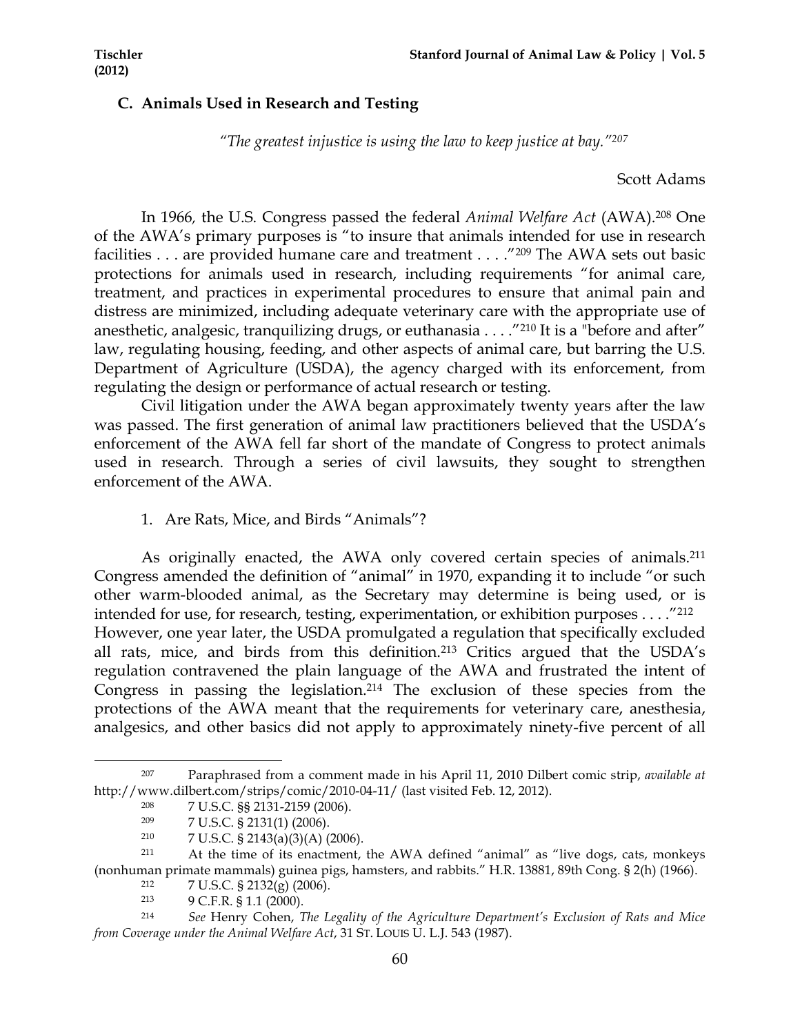### C. Animals Used in Research and Testing

*"The greatest injustice is using the law to keep justice at bay."*[207]

Scott Adams

In 1966, the U.S. Congress passed the federal *Animal Welfare Act* (AWA).[208] One of the AWA's primary purposes is "to insure that animals intended for use in research facilities . . . are provided humane care and treatment . . . ."[209] The AWA sets out basic protections for animals used in research, including requirements "for animal care, treatment, and practices in experimental procedures to ensure that animal pain and distress are minimized, including adequate veterinary care with the appropriate use of anesthetic, analgesic, tranquilizing drugs, or euthanasia . . . ."[210] It is a "before and after" law, regulating housing, feeding, and other aspects of animal care, but barring the U.S. Department of Agriculture (USDA), the agency charged with its enforcement, from regulating the design or performance of actual research or testing.

Civil litigation under the AWA began approximately twenty years after the law was passed. The first generation of animal law practitioners believed that the USDA's enforcement of the AWA fell far short of the mandate of Congress to protect animals used in research. Through a series of civil lawsuits, they sought to strengthen enforcement of the AWA.

1. Are Rats, Mice, and Birds "Animals"?

As originally enacted, the AWA only covered certain species of animals.[211] Congress amended the definition of "animal" in 1970, expanding it to include "or such other warm-blooded animal, as the Secretary may determine is being used, or is intended for use, for research, testing, experimentation, or exhibition purposes . . . ."[212] However, one year later, the USDA promulgated a regulation that specifically excluded all rats, mice, and birds from this definition.[213] Critics argued that the USDA's regulation contravened the plain language of the AWA and frustrated the intent of Congress in passing the legislation.[214] The exclusion of these species from the protections of the AWA meant that the requirements for veterinary care, anesthesia, analgesics, and other basics did not apply to approximately ninety-five percent of all

---

[207] Paraphrased from a comment made in his April 11, 2010 Dilbert comic strip, *available at* http://www.dilbert.com/strips/comic/2010-04-11/ (last visited Feb. 12, 2012).

[208] 7 U.S.C. §§ 2131-2159 (2006).

[209] 7 U.S.C. § 2131(1) (2006).

[210] 7 U.S.C. § 2143(a)(3)(A) (2006).

[211] At the time of its enactment, the AWA defined "animal" as "live dogs, cats, monkeys (nonhuman primate mammals) guinea pigs, hamsters, and rabbits." H.R. 13881, 89th Cong. § 2(h) (1966).

[212] 7 U.S.C. § 2132(g) (2006).

[213] 9 C.F.R. § 1.1 (2000).

[214] *See* Henry Cohen, *The Legality of the Agriculture Department's Exclusion of Rats and Mice from Coverage under the Animal Welfare Act*, 31 ST. LOUIS U. L.J. 543 (1987).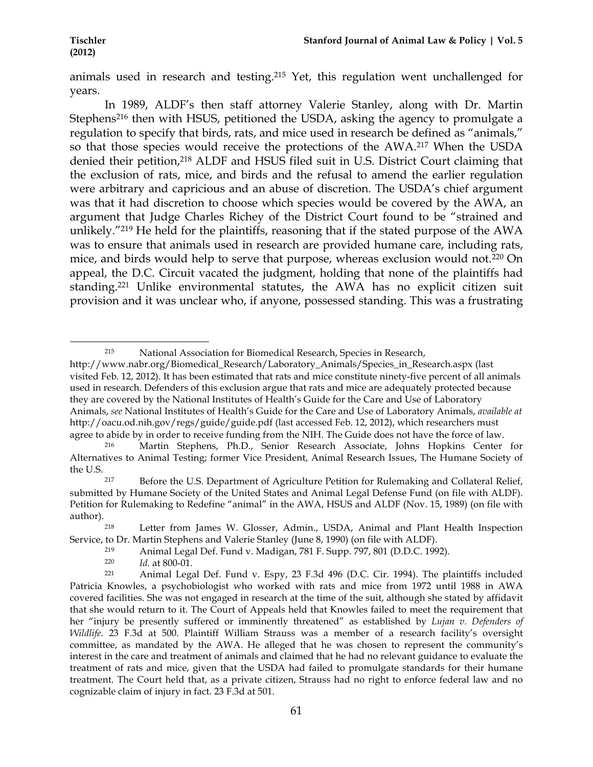animals used in research and testing.[215] Yet, this regulation went unchallenged for years.

In 1989, ALDF's then staff attorney Valerie Stanley, along with Dr. Martin Stephens[216] then with HSUS, petitioned the USDA, asking the agency to promulgate a regulation to specify that birds, rats, and mice used in research be defined as "animals," so that those species would receive the protections of the AWA.[217] When the USDA denied their petition,[218] ALDF and HSUS filed suit in U.S. District Court claiming that the exclusion of rats, mice, and birds and the refusal to amend the earlier regulation were arbitrary and capricious and an abuse of discretion. The USDA's chief argument was that it had discretion to choose which species would be covered by the AWA, an argument that Judge Charles Richey of the District Court found to be "strained and unlikely."[219] He held for the plaintiffs, reasoning that if the stated purpose of the AWA was to ensure that animals used in research are provided humane care, including rats, mice, and birds would help to serve that purpose, whereas exclusion would not.[220] On appeal, the D.C. Circuit vacated the judgment, holding that none of the plaintiffs had standing.[221] Unlike environmental statutes, the AWA has no explicit citizen suit provision and it was unclear who, if anyone, possessed standing. This was a frustrating

---

[215] National Association for Biomedical Research, Species in Research, http://www.nabr.org/Biomedical_Research/Laboratory_Animals/Species_in_Research.aspx (last visited Feb. 12, 2012). It has been estimated that rats and mice constitute ninety-five percent of all animals used in research. Defenders of this exclusion argue that rats and mice are adequately protected because they are covered by the National Institutes of Health's Guide for the Care and Use of Laboratory Animals, *see* National Institutes of Health's Guide for the Care and Use of Laboratory Animals, *available at* http://oacu.od.nih.gov/regs/guide/guide.pdf (last accessed Feb. 12, 2012), which researchers must agree to abide by in order to receive funding from the NIH. The Guide does not have the force of law.

[216] Martin Stephens, Ph.D., Senior Research Associate, Johns Hopkins Center for Alternatives to Animal Testing; former Vice President, Animal Research Issues, The Humane Society of the U.S.

[217] Before the U.S. Department of Agriculture Petition for Rulemaking and Collateral Relief, submitted by Humane Society of the United States and Animal Legal Defense Fund (on file with ALDF). Petition for Rulemaking to Redefine "animal" in the AWA, HSUS and ALDF (Nov. 15, 1989) (on file with author).

[218] Letter from James W. Glosser, Admin., USDA, Animal and Plant Health Inspection Service, to Dr. Martin Stephens and Valerie Stanley (June 8, 1990) (on file with ALDF).

[219] Animal Legal Def. Fund v. Madigan, 781 F. Supp. 797, 801 (D.D.C. 1992).

[220] *Id.* at 800-01.

[221] Animal Legal Def. Fund v. Espy, 23 F.3d 496 (D.C. Cir. 1994). The plaintiffs included Patricia Knowles, a psychobiologist who worked with rats and mice from 1972 until 1988 in AWA covered facilities. She was not engaged in research at the time of the suit, although she stated by affidavit that she would return to it. The Court of Appeals held that Knowles failed to meet the requirement that her "injury be presently suffered or imminently threatened" as established by *Lujan v. Defenders of Wildlife*. 23 F.3d at 500. Plaintiff William Strauss was a member of a research facility's oversight committee, as mandated by the AWA. He alleged that he was chosen to represent the community's interest in the care and treatment of animals and claimed that he had no relevant guidance to evaluate the treatment of rats and mice, given that the USDA had failed to promulgate standards for their humane treatment. The Court held that, as a private citizen, Strauss had no right to enforce federal law and no cognizable claim of injury in fact. 23 F.3d at 501.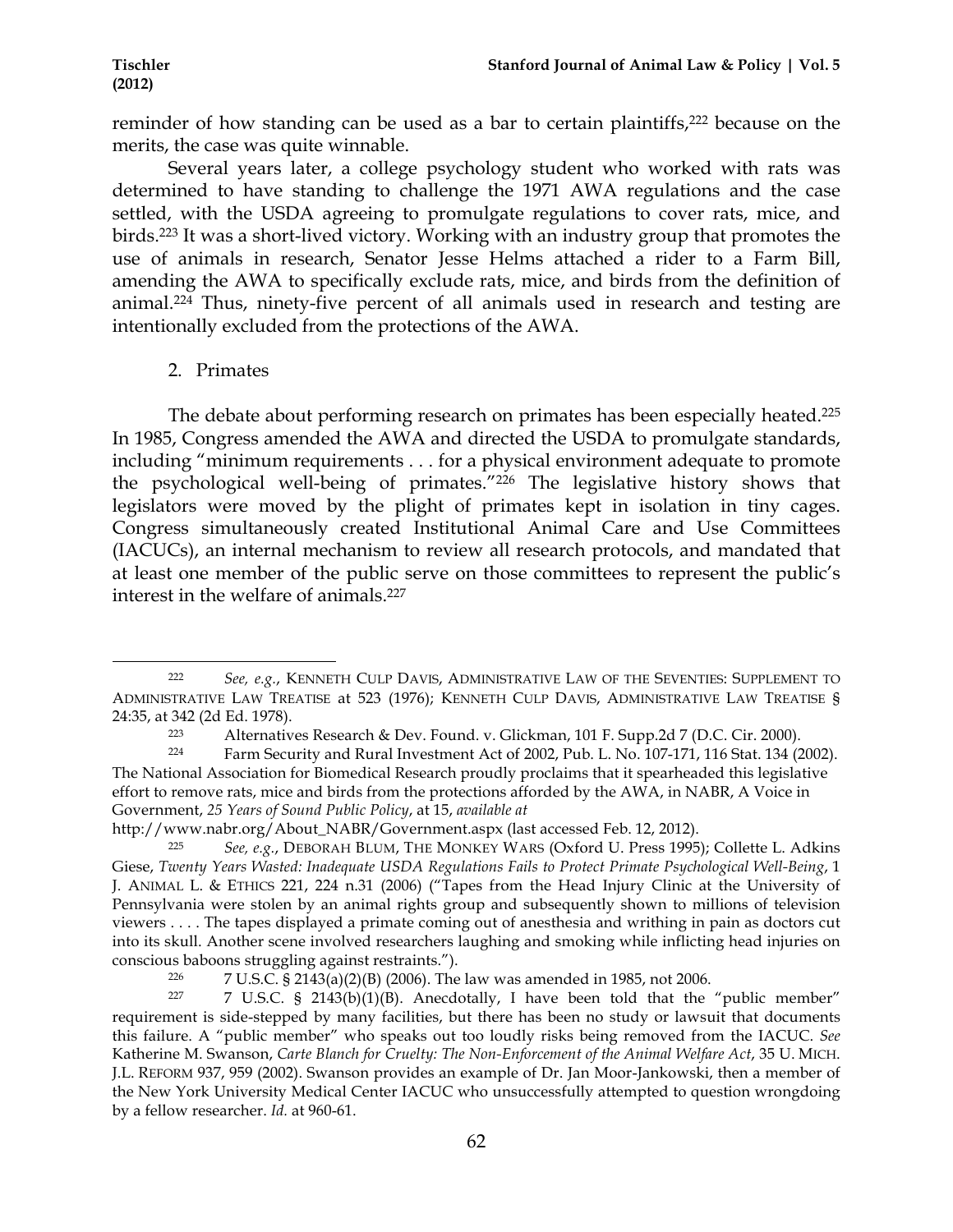reminder of how standing can be used as a bar to certain plaintiffs,[222] because on the merits, the case was quite winnable.

Several years later, a college psychology student who worked with rats was determined to have standing to challenge the 1971 AWA regulations and the case settled, with the USDA agreeing to promulgate regulations to cover rats, mice, and birds.[223] It was a short-lived victory. Working with an industry group that promotes the use of animals in research, Senator Jesse Helms attached a rider to a Farm Bill, amending the AWA to specifically exclude rats, mice, and birds from the definition of animal.[224] Thus, ninety-five percent of all animals used in research and testing are intentionally excluded from the protections of the AWA.

2. Primates

The debate about performing research on primates has been especially heated.[225] In 1985, Congress amended the AWA and directed the USDA to promulgate standards, including "minimum requirements . . . for a physical environment adequate to promote the psychological well-being of primates."[226] The legislative history shows that legislators were moved by the plight of primates kept in isolation in tiny cages. Congress simultaneously created Institutional Animal Care and Use Committees (IACUCs), an internal mechanism to review all research protocols, and mandated that at least one member of the public serve on those committees to represent the public's interest in the welfare of animals.[227]

---

[222] *See, e.g.*, KENNETH CULP DAVIS, ADMINISTRATIVE LAW OF THE SEVENTIES: SUPPLEMENT TO ADMINISTRATIVE LAW TREATISE at 523 (1976); KENNETH CULP DAVIS, ADMINISTRATIVE LAW TREATISE § 24:35, at 342 (2d Ed. 1978).

[223] Alternatives Research & Dev. Found. v. Glickman, 101 F. Supp.2d 7 (D.C. Cir. 2000).

[224] Farm Security and Rural Investment Act of 2002, Pub. L. No. 107-171, 116 Stat. 134 (2002). The National Association for Biomedical Research proudly proclaims that it spearheaded this legislative effort to remove rats, mice and birds from the protections afforded by the AWA, in NABR, A Voice in Government, *25 Years of Sound Public Policy*, at 15, *available at* http://www.nabr.org/About_NABR/Government.aspx (last accessed Feb. 12, 2012).

[225] *See, e.g.*, DEBORAH BLUM, THE MONKEY WARS (Oxford U. Press 1995); Collette L. Adkins Giese, *Twenty Years Wasted: Inadequate USDA Regulations Fails to Protect Primate Psychological Well-Being*, 1 J. ANIMAL L. & ETHICS 221, 224 n.31 (2006) ("Tapes from the Head Injury Clinic at the University of Pennsylvania were stolen by an animal rights group and subsequently shown to millions of television viewers . . . . The tapes displayed a primate coming out of anesthesia and writhing in pain as doctors cut into its skull. Another scene involved researchers laughing and smoking while inflicting head injuries on conscious baboons struggling against restraints.").

[226] 7 U.S.C. § 2143(a)(2)(B) (2006). The law was amended in 1985, not 2006.

[227] 7 U.S.C. § 2143(b)(1)(B). Anecdotally, I have been told that the "public member" requirement is side-stepped by many facilities, but there has been no study or lawsuit that documents this failure. A "public member" who speaks out too loudly risks being removed from the IACUC. *See* Katherine M. Swanson, *Carte Blanch for Cruelty: The Non-Enforcement of the Animal Welfare Act*, 35 U. MICH. J.L. REFORM 937, 959 (2002). Swanson provides an example of Dr. Jan Moor-Jankowski, then a member of the New York University Medical Center IACUC who unsuccessfully attempted to question wrongdoing by a fellow researcher. *Id.* at 960-61.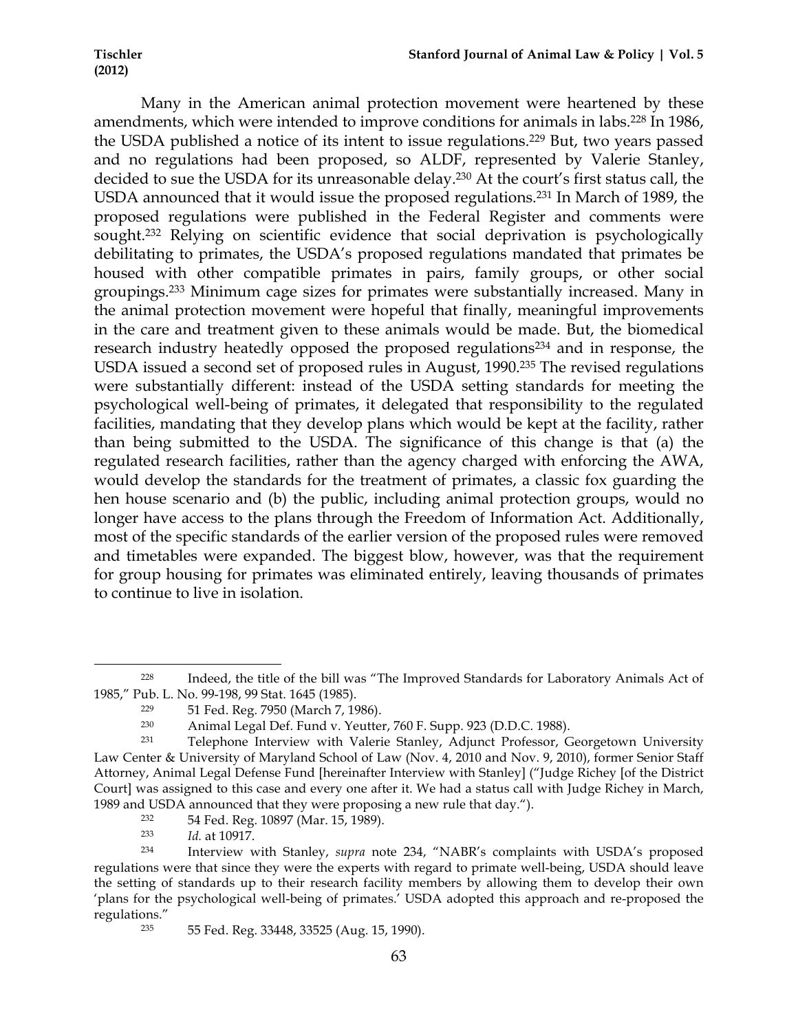Many in the American animal protection movement were heartened by these amendments, which were intended to improve conditions for animals in labs.[228] In 1986, the USDA published a notice of its intent to issue regulations.[229] But, two years passed and no regulations had been proposed, so ALDF, represented by Valerie Stanley, decided to sue the USDA for its unreasonable delay.[230] At the court's first status call, the USDA announced that it would issue the proposed regulations.[231] In March of 1989, the proposed regulations were published in the Federal Register and comments were sought.[232] Relying on scientific evidence that social deprivation is psychologically debilitating to primates, the USDA's proposed regulations mandated that primates be housed with other compatible primates in pairs, family groups, or other social groupings.[233] Minimum cage sizes for primates were substantially increased. Many in the animal protection movement were hopeful that finally, meaningful improvements in the care and treatment given to these animals would be made. But, the biomedical research industry heatedly opposed the proposed regulations[234] and in response, the USDA issued a second set of proposed rules in August, 1990.[235] The revised regulations were substantially different: instead of the USDA setting standards for meeting the psychological well-being of primates, it delegated that responsibility to the regulated facilities, mandating that they develop plans which would be kept at the facility, rather than being submitted to the USDA. The significance of this change is that (a) the regulated research facilities, rather than the agency charged with enforcing the AWA, would develop the standards for the treatment of primates, a classic fox guarding the hen house scenario and (b) the public, including animal protection groups, would no longer have access to the plans through the Freedom of Information Act. Additionally, most of the specific standards of the earlier version of the proposed rules were removed and timetables were expanded. The biggest blow, however, was that the requirement for group housing for primates was eliminated entirely, leaving thousands of primates to continue to live in isolation.

---

[228] Indeed, the title of the bill was "The Improved Standards for Laboratory Animals Act of 1985," Pub. L. No. 99-198, 99 Stat. 1645 (1985).

[229] 51 Fed. Reg. 7950 (March 7, 1986).

[230] Animal Legal Def. Fund v. Yeutter, 760 F. Supp. 923 (D.D.C. 1988).

[231] Telephone Interview with Valerie Stanley, Adjunct Professor, Georgetown University Law Center & University of Maryland School of Law (Nov. 4, 2010 and Nov. 9, 2010), former Senior Staff Attorney, Animal Legal Defense Fund [hereinafter Interview with Stanley] ("Judge Richey [of the District Court] was assigned to this case and every one after it. We had a status call with Judge Richey in March, 1989 and USDA announced that they were proposing a new rule that day.").

[232] 54 Fed. Reg. 10897 (Mar. 15, 1989).

[233] *Id.* at 10917.

[234] Interview with Stanley, *supra* note 234, "NABR's complaints with USDA's proposed regulations were that since they were the experts with regard to primate well-being, USDA should leave the setting of standards up to their research facility members by allowing them to develop their own 'plans for the psychological well-being of primates.' USDA adopted this approach and re-proposed the regulations."

[235] 55 Fed. Reg. 33448, 33525 (Aug. 15, 1990).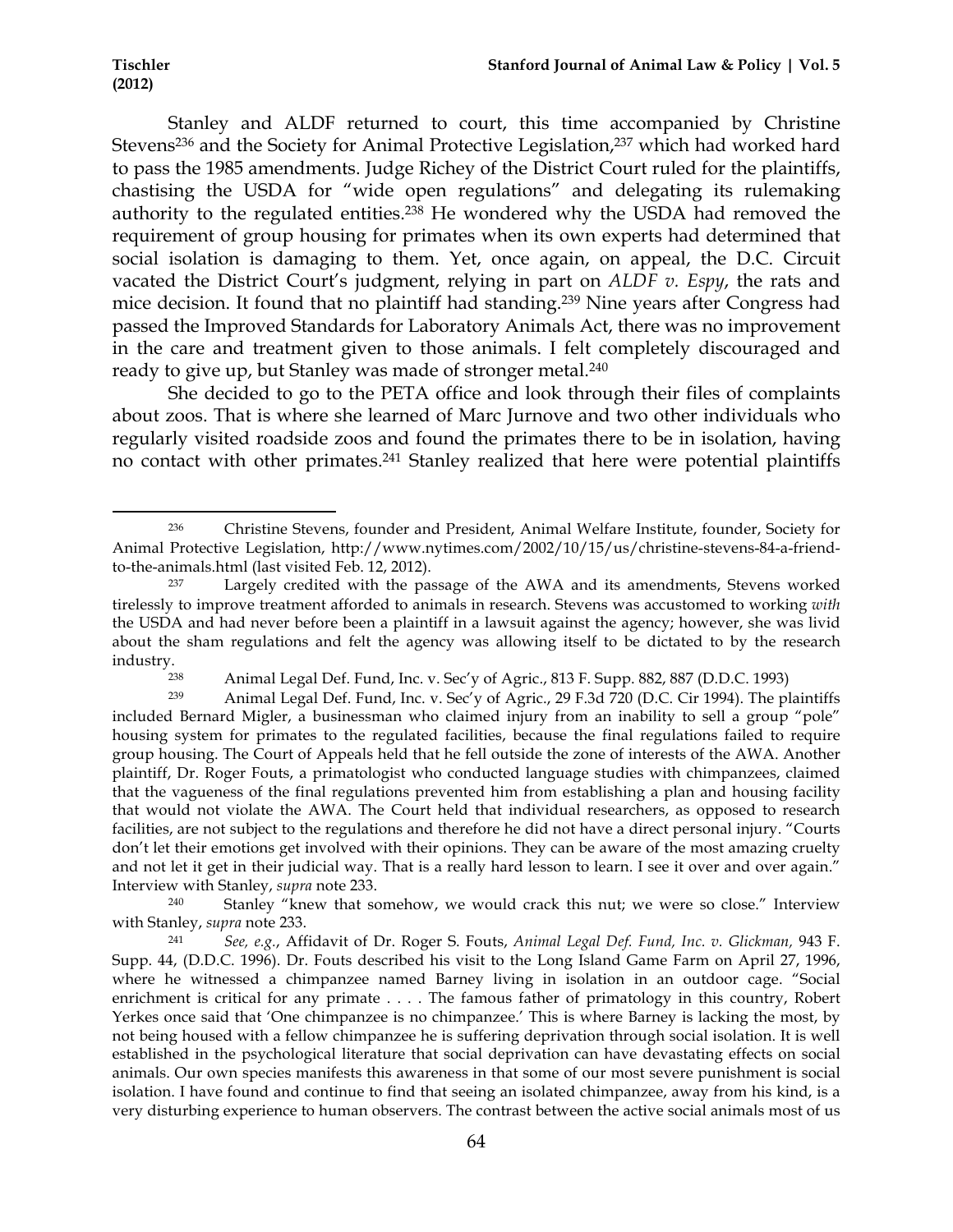Stanley and ALDF returned to court, this time accompanied by Christine Stevens[236] and the Society for Animal Protective Legislation,[237] which had worked hard to pass the 1985 amendments. Judge Richey of the District Court ruled for the plaintiffs, chastising the USDA for "wide open regulations" and delegating its rulemaking authority to the regulated entities.[238] He wondered why the USDA had removed the requirement of group housing for primates when its own experts had determined that social isolation is damaging to them. Yet, once again, on appeal, the D.C. Circuit vacated the District Court's judgment, relying in part on *ALDF v. Espy*, the rats and mice decision. It found that no plaintiff had standing.[239] Nine years after Congress had passed the Improved Standards for Laboratory Animals Act, there was no improvement in the care and treatment given to those animals. I felt completely discouraged and ready to give up, but Stanley was made of stronger metal.[240]

She decided to go to the PETA office and look through their files of complaints about zoos. That is where she learned of Marc Jurnove and two other individuals who regularly visited roadside zoos and found the primates there to be in isolation, having no contact with other primates.[241] Stanley realized that here were potential plaintiffs

---

[236] Christine Stevens, founder and President, Animal Welfare Institute, founder, Society for Animal Protective Legislation, http://www.nytimes.com/2002/10/15/us/christine-stevens-84-a-friend-to-the-animals.html (last visited Feb. 12, 2012).

[237] Largely credited with the passage of the AWA and its amendments, Stevens worked tirelessly to improve treatment afforded to animals in research. Stevens was accustomed to working *with* the USDA and had never before been a plaintiff in a lawsuit against the agency; however, she was livid about the sham regulations and felt the agency was allowing itself to be dictated to by the research industry.

[238] Animal Legal Def. Fund, Inc. v. Sec'y of Agric., 813 F. Supp. 882, 887 (D.D.C. 1993)

[239] Animal Legal Def. Fund, Inc. v. Sec'y of Agric., 29 F.3d 720 (D.C. Cir 1994). The plaintiffs included Bernard Migler, a businessman who claimed injury from an inability to sell a group "pole" housing system for primates to the regulated facilities, because the final regulations failed to require group housing. The Court of Appeals held that he fell outside the zone of interests of the AWA. Another plaintiff, Dr. Roger Fouts, a primatologist who conducted language studies with chimpanzees, claimed that the vagueness of the final regulations prevented him from establishing a plan and housing facility that would not violate the AWA. The Court held that individual researchers, as opposed to research facilities, are not subject to the regulations and therefore he did not have a direct personal injury. "Courts don't let their emotions get involved with their opinions. They can be aware of the most amazing cruelty and not let it get in their judicial way. That is a really hard lesson to learn. I see it over and over again." Interview with Stanley, *supra* note 233.

[240] Stanley "knew that somehow, we would crack this nut; we were so close." Interview with Stanley, *supra* note 233.

[241] *See, e.g.*, Affidavit of Dr. Roger S. Fouts, *Animal Legal Def. Fund, Inc. v. Glickman,* 943 F. Supp. 44, (D.D.C. 1996). Dr. Fouts described his visit to the Long Island Game Farm on April 27, 1996, where he witnessed a chimpanzee named Barney living in isolation in an outdoor cage. "Social enrichment is critical for any primate . . . . The famous father of primatology in this country, Robert Yerkes once said that 'One chimpanzee is no chimpanzee.' This is where Barney is lacking the most, by not being housed with a fellow chimpanzee he is suffering deprivation through social isolation. It is well established in the psychological literature that social deprivation can have devastating effects on social animals. Our own species manifests this awareness in that some of our most severe punishment is social isolation. I have found and continue to find that seeing an isolated chimpanzee, away from his kind, is a very disturbing experience to human observers. The contrast between the active social animals most of us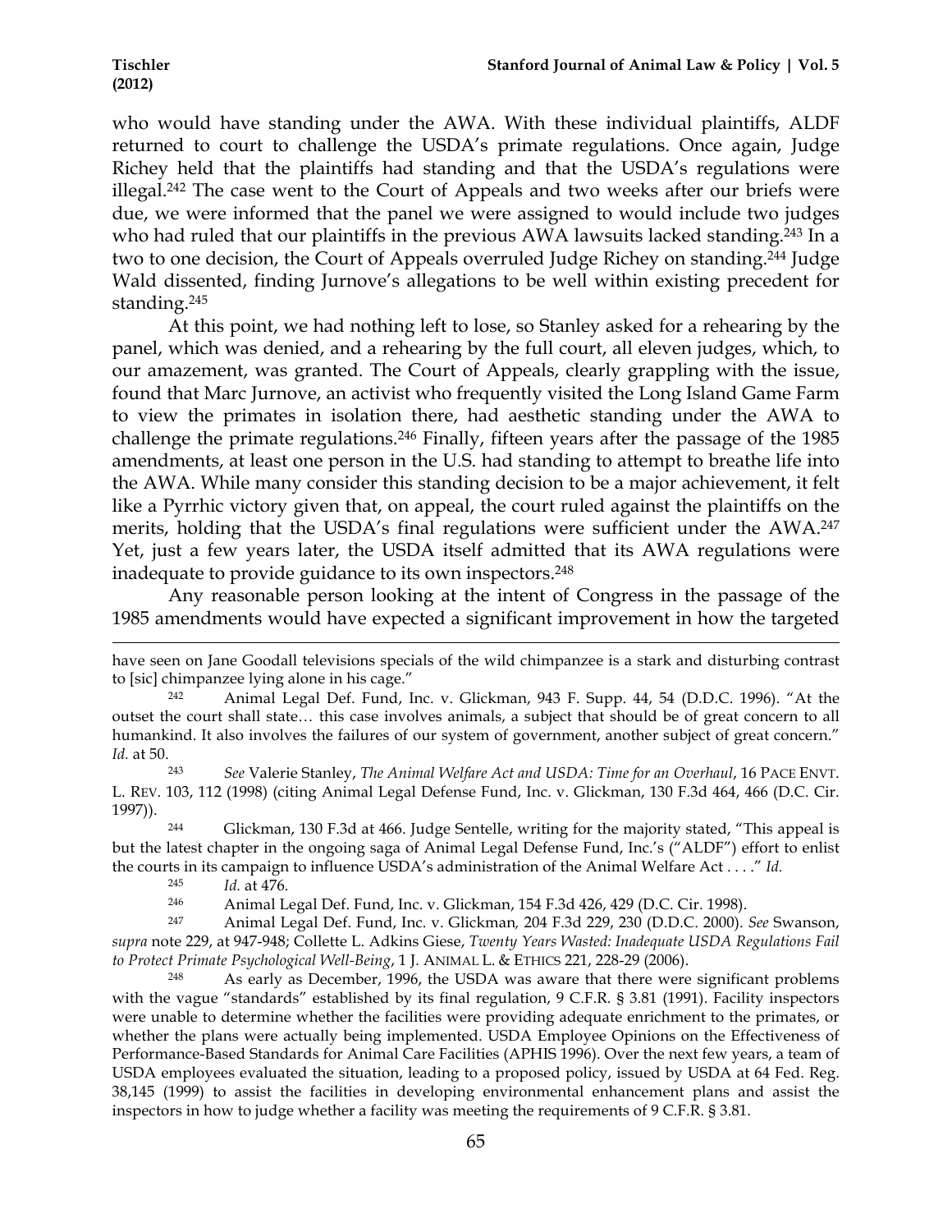who would have standing under the AWA. With these individual plaintiffs, ALDF returned to court to challenge the USDA's primate regulations. Once again, Judge Richey held that the plaintiffs had standing and that the USDA's regulations were illegal.[242] The case went to the Court of Appeals and two weeks after our briefs were due, we were informed that the panel we were assigned to would include two judges who had ruled that our plaintiffs in the previous AWA lawsuits lacked standing.[243] In a two to one decision, the Court of Appeals overruled Judge Richey on standing.[244] Judge Wald dissented, finding Jurnove's allegations to be well within existing precedent for standing.[245]

At this point, we had nothing left to lose, so Stanley asked for a rehearing by the panel, which was denied, and a rehearing by the full court, all eleven judges, which, to our amazement, was granted. The Court of Appeals, clearly grappling with the issue, found that Marc Jurnove, an activist who frequently visited the Long Island Game Farm to view the primates in isolation there, had aesthetic standing under the AWA to challenge the primate regulations.[246] Finally, fifteen years after the passage of the 1985 amendments, at least one person in the U.S. had standing to attempt to breathe life into the AWA. While many consider this standing decision to be a major achievement, it felt like a Pyrrhic victory given that, on appeal, the court ruled against the plaintiffs on the merits, holding that the USDA's final regulations were sufficient under the AWA.[247] Yet, just a few years later, the USDA itself admitted that its AWA regulations were inadequate to provide guidance to its own inspectors.[248]

Any reasonable person looking at the intent of Congress in the passage of the 1985 amendments would have expected a significant improvement in how the targeted

---

have seen on Jane Goodall televisions specials of the wild chimpanzee is a stark and disturbing contrast to [sic] chimpanzee lying alone in his cage."

[242] Animal Legal Def. Fund, Inc. v. Glickman, 943 F. Supp. 44, 54 (D.D.C. 1996). "At the outset the court shall state… this case involves animals, a subject that should be of great concern to all humankind. It also involves the failures of our system of government, another subject of great concern." *Id.* at 50.

[243] *See* Valerie Stanley, *The Animal Welfare Act and USDA: Time for an Overhaul*, 16 PACE ENVT. L. REV. 103, 112 (1998) (citing Animal Legal Defense Fund, Inc. v. Glickman, 130 F.3d 464, 466 (D.C. Cir. 1997)).

[244] Glickman, 130 F.3d at 466. Judge Sentelle, writing for the majority stated, "This appeal is but the latest chapter in the ongoing saga of Animal Legal Defense Fund, Inc.'s ("ALDF") effort to enlist the courts in its campaign to influence USDA's administration of the Animal Welfare Act . . . ." *Id.*

[245] *Id.* at 476.

[246] Animal Legal Def. Fund, Inc. v. Glickman, 154 F.3d 426, 429 (D.C. Cir. 1998).

[247] Animal Legal Def. Fund, Inc. v. Glickman*,* 204 F.3d 229, 230 (D.D.C. 2000). *See* Swanson, *supra* note 229, at 947-948; Collette L. Adkins Giese, *Twenty Years Wasted: Inadequate USDA Regulations Fail to Protect Primate Psychological Well-Being*, 1 J. ANIMAL L. & ETHICS 221, 228-29 (2006).

[248] As early as December, 1996, the USDA was aware that there were significant problems with the vague "standards" established by its final regulation, 9 C.F.R. § 3.81 (1991). Facility inspectors were unable to determine whether the facilities were providing adequate enrichment to the primates, or whether the plans were actually being implemented. USDA Employee Opinions on the Effectiveness of Performance-Based Standards for Animal Care Facilities (APHIS 1996). Over the next few years, a team of USDA employees evaluated the situation, leading to a proposed policy, issued by USDA at 64 Fed. Reg. 38,145 (1999) to assist the facilities in developing environmental enhancement plans and assist the inspectors in how to judge whether a facility was meeting the requirements of 9 C.F.R. § 3.81.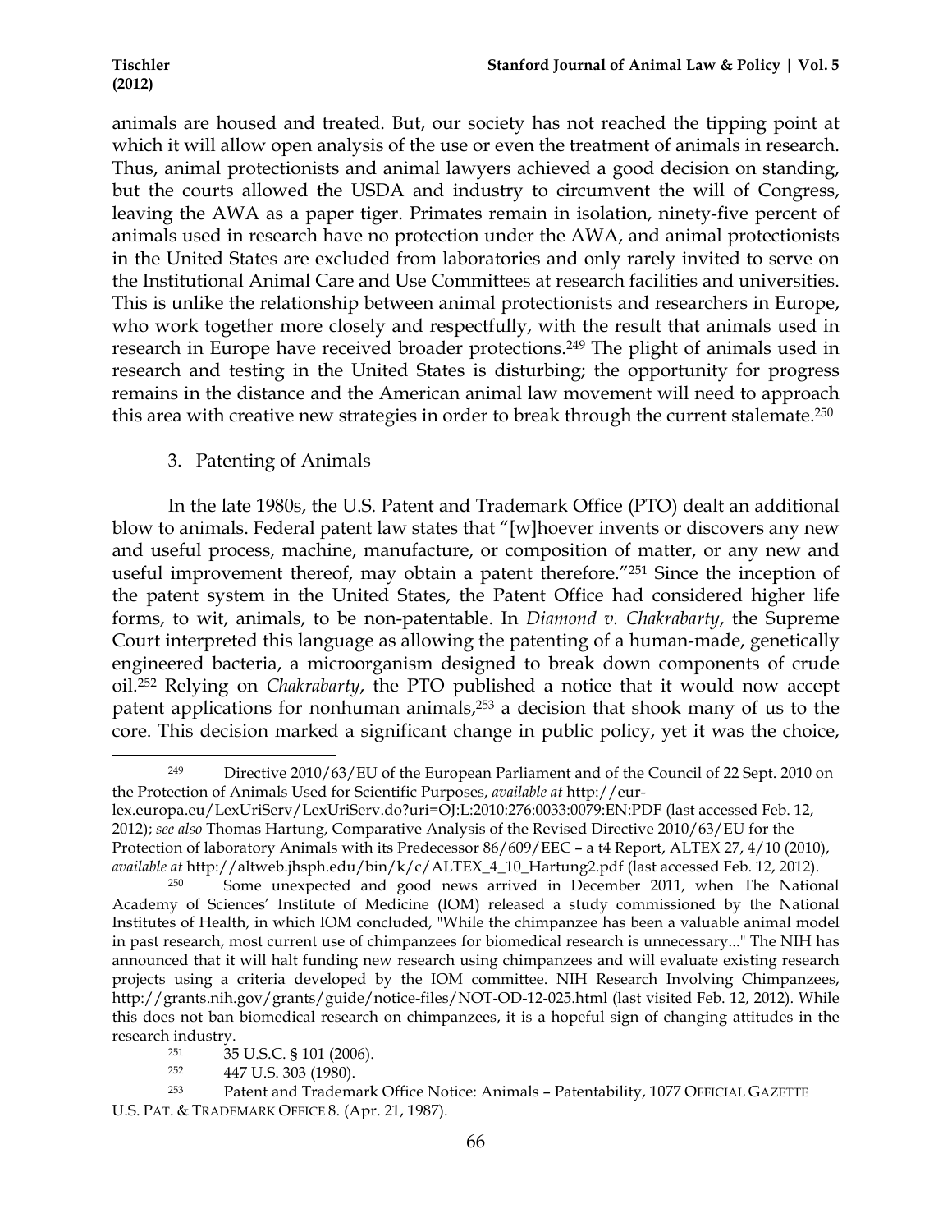animals are housed and treated. But, our society has not reached the tipping point at which it will allow open analysis of the use or even the treatment of animals in research. Thus, animal protectionists and animal lawyers achieved a good decision on standing, but the courts allowed the USDA and industry to circumvent the will of Congress, leaving the AWA as a paper tiger. Primates remain in isolation, ninety-five percent of animals used in research have no protection under the AWA, and animal protectionists in the United States are excluded from laboratories and only rarely invited to serve on the Institutional Animal Care and Use Committees at research facilities and universities. This is unlike the relationship between animal protectionists and researchers in Europe, who work together more closely and respectfully, with the result that animals used in research in Europe have received broader protections.[249] The plight of animals used in research and testing in the United States is disturbing; the opportunity for progress remains in the distance and the American animal law movement will need to approach this area with creative new strategies in order to break through the current stalemate.[250]

### 3. Patenting of Animals

In the late 1980s, the U.S. Patent and Trademark Office (PTO) dealt an additional blow to animals. Federal patent law states that "[w]hoever invents or discovers any new and useful process, machine, manufacture, or composition of matter, or any new and useful improvement thereof, may obtain a patent therefore."[251] Since the inception of the patent system in the United States, the Patent Office had considered higher life forms, to wit, animals, to be non-patentable. In *Diamond v. Chakrabarty*, the Supreme Court interpreted this language as allowing the patenting of a human-made, genetically engineered bacteria, a microorganism designed to break down components of crude oil.[252] Relying on *Chakrabarty*, the PTO published a notice that it would now accept patent applications for nonhuman animals,[253] a decision that shook many of us to the core. This decision marked a significant change in public policy, yet it was the choice,

---

[249] Directive 2010/63/EU of the European Parliament and of the Council of 22 Sept. 2010 on the Protection of Animals Used for Scientific Purposes, *available at* http://eur-lex.europa.eu/LexUriServ/LexUriServ.do?uri=OJ:L:2010:276:0033:0079:EN:PDF (last accessed Feb. 12, 2012); *see also* Thomas Hartung, Comparative Analysis of the Revised Directive 2010/63/EU for the Protection of laboratory Animals with its Predecessor 86/609/EEC – a t4 Report, ALTEX 27, 4/10 (2010), *available at* http://altweb.jhsph.edu/bin/k/c/ALTEX_4_10_Hartung2.pdf (last accessed Feb. 12, 2012).

[250] Some unexpected and good news arrived in December 2011, when The National Academy of Sciences' Institute of Medicine (IOM) released a study commissioned by the National Institutes of Health, in which IOM concluded, "While the chimpanzee has been a valuable animal model in past research, most current use of chimpanzees for biomedical research is unnecessary..." The NIH has announced that it will halt funding new research using chimpanzees and will evaluate existing research projects using a criteria developed by the IOM committee. NIH Research Involving Chimpanzees, http://grants.nih.gov/grants/guide/notice-files/NOT-OD-12-025.html (last visited Feb. 12, 2012). While this does not ban biomedical research on chimpanzees, it is a hopeful sign of changing attitudes in the research industry.

[251] 35 U.S.C. § 101 (2006).

[252] 447 U.S. 303 (1980).

[253] Patent and Trademark Office Notice: Animals – Patentability, 1077 OFFICIAL GAZETTE U.S. PAT. & TRADEMARK OFFICE 8. (Apr. 21, 1987).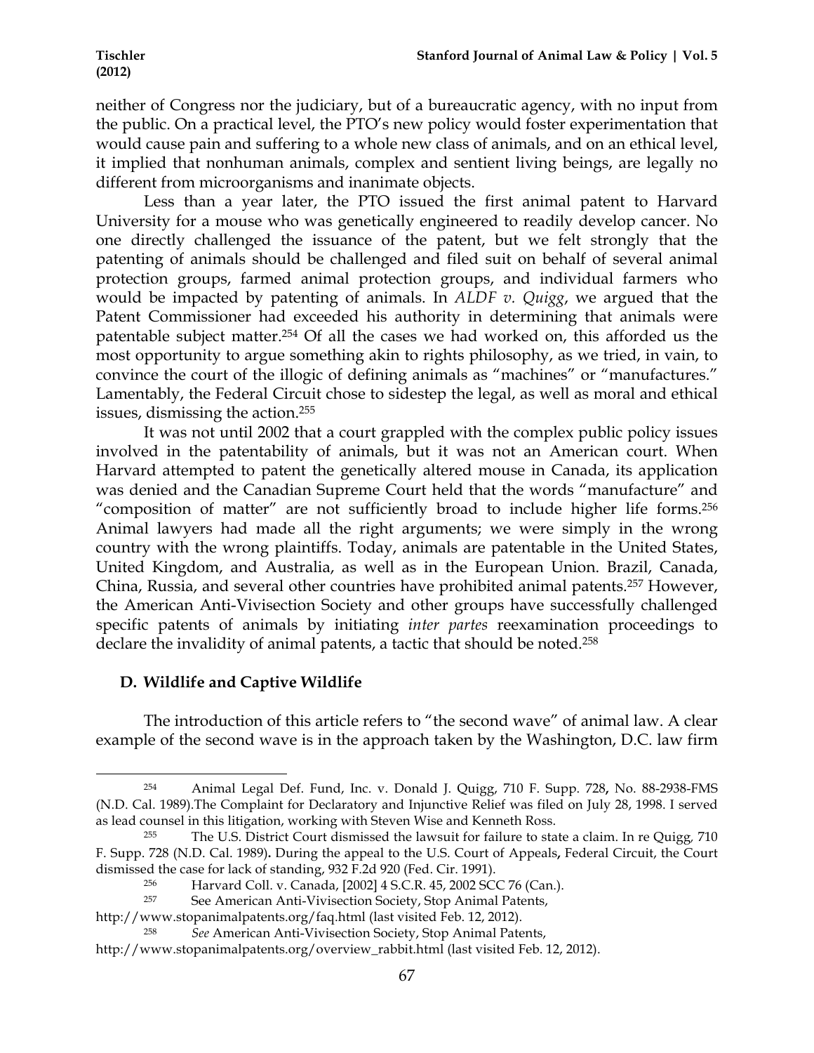neither of Congress nor the judiciary, but of a bureaucratic agency, with no input from the public. On a practical level, the PTO's new policy would foster experimentation that would cause pain and suffering to a whole new class of animals, and on an ethical level, it implied that nonhuman animals, complex and sentient living beings, are legally no different from microorganisms and inanimate objects.

Less than a year later, the PTO issued the first animal patent to Harvard University for a mouse who was genetically engineered to readily develop cancer. No one directly challenged the issuance of the patent, but we felt strongly that the patenting of animals should be challenged and filed suit on behalf of several animal protection groups, farmed animal protection groups, and individual farmers who would be impacted by patenting of animals. In *ALDF v. Quigg*, we argued that the Patent Commissioner had exceeded his authority in determining that animals were patentable subject matter.[254] Of all the cases we had worked on, this afforded us the most opportunity to argue something akin to rights philosophy, as we tried, in vain, to convince the court of the illogic of defining animals as "machines" or "manufactures." Lamentably, the Federal Circuit chose to sidestep the legal, as well as moral and ethical issues, dismissing the action.[255]

It was not until 2002 that a court grappled with the complex public policy issues involved in the patentability of animals, but it was not an American court. When Harvard attempted to patent the genetically altered mouse in Canada, its application was denied and the Canadian Supreme Court held that the words "manufacture" and "composition of matter" are not sufficiently broad to include higher life forms.[256] Animal lawyers had made all the right arguments; we were simply in the wrong country with the wrong plaintiffs. Today, animals are patentable in the United States, United Kingdom, and Australia, as well as in the European Union. Brazil, Canada, China, Russia, and several other countries have prohibited animal patents.[257] However, the American Anti-Vivisection Society and other groups have successfully challenged specific patents of animals by initiating *inter partes* reexamination proceedings to declare the invalidity of animal patents, a tactic that should be noted.[258]

### D. Wildlife and Captive Wildlife

The introduction of this article refers to "the second wave" of animal law. A clear example of the second wave is in the approach taken by the Washington, D.C. law firm

---

[254] Animal Legal Def. Fund, Inc. v. Donald J. Quigg, 710 F. Supp. 728, No. 88-2938-FMS (N.D. Cal. 1989).The Complaint for Declaratory and Injunctive Relief was filed on July 28, 1998. I served as lead counsel in this litigation, working with Steven Wise and Kenneth Ross.

[255] The U.S. District Court dismissed the lawsuit for failure to state a claim. In re Quigg, 710 F. Supp. 728 (N.D. Cal. 1989). During the appeal to the U.S. Court of Appeals, Federal Circuit, the Court dismissed the case for lack of standing, 932 F.2d 920 (Fed. Cir. 1991).

[256] Harvard Coll. v. Canada, [2002] 4 S.C.R. 45, 2002 SCC 76 (Can.).

[257] See American Anti-Vivisection Society, Stop Animal Patents, http://www.stopanimalpatents.org/faq.html (last visited Feb. 12, 2012).

[258] *See* American Anti-Vivisection Society, Stop Animal Patents, http://www.stopanimalpatents.org/overview_rabbit.html (last visited Feb. 12, 2012).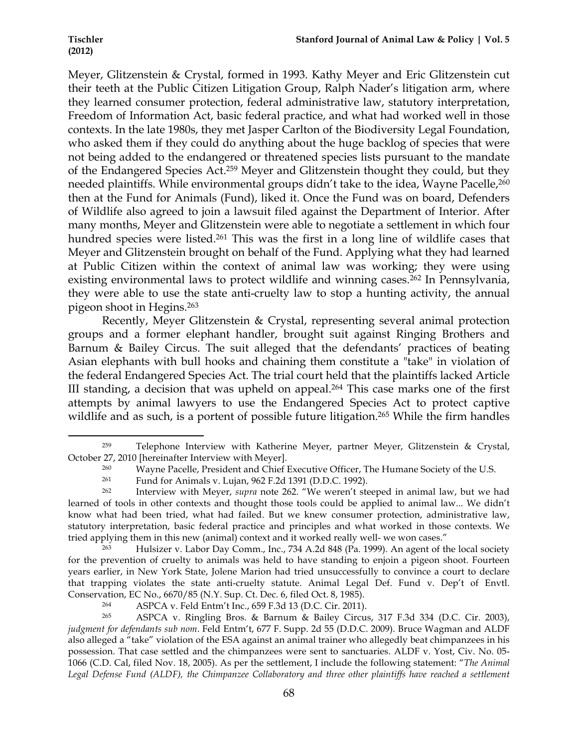Meyer, Glitzenstein & Crystal, formed in 1993. Kathy Meyer and Eric Glitzenstein cut their teeth at the Public Citizen Litigation Group, Ralph Nader's litigation arm, where they learned consumer protection, federal administrative law, statutory interpretation, Freedom of Information Act, basic federal practice, and what had worked well in those contexts. In the late 1980s, they met Jasper Carlton of the Biodiversity Legal Foundation, who asked them if they could do anything about the huge backlog of species that were not being added to the endangered or threatened species lists pursuant to the mandate of the Endangered Species Act.[259] Meyer and Glitzenstein thought they could, but they needed plaintiffs. While environmental groups didn't take to the idea, Wayne Pacelle,[260] then at the Fund for Animals (Fund), liked it. Once the Fund was on board, Defenders of Wildlife also agreed to join a lawsuit filed against the Department of Interior. After many months, Meyer and Glitzenstein were able to negotiate a settlement in which four hundred species were listed.[261] This was the first in a long line of wildlife cases that Meyer and Glitzenstein brought on behalf of the Fund. Applying what they had learned at Public Citizen within the context of animal law was working; they were using existing environmental laws to protect wildlife and winning cases.[262] In Pennsylvania, they were able to use the state anti-cruelty law to stop a hunting activity, the annual pigeon shoot in Hegins.[263]

Recently, Meyer Glitzenstein & Crystal, representing several animal protection groups and a former elephant handler, brought suit against Ringing Brothers and Barnum & Bailey Circus. The suit alleged that the defendants' practices of beating Asian elephants with bull hooks and chaining them constitute a "take" in violation of the federal Endangered Species Act. The trial court held that the plaintiffs lacked Article III standing, a decision that was upheld on appeal.[264] This case marks one of the first attempts by animal lawyers to use the Endangered Species Act to protect captive wildlife and as such, is a portent of possible future litigation.[265] While the firm handles

---

[259] Telephone Interview with Katherine Meyer, partner Meyer, Glitzenstein & Crystal, October 27, 2010 [hereinafter Interview with Meyer].

[260] Wayne Pacelle, President and Chief Executive Officer, The Humane Society of the U.S.

[261] Fund for Animals v. Lujan, 962 F.2d 1391 (D.D.C. 1992).

[262] Interview with Meyer, *supra* note 262. "We weren't steeped in animal law, but we had learned of tools in other contexts and thought those tools could be applied to animal law... We didn't know what had been tried, what had failed. But we knew consumer protection, administrative law, statutory interpretation, basic federal practice and principles and what worked in those contexts. We tried applying them in this new (animal) context and it worked really well- we won cases."

[263] Hulsizer v. Labor Day Comm., Inc., 734 A.2d 848 (Pa. 1999). An agent of the local society for the prevention of cruelty to animals was held to have standing to enjoin a pigeon shoot. Fourteen years earlier, in New York State, Jolene Marion had tried unsuccessfully to convince a court to declare that trapping violates the state anti-cruelty statute. Animal Legal Def. Fund v. Dep't of Envtl. Conservation, EC No., 6670/85 (N.Y. Sup. Ct. Dec. 6, filed Oct. 8, 1985).

[264] ASPCA v. Feld Entm't Inc., 659 F.3d 13 (D.C. Cir. 2011).

[265] ASPCA v. Ringling Bros. & Barnum & Bailey Circus, 317 F.3d 334 (D.C. Cir. 2003), *judgment for defendants sub nom*. Feld Entm't, 677 F. Supp. 2d 55 (D.D.C. 2009). Bruce Wagman and ALDF also alleged a "take" violation of the ESA against an animal trainer who allegedly beat chimpanzees in his possession. That case settled and the chimpanzees were sent to sanctuaries. ALDF v. Yost, Civ. No. 05-1066 (C.D. Cal, filed Nov. 18, 2005). As per the settlement, I include the following statement: "*The Animal Legal Defense Fund (ALDF), the Chimpanzee Collaboratory and three other plaintiffs have reached a settlement*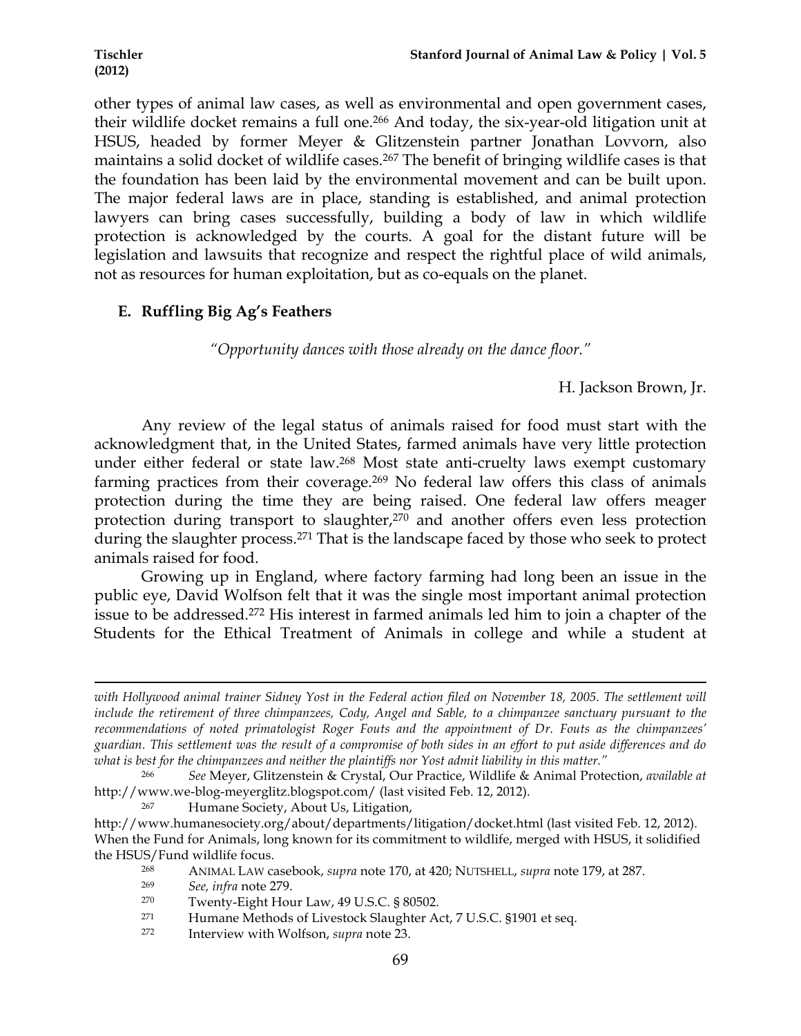other types of animal law cases, as well as environmental and open government cases, their wildlife docket remains a full one.[266] And today, the six-year-old litigation unit at HSUS, headed by former Meyer & Glitzenstein partner Jonathan Lovvorn, also maintains a solid docket of wildlife cases.[267] The benefit of bringing wildlife cases is that the foundation has been laid by the environmental movement and can be built upon. The major federal laws are in place, standing is established, and animal protection lawyers can bring cases successfully, building a body of law in which wildlife protection is acknowledged by the courts. A goal for the distant future will be legislation and lawsuits that recognize and respect the rightful place of wild animals, not as resources for human exploitation, but as co-equals on the planet.

### E. Ruffling Big Ag's Feathers

*"Opportunity dances with those already on the dance floor."*

H. Jackson Brown, Jr.

Any review of the legal status of animals raised for food must start with the acknowledgment that, in the United States, farmed animals have very little protection under either federal or state law.[268] Most state anti-cruelty laws exempt customary farming practices from their coverage.[269] No federal law offers this class of animals protection during the time they are being raised. One federal law offers meager protection during transport to slaughter,[270] and another offers even less protection during the slaughter process.[271] That is the landscape faced by those who seek to protect animals raised for food.

Growing up in England, where factory farming had long been an issue in the public eye, David Wolfson felt that it was the single most important animal protection issue to be addressed.[272] His interest in farmed animals led him to join a chapter of the Students for the Ethical Treatment of Animals in college and while a student at

---

*with Hollywood animal trainer Sidney Yost in the Federal action filed on November 18, 2005. The settlement will include the retirement of three chimpanzees, Cody, Angel and Sable, to a chimpanzee sanctuary pursuant to the recommendations of noted primatologist Roger Fouts and the appointment of Dr. Fouts as the chimpanzees' guardian. This settlement was the result of a compromise of both sides in an effort to put aside differences and do what is best for the chimpanzees and neither the plaintiffs nor Yost admit liability in this matter."*

[266] *See* Meyer, Glitzenstein & Crystal, Our Practice, Wildlife & Animal Protection, *available at* http://www.we-blog-meyerglitz.blogspot.com/ (last visited Feb. 12, 2012).

[267] Humane Society, About Us, Litigation, http://www.humanesociety.org/about/departments/litigation/docket.html (last visited Feb. 12, 2012). When the Fund for Animals, long known for its commitment to wildlife, merged with HSUS, it solidified the HSUS/Fund wildlife focus.

[268] ANIMAL LAW casebook, *supra* note 170, at 420; NUTSHELL, *supra* note 179, at 287.

[269] *See, infra* note 279.

[270] Twenty-Eight Hour Law, 49 U.S.C. § 80502.

[271] Humane Methods of Livestock Slaughter Act, 7 U.S.C. §1901 et seq.

[272] Interview with Wolfson, *supra* note 23.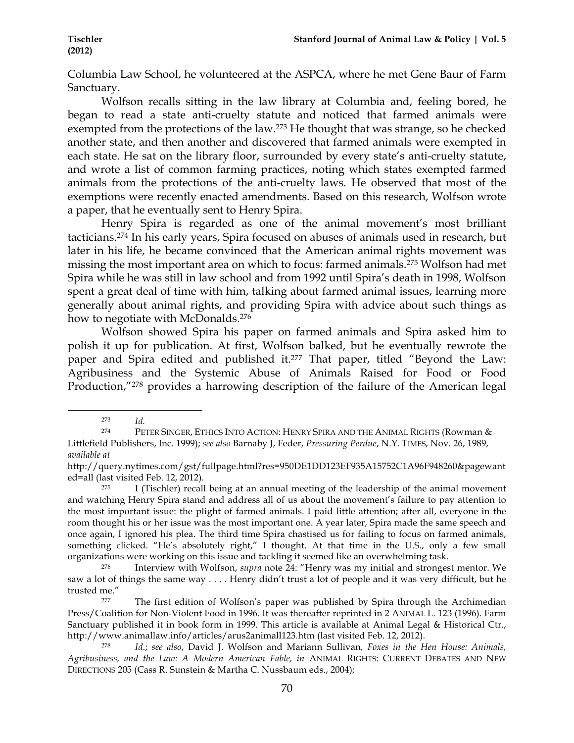Columbia Law School, he volunteered at the ASPCA, where he met Gene Baur of Farm Sanctuary.

Wolfson recalls sitting in the law library at Columbia and, feeling bored, he began to read a state anti-cruelty statute and noticed that farmed animals were exempted from the protections of the law.[273] He thought that was strange, so he checked another state, and then another and discovered that farmed animals were exempted in each state. He sat on the library floor, surrounded by every state's anti-cruelty statute, and wrote a list of common farming practices, noting which states exempted farmed animals from the protections of the anti-cruelty laws. He observed that most of the exemptions were recently enacted amendments. Based on this research, Wolfson wrote a paper, that he eventually sent to Henry Spira.

Henry Spira is regarded as one of the animal movement's most brilliant tacticians.[274] In his early years, Spira focused on abuses of animals used in research, but later in his life, he became convinced that the American animal rights movement was missing the most important area on which to focus: farmed animals.[275] Wolfson had met Spira while he was still in law school and from 1992 until Spira's death in 1998, Wolfson spent a great deal of time with him, talking about farmed animal issues, learning more generally about animal rights, and providing Spira with advice about such things as how to negotiate with McDonalds.[276]

Wolfson showed Spira his paper on farmed animals and Spira asked him to polish it up for publication. At first, Wolfson balked, but he eventually rewrote the paper and Spira edited and published it.[277] That paper, titled "Beyond the Law: Agribusiness and the Systemic Abuse of Animals Raised for Food or Food Production,"[278] provides a harrowing description of the failure of the American legal

---

[273] *Id.*

[274] PETER SINGER, ETHICS INTO ACTION: HENRY SPIRA AND THE ANIMAL RIGHTS (Rowman & Littlefield Publishers, Inc. 1999); *see also* Barnaby J, Feder, *Pressuring Perdue*, N.Y. TIMES, Nov. 26, 1989, *available at* http://query.nytimes.com/gst/fullpage.html?res=950DE1DD123EF935A15752C1A96F948260&pagewanted=all (last visited Feb. 12, 2012).

[275] I (Tischler) recall being at an annual meeting of the leadership of the animal movement and watching Henry Spira stand and address all of us about the movement's failure to pay attention to the most important issue: the plight of farmed animals. I paid little attention; after all, everyone in the room thought his or her issue was the most important one. A year later, Spira made the same speech and once again, I ignored his plea. The third time Spira chastised us for failing to focus on farmed animals, something clicked. "He's absolutely right," I thought. At that time in the U.S., only a few small organizations were working on this issue and tackling it seemed like an overwhelming task.

[276] Interview with Wolfson, *supra* note 24: "Henry was my initial and strongest mentor. We saw a lot of things the same way . . . . Henry didn't trust a lot of people and it was very difficult, but he trusted me."

[277] The first edition of Wolfson's paper was published by Spira through the Archimedian Press/Coalition for Non-Violent Food in 1996. It was thereafter reprinted in 2 ANIMAL L. 123 (1996). Farm Sanctuary published it in book form in 1999. This article is available at Animal Legal & Historical Ctr., http://www.animallaw.info/articles/arus2animall123.htm (last visited Feb. 12, 2012).

[278] *Id.*; *see also*, David J. Wolfson and Mariann Sullivan, *Foxes in the Hen House: Animals, Agribusiness, and the Law: A Modern American Fable, in* ANIMAL RIGHTS: CURRENT DEBATES AND NEW DIRECTIONS 205 (Cass R. Sunstein & Martha C. Nussbaum eds., 2004);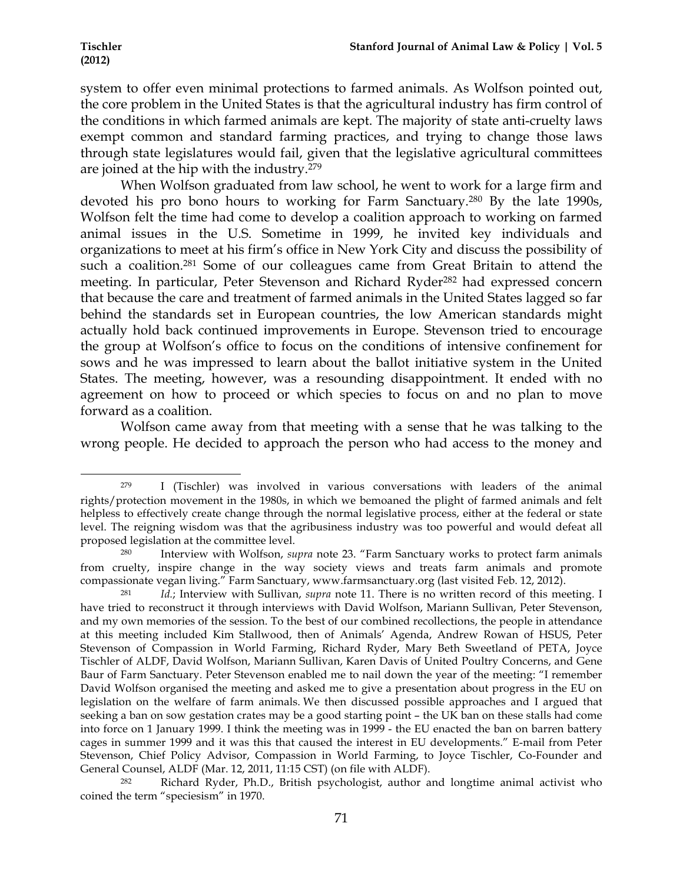system to offer even minimal protections to farmed animals. As Wolfson pointed out, the core problem in the United States is that the agricultural industry has firm control of the conditions in which farmed animals are kept. The majority of state anti-cruelty laws exempt common and standard farming practices, and trying to change those laws through state legislatures would fail, given that the legislative agricultural committees are joined at the hip with the industry.[279]

When Wolfson graduated from law school, he went to work for a large firm and devoted his pro bono hours to working for Farm Sanctuary.[280] By the late 1990s, Wolfson felt the time had come to develop a coalition approach to working on farmed animal issues in the U.S. Sometime in 1999, he invited key individuals and organizations to meet at his firm's office in New York City and discuss the possibility of such a coalition.[281] Some of our colleagues came from Great Britain to attend the meeting. In particular, Peter Stevenson and Richard Ryder[282] had expressed concern that because the care and treatment of farmed animals in the United States lagged so far behind the standards set in European countries, the low American standards might actually hold back continued improvements in Europe. Stevenson tried to encourage the group at Wolfson's office to focus on the conditions of intensive confinement for sows and he was impressed to learn about the ballot initiative system in the United States. The meeting, however, was a resounding disappointment. It ended with no agreement on how to proceed or which species to focus on and no plan to move forward as a coalition.

Wolfson came away from that meeting with a sense that he was talking to the wrong people. He decided to approach the person who had access to the money and

---

[279] I (Tischler) was involved in various conversations with leaders of the animal rights/protection movement in the 1980s, in which we bemoaned the plight of farmed animals and felt helpless to effectively create change through the normal legislative process, either at the federal or state level. The reigning wisdom was that the agribusiness industry was too powerful and would defeat all proposed legislation at the committee level.

[280] Interview with Wolfson, *supra* note 23. "Farm Sanctuary works to protect farm animals from cruelty, inspire change in the way society views and treats farm animals and promote compassionate vegan living." Farm Sanctuary, www.farmsanctuary.org (last visited Feb. 12, 2012).

[281] *Id.*; Interview with Sullivan, *supra* note 11. There is no written record of this meeting. I have tried to reconstruct it through interviews with David Wolfson, Mariann Sullivan, Peter Stevenson, and my own memories of the session. To the best of our combined recollections, the people in attendance at this meeting included Kim Stallwood, then of Animals' Agenda, Andrew Rowan of HSUS, Peter Stevenson of Compassion in World Farming, Richard Ryder, Mary Beth Sweetland of PETA, Joyce Tischler of ALDF, David Wolfson, Mariann Sullivan, Karen Davis of United Poultry Concerns, and Gene Baur of Farm Sanctuary. Peter Stevenson enabled me to nail down the year of the meeting: "I remember David Wolfson organised the meeting and asked me to give a presentation about progress in the EU on legislation on the welfare of farm animals. We then discussed possible approaches and I argued that seeking a ban on sow gestation crates may be a good starting point – the UK ban on these stalls had come into force on 1 January 1999. I think the meeting was in 1999 - the EU enacted the ban on barren battery cages in summer 1999 and it was this that caused the interest in EU developments." E-mail from Peter Stevenson, Chief Policy Advisor, Compassion in World Farming, to Joyce Tischler, Co-Founder and General Counsel, ALDF (Mar. 12, 2011, 11:15 CST) (on file with ALDF).

[282] Richard Ryder, Ph.D., British psychologist, author and longtime animal activist who coined the term "speciesism" in 1970.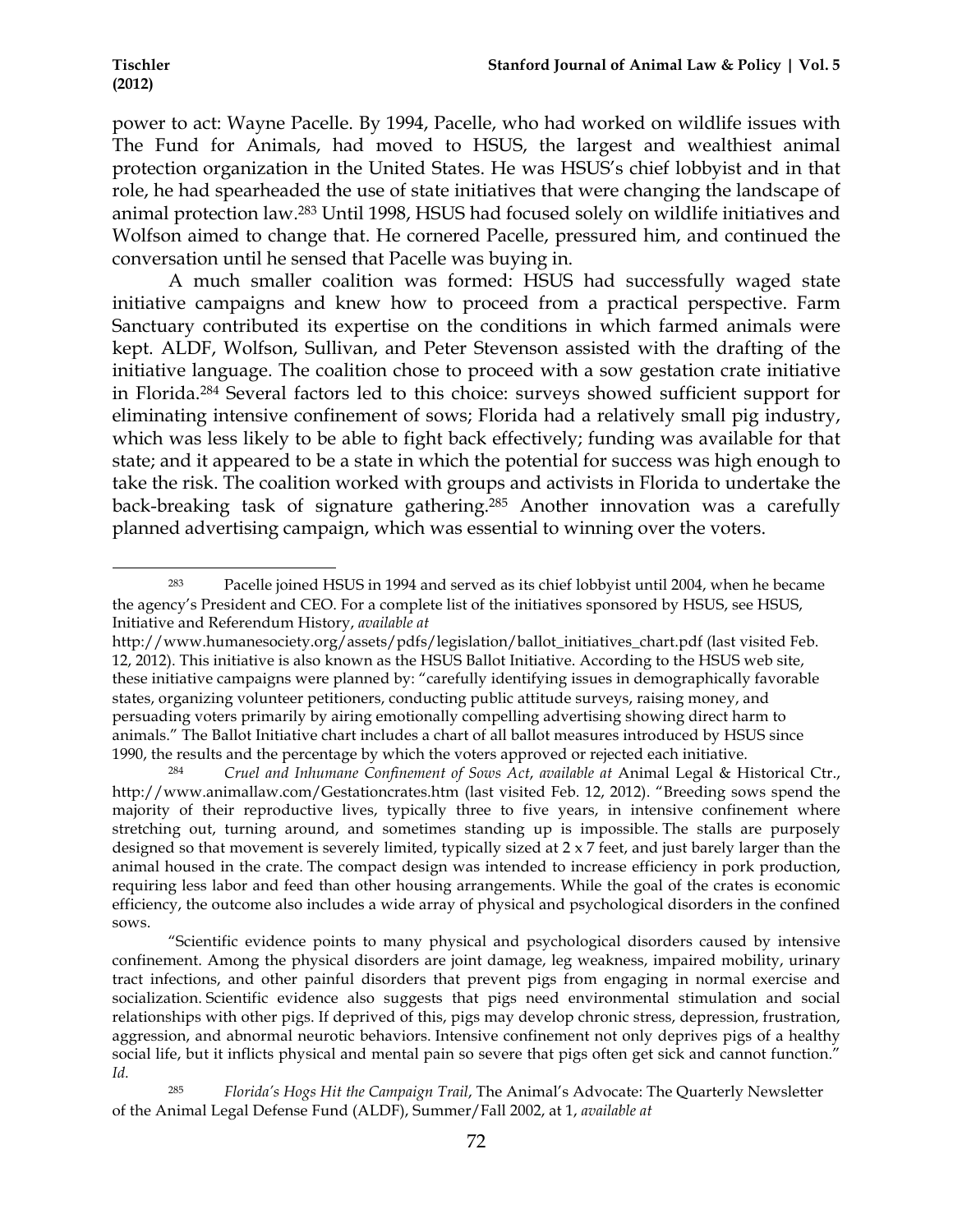power to act: Wayne Pacelle. By 1994, Pacelle, who had worked on wildlife issues with The Fund for Animals, had moved to HSUS, the largest and wealthiest animal protection organization in the United States. He was HSUS's chief lobbyist and in that role, he had spearheaded the use of state initiatives that were changing the landscape of animal protection law.[283] Until 1998, HSUS had focused solely on wildlife initiatives and Wolfson aimed to change that. He cornered Pacelle, pressured him, and continued the conversation until he sensed that Pacelle was buying in.

A much smaller coalition was formed: HSUS had successfully waged state initiative campaigns and knew how to proceed from a practical perspective. Farm Sanctuary contributed its expertise on the conditions in which farmed animals were kept. ALDF, Wolfson, Sullivan, and Peter Stevenson assisted with the drafting of the initiative language. The coalition chose to proceed with a sow gestation crate initiative in Florida.[284] Several factors led to this choice: surveys showed sufficient support for eliminating intensive confinement of sows; Florida had a relatively small pig industry, which was less likely to be able to fight back effectively; funding was available for that state; and it appeared to be a state in which the potential for success was high enough to take the risk. The coalition worked with groups and activists in Florida to undertake the back-breaking task of signature gathering.[285] Another innovation was a carefully planned advertising campaign, which was essential to winning over the voters.

---

[283] Pacelle joined HSUS in 1994 and served as its chief lobbyist until 2004, when he became the agency's President and CEO. For a complete list of the initiatives sponsored by HSUS, see HSUS, Initiative and Referendum History, *available at* http://www.humanesociety.org/assets/pdfs/legislation/ballot_initiatives_chart.pdf (last visited Feb. 12, 2012). This initiative is also known as the HSUS Ballot Initiative. According to the HSUS web site, these initiative campaigns were planned by: "carefully identifying issues in demographically favorable states, organizing volunteer petitioners, conducting public attitude surveys, raising money, and persuading voters primarily by airing emotionally compelling advertising showing direct harm to animals." The Ballot Initiative chart includes a chart of all ballot measures introduced by HSUS since 1990, the results and the percentage by which the voters approved or rejected each initiative.

[284] *Cruel and Inhumane Confinement of Sows Act*, *available at* Animal Legal & Historical Ctr., http://www.animallaw.com/Gestationcrates.htm (last visited Feb. 12, 2012). "Breeding sows spend the majority of their reproductive lives, typically three to five years, in intensive confinement where stretching out, turning around, and sometimes standing up is impossible. The stalls are purposely designed so that movement is severely limited, typically sized at 2 x 7 feet, and just barely larger than the animal housed in the crate. The compact design was intended to increase efficiency in pork production, requiring less labor and feed than other housing arrangements. While the goal of the crates is economic efficiency, the outcome also includes a wide array of physical and psychological disorders in the confined sows.

"Scientific evidence points to many physical and psychological disorders caused by intensive confinement. Among the physical disorders are joint damage, leg weakness, impaired mobility, urinary tract infections, and other painful disorders that prevent pigs from engaging in normal exercise and socialization. Scientific evidence also suggests that pigs need environmental stimulation and social relationships with other pigs. If deprived of this, pigs may develop chronic stress, depression, frustration, aggression, and abnormal neurotic behaviors. Intensive confinement not only deprives pigs of a healthy social life, but it inflicts physical and mental pain so severe that pigs often get sick and cannot function." *Id.*

[285] *Florida's Hogs Hit the Campaign Trail*, The Animal's Advocate: The Quarterly Newsletter of the Animal Legal Defense Fund (ALDF), Summer/Fall 2002, at 1, *available at*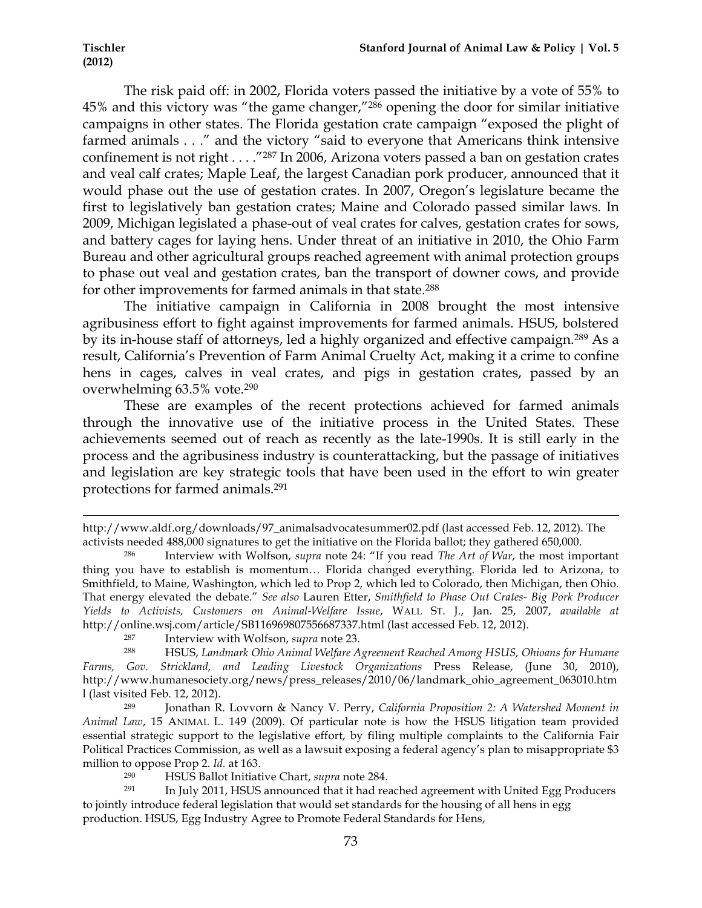The risk paid off: in 2002, Florida voters passed the initiative by a vote of 55% to 45% and this victory was "the game changer,"[286] opening the door for similar initiative campaigns in other states. The Florida gestation crate campaign "exposed the plight of farmed animals . . ." and the victory "said to everyone that Americans think intensive confinement is not right . . . ."[287] In 2006, Arizona voters passed a ban on gestation crates and veal calf crates; Maple Leaf, the largest Canadian pork producer, announced that it would phase out the use of gestation crates. In 2007, Oregon's legislature became the first to legislatively ban gestation crates; Maine and Colorado passed similar laws. In 2009, Michigan legislated a phase-out of veal crates for calves, gestation crates for sows, and battery cages for laying hens. Under threat of an initiative in 2010, the Ohio Farm Bureau and other agricultural groups reached agreement with animal protection groups to phase out veal and gestation crates, ban the transport of downer cows, and provide for other improvements for farmed animals in that state.[288]

The initiative campaign in California in 2008 brought the most intensive agribusiness effort to fight against improvements for farmed animals. HSUS, bolstered by its in-house staff of attorneys, led a highly organized and effective campaign.[289] As a result, California's Prevention of Farm Animal Cruelty Act, making it a crime to confine hens in cages, calves in veal crates, and pigs in gestation crates, passed by an overwhelming 63.5% vote.[290]

These are examples of the recent protections achieved for farmed animals through the innovative use of the initiative process in the United States. These achievements seemed out of reach as recently as the late-1990s. It is still early in the process and the agribusiness industry is counterattacking, but the passage of initiatives and legislation are key strategic tools that have been used in the effort to win greater protections for farmed animals.[291]

---

http://www.aldf.org/downloads/97_animalsadvocatesummer02.pdf (last accessed Feb. 12, 2012). The activists needed 488,000 signatures to get the initiative on the Florida ballot; they gathered 650,000.

[286] Interview with Wolfson, *supra* note 24: "If you read *The Art of War*, the most important thing you have to establish is momentum… Florida changed everything. Florida led to Arizona, to Smithfield, to Maine, Washington, which led to Prop 2, which led to Colorado, then Michigan, then Ohio. That energy elevated the debate." *See also* Lauren Etter, *Smithfield to Phase Out Crates- Big Pork Producer Yields to Activists, Customers on Animal-Welfare Issue*, WALL ST. J., Jan. 25, 2007, *available at* http://online.wsj.com/article/SB116969807556687337.html (last accessed Feb. 12, 2012).

[287] Interview with Wolfson, *supra* note 23.

[288] HSUS, *Landmark Ohio Animal Welfare Agreement Reached Among HSUS, Ohioans for Humane Farms, Gov. Strickland, and Leading Livestock Organizations* Press Release, (June 30, 2010), http://www.humanesociety.org/news/press_releases/2010/06/landmark_ohio_agreement_063010.html (last visited Feb. 12, 2012).

[289] Jonathan R. Lovvorn & Nancy V. Perry, *California Proposition 2: A Watershed Moment in Animal Law*, 15 ANIMAL L. 149 (2009). Of particular note is how the HSUS litigation team provided essential strategic support to the legislative effort, by filing multiple complaints to the California Fair Political Practices Commission, as well as a lawsuit exposing a federal agency's plan to misappropriate $3 million to oppose Prop 2. *Id.* at 163.

[290] HSUS Ballot Initiative Chart, *supra* note 284.

[291] In July 2011, HSUS announced that it had reached agreement with United Egg Producers to jointly introduce federal legislation that would set standards for the housing of all hens in egg production. HSUS, Egg Industry Agree to Promote Federal Standards for Hens,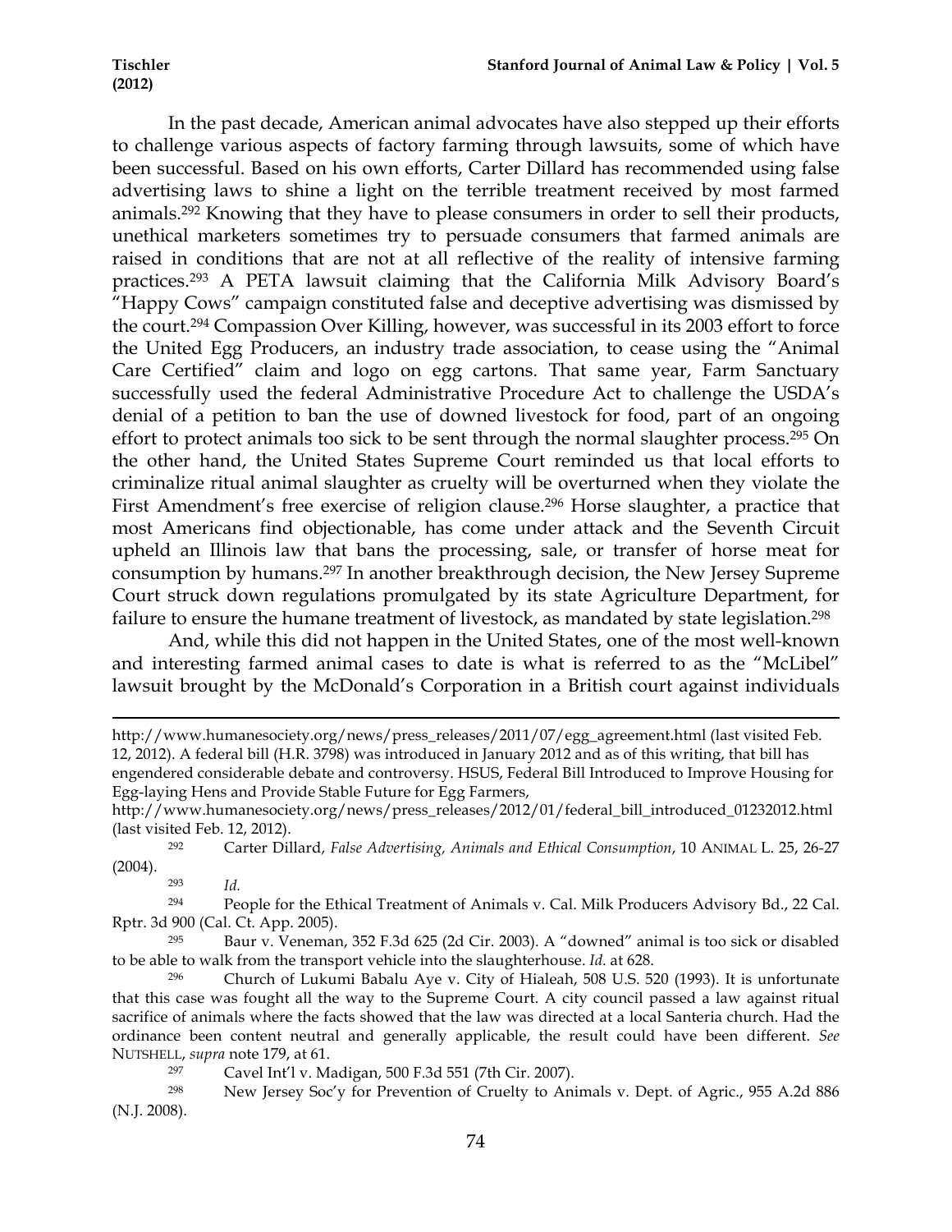In the past decade, American animal advocates have also stepped up their efforts to challenge various aspects of factory farming through lawsuits, some of which have been successful. Based on his own efforts, Carter Dillard has recommended using false advertising laws to shine a light on the terrible treatment received by most farmed animals.[292] Knowing that they have to please consumers in order to sell their products, unethical marketers sometimes try to persuade consumers that farmed animals are raised in conditions that are not at all reflective of the reality of intensive farming practices.[293] A PETA lawsuit claiming that the California Milk Advisory Board's "Happy Cows" campaign constituted false and deceptive advertising was dismissed by the court.[294] Compassion Over Killing, however, was successful in its 2003 effort to force the United Egg Producers, an industry trade association, to cease using the "Animal Care Certified" claim and logo on egg cartons. That same year, Farm Sanctuary successfully used the federal Administrative Procedure Act to challenge the USDA's denial of a petition to ban the use of downed livestock for food, part of an ongoing effort to protect animals too sick to be sent through the normal slaughter process.[295] On the other hand, the United States Supreme Court reminded us that local efforts to criminalize ritual animal slaughter as cruelty will be overturned when they violate the First Amendment's free exercise of religion clause.[296] Horse slaughter, a practice that most Americans find objectionable, has come under attack and the Seventh Circuit upheld an Illinois law that bans the processing, sale, or transfer of horse meat for consumption by humans.[297] In another breakthrough decision, the New Jersey Supreme Court struck down regulations promulgated by its state Agriculture Department, for failure to ensure the humane treatment of livestock, as mandated by state legislation.[298]

And, while this did not happen in the United States, one of the most well-known and interesting farmed animal cases to date is what is referred to as the "McLibel" lawsuit brought by the McDonald's Corporation in a British court against individuals

---

http://www.humanesociety.org/news/press_releases/2011/07/egg_agreement.html (last visited Feb. 12, 2012). A federal bill (H.R. 3798) was introduced in January 2012 and as of this writing, that bill has engendered considerable debate and controversy. HSUS, Federal Bill Introduced to Improve Housing for Egg-laying Hens and Provide Stable Future for Egg Farmers, http://www.humanesociety.org/news/press_releases/2012/01/federal_bill_introduced_01232012.html (last visited Feb. 12, 2012).

[292] Carter Dillard, *False Advertising, Animals and Ethical Consumption*, 10 ANIMAL L. 25, 26-27 (2004).

[293] *Id.*

[294] People for the Ethical Treatment of Animals v. Cal. Milk Producers Advisory Bd., 22 Cal. Rptr. 3d 900 (Cal. Ct. App. 2005).

[295] Baur v. Veneman, 352 F.3d 625 (2d Cir. 2003). A "downed" animal is too sick or disabled to be able to walk from the transport vehicle into the slaughterhouse. *Id.* at 628.

[296] Church of Lukumi Babalu Aye v. City of Hialeah, 508 U.S. 520 (1993). It is unfortunate that this case was fought all the way to the Supreme Court. A city council passed a law against ritual sacrifice of animals where the facts showed that the law was directed at a local Santeria church. Had the ordinance been content neutral and generally applicable, the result could have been different. *See* NUTSHELL, *supra* note 179, at 61.

[297] Cavel Int'l v. Madigan, 500 F.3d 551 (7th Cir. 2007).

[298] New Jersey Soc'y for Prevention of Cruelty to Animals v. Dept. of Agric., 955 A.2d 886 (N.J. 2008).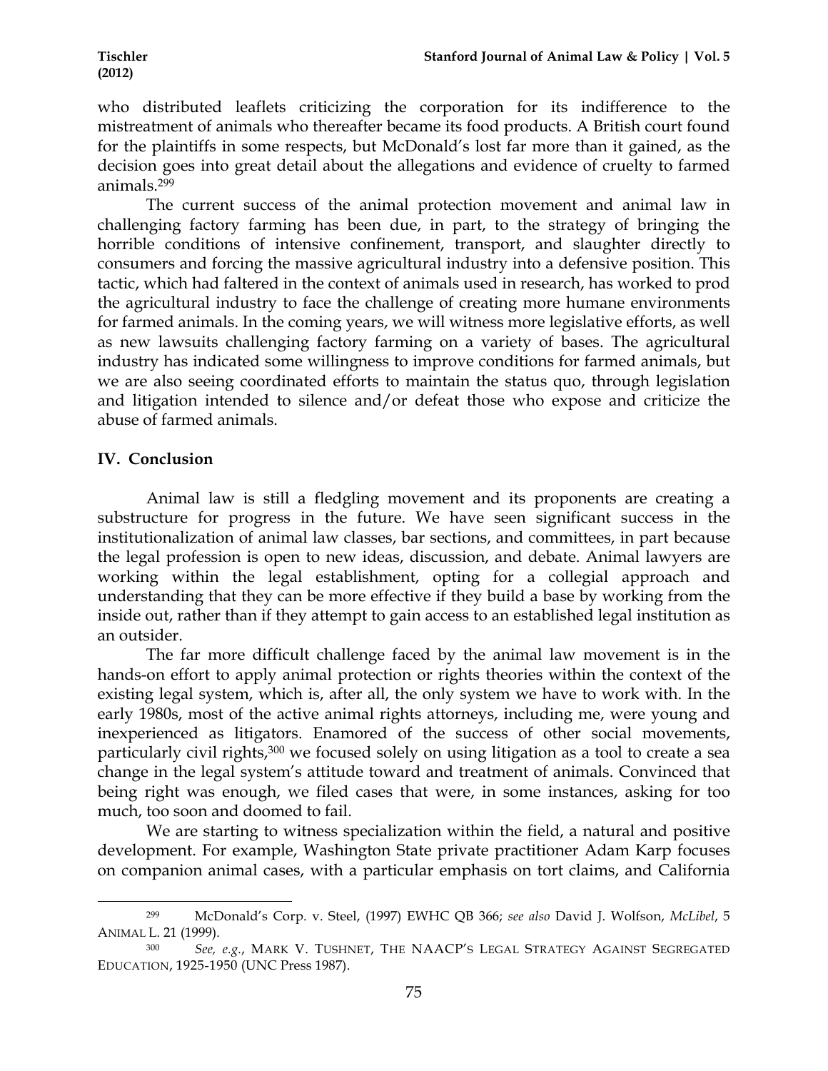who distributed leaflets criticizing the corporation for its indifference to the mistreatment of animals who thereafter became its food products. A British court found for the plaintiffs in some respects, but McDonald's lost far more than it gained, as the decision goes into great detail about the allegations and evidence of cruelty to farmed animals.[299]

The current success of the animal protection movement and animal law in challenging factory farming has been due, in part, to the strategy of bringing the horrible conditions of intensive confinement, transport, and slaughter directly to consumers and forcing the massive agricultural industry into a defensive position. This tactic, which had faltered in the context of animals used in research, has worked to prod the agricultural industry to face the challenge of creating more humane environments for farmed animals. In the coming years, we will witness more legislative efforts, as well as new lawsuits challenging factory farming on a variety of bases. The agricultural industry has indicated some willingness to improve conditions for farmed animals, but we are also seeing coordinated efforts to maintain the status quo, through legislation and litigation intended to silence and/or defeat those who expose and criticize the abuse of farmed animals.

## IV. Conclusion

Animal law is still a fledgling movement and its proponents are creating a substructure for progress in the future. We have seen significant success in the institutionalization of animal law classes, bar sections, and committees, in part because the legal profession is open to new ideas, discussion, and debate. Animal lawyers are working within the legal establishment, opting for a collegial approach and understanding that they can be more effective if they build a base by working from the inside out, rather than if they attempt to gain access to an established legal institution as an outsider.

The far more difficult challenge faced by the animal law movement is in the hands-on effort to apply animal protection or rights theories within the context of the existing legal system, which is, after all, the only system we have to work with. In the early 1980s, most of the active animal rights attorneys, including me, were young and inexperienced as litigators. Enamored of the success of other social movements, particularly civil rights,[300] we focused solely on using litigation as a tool to create a sea change in the legal system's attitude toward and treatment of animals. Convinced that being right was enough, we filed cases that were, in some instances, asking for too much, too soon and doomed to fail.

We are starting to witness specialization within the field, a natural and positive development. For example, Washington State private practitioner Adam Karp focuses on companion animal cases, with a particular emphasis on tort claims, and California

---

[299] McDonald's Corp. v. Steel, (1997) EWHC QB 366; *see also* David J. Wolfson, *McLibel*, 5 ANIMAL L. 21 (1999).

[300] *See, e.g.*, MARK V. TUSHNET, THE NAACP'S LEGAL STRATEGY AGAINST SEGREGATED EDUCATION, 1925-1950 (UNC Press 1987).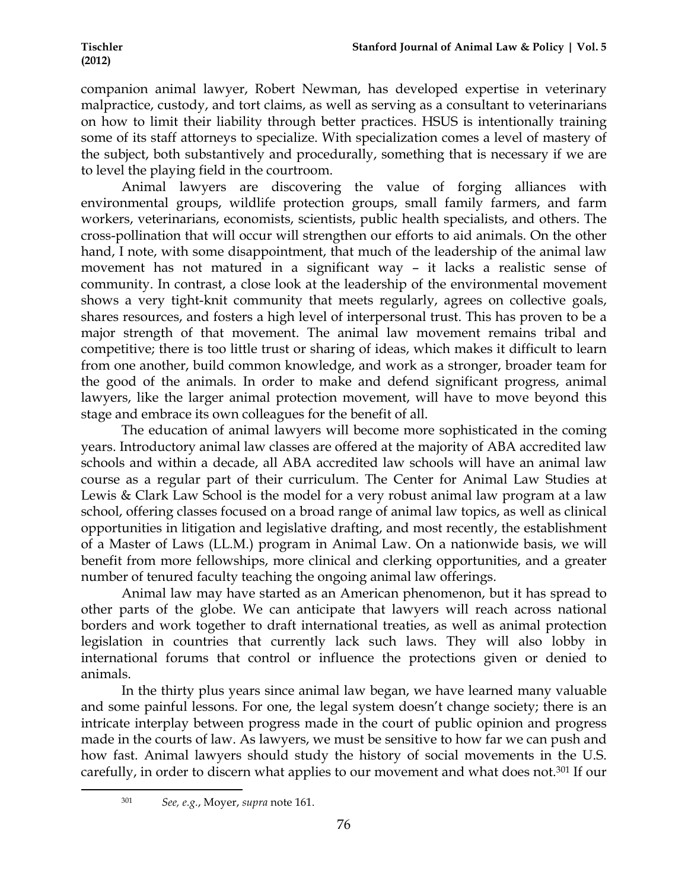companion animal lawyer, Robert Newman, has developed expertise in veterinary malpractice, custody, and tort claims, as well as serving as a consultant to veterinarians on how to limit their liability through better practices. HSUS is intentionally training some of its staff attorneys to specialize. With specialization comes a level of mastery of the subject, both substantively and procedurally, something that is necessary if we are to level the playing field in the courtroom.

Animal lawyers are discovering the value of forging alliances with environmental groups, wildlife protection groups, small family farmers, and farm workers, veterinarians, economists, scientists, public health specialists, and others. The cross-pollination that will occur will strengthen our efforts to aid animals. On the other hand, I note, with some disappointment, that much of the leadership of the animal law movement has not matured in a significant way – it lacks a realistic sense of community. In contrast, a close look at the leadership of the environmental movement shows a very tight-knit community that meets regularly, agrees on collective goals, shares resources, and fosters a high level of interpersonal trust. This has proven to be a major strength of that movement. The animal law movement remains tribal and competitive; there is too little trust or sharing of ideas, which makes it difficult to learn from one another, build common knowledge, and work as a stronger, broader team for the good of the animals. In order to make and defend significant progress, animal lawyers, like the larger animal protection movement, will have to move beyond this stage and embrace its own colleagues for the benefit of all.

The education of animal lawyers will become more sophisticated in the coming years. Introductory animal law classes are offered at the majority of ABA accredited law schools and within a decade, all ABA accredited law schools will have an animal law course as a regular part of their curriculum. The Center for Animal Law Studies at Lewis & Clark Law School is the model for a very robust animal law program at a law school, offering classes focused on a broad range of animal law topics, as well as clinical opportunities in litigation and legislative drafting, and most recently, the establishment of a Master of Laws (LL.M.) program in Animal Law. On a nationwide basis, we will benefit from more fellowships, more clinical and clerking opportunities, and a greater number of tenured faculty teaching the ongoing animal law offerings.

Animal law may have started as an American phenomenon, but it has spread to other parts of the globe. We can anticipate that lawyers will reach across national borders and work together to draft international treaties, as well as animal protection legislation in countries that currently lack such laws. They will also lobby in international forums that control or influence the protections given or denied to animals.

In the thirty plus years since animal law began, we have learned many valuable and some painful lessons. For one, the legal system doesn't change society; there is an intricate interplay between progress made in the court of public opinion and progress made in the courts of law. As lawyers, we must be sensitive to how far we can push and how fast. Animal lawyers should study the history of social movements in the U.S. carefully, in order to discern what applies to our movement and what does not.[301] If our

[301] *See, e.g.*, Moyer, *supra* note 161.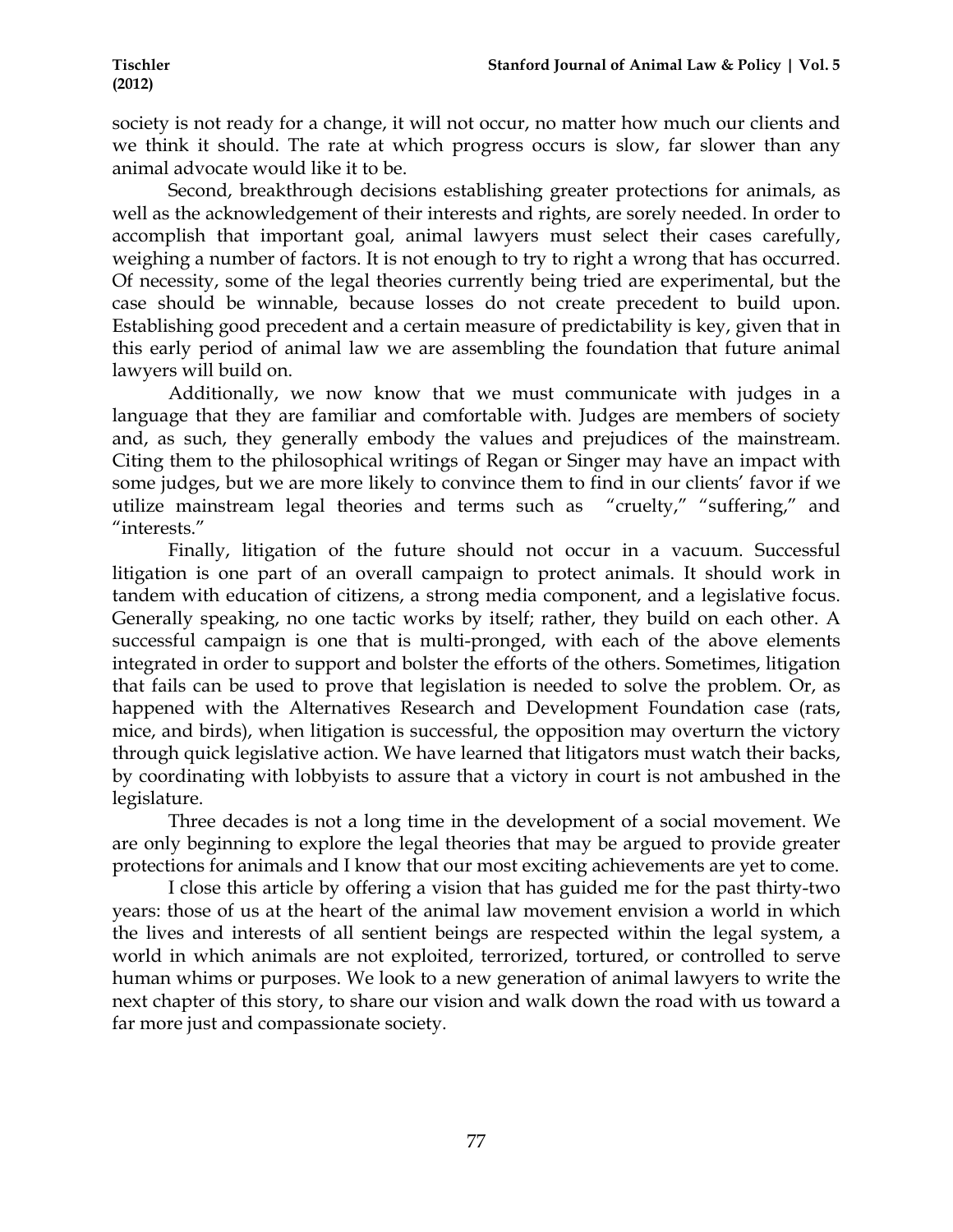society is not ready for a change, it will not occur, no matter how much our clients and we think it should. The rate at which progress occurs is slow, far slower than any animal advocate would like it to be.

Second, breakthrough decisions establishing greater protections for animals, as well as the acknowledgement of their interests and rights, are sorely needed. In order to accomplish that important goal, animal lawyers must select their cases carefully, weighing a number of factors. It is not enough to try to right a wrong that has occurred. Of necessity, some of the legal theories currently being tried are experimental, but the case should be winnable, because losses do not create precedent to build upon. Establishing good precedent and a certain measure of predictability is key, given that in this early period of animal law we are assembling the foundation that future animal lawyers will build on.

Additionally, we now know that we must communicate with judges in a language that they are familiar and comfortable with. Judges are members of society and, as such, they generally embody the values and prejudices of the mainstream. Citing them to the philosophical writings of Regan or Singer may have an impact with some judges, but we are more likely to convince them to find in our clients' favor if we utilize mainstream legal theories and terms such as "cruelty," "suffering," and "interests."

Finally, litigation of the future should not occur in a vacuum. Successful litigation is one part of an overall campaign to protect animals. It should work in tandem with education of citizens, a strong media component, and a legislative focus. Generally speaking, no one tactic works by itself; rather, they build on each other. A successful campaign is one that is multi-pronged, with each of the above elements integrated in order to support and bolster the efforts of the others. Sometimes, litigation that fails can be used to prove that legislation is needed to solve the problem. Or, as happened with the Alternatives Research and Development Foundation case (rats, mice, and birds), when litigation is successful, the opposition may overturn the victory through quick legislative action. We have learned that litigators must watch their backs, by coordinating with lobbyists to assure that a victory in court is not ambushed in the legislature.

Three decades is not a long time in the development of a social movement. We are only beginning to explore the legal theories that may be argued to provide greater protections for animals and I know that our most exciting achievements are yet to come.

I close this article by offering a vision that has guided me for the past thirty-two years: those of us at the heart of the animal law movement envision a world in which the lives and interests of all sentient beings are respected within the legal system, a world in which animals are not exploited, terrorized, tortured, or controlled to serve human whims or purposes. We look to a new generation of animal lawyers to write the next chapter of this story, to share our vision and walk down the road with us toward a far more just and compassionate society.